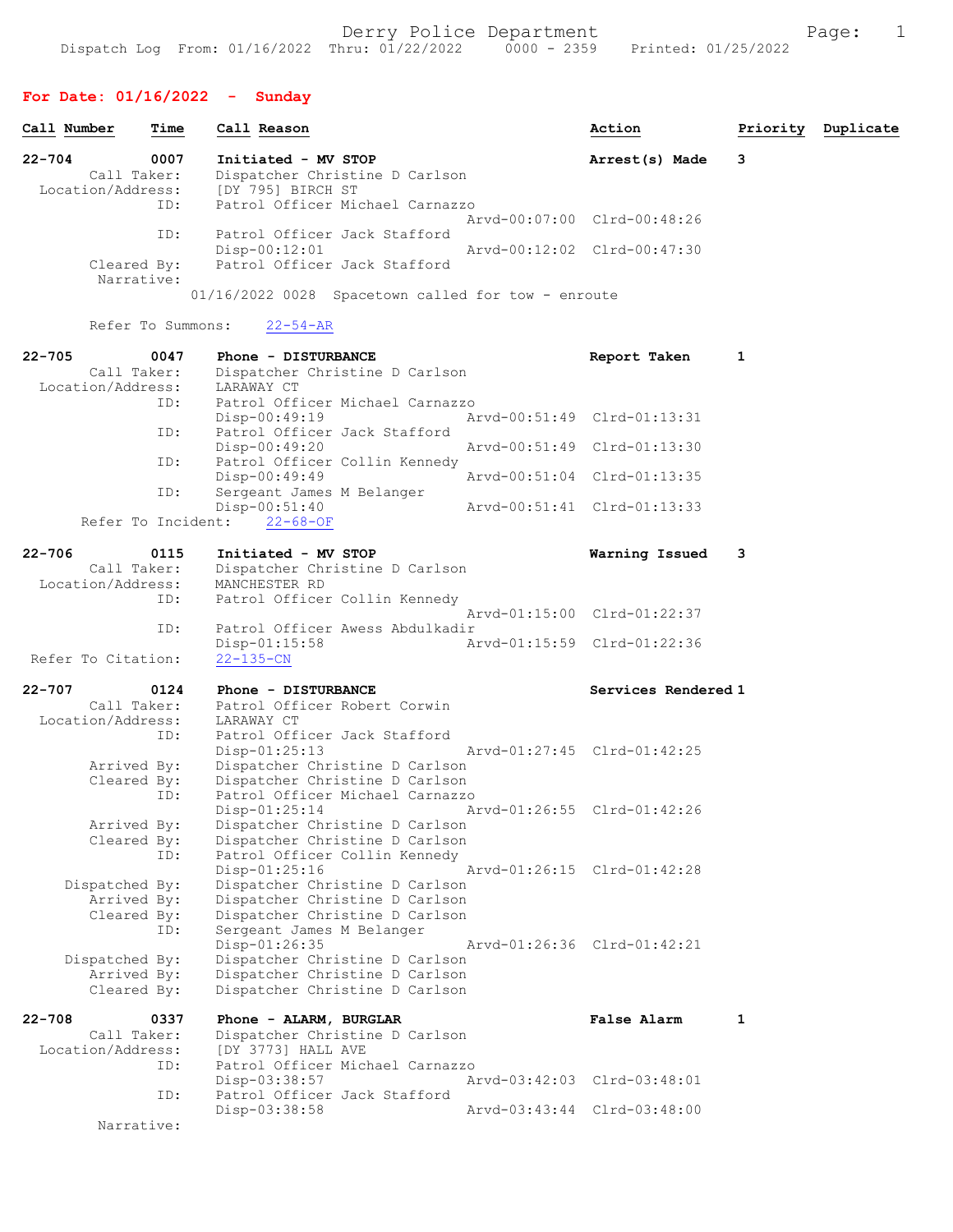Derry Police Department

Dispatch Log From: 01/16/2022 Thru: 01/22/2022 0000 - 2359 Printed: 01/25/2022

## For Date: 01/16/2022 - Sunday

| Call Number | Time | Call Reason | Action | Priority | Duplicate |
|---|---|---|---|---|---|

**22-704** 0007 **Initiated - MV STOP** — **Arrest(s) Made** — 3

Call Taker: Dispatcher Christine D Carlson
Location/Address: [DY 795] BIRCH ST
ID: Patrol Officer Michael Carnazzo
Arvd-00:07:00 Clrd-00:48:26
ID: Patrol Officer Jack Stafford
Disp-00:12:01 Arvd-00:12:02 Clrd-00:47:30
Cleared By: Patrol Officer Jack Stafford
Narrative:
01/16/2022 0028 Spacetown called for tow - enroute

Refer To Summons: 22-54-AR

**22-705** 0047 **Phone - DISTURBANCE** — **Report Taken** — 1

Call Taker: Dispatcher Christine D Carlson
Location/Address: LARAWAY CT
ID: Patrol Officer Michael Carnazzo
Disp-00:49:19 Arvd-00:51:49 Clrd-01:13:31
ID: Patrol Officer Jack Stafford
Disp-00:49:20 Arvd-00:51:49 Clrd-01:13:30
ID: Patrol Officer Collin Kennedy
Disp-00:49:49 Arvd-00:51:04 Clrd-01:13:35
ID: Sergeant James M Belanger
Disp-00:51:40 Arvd-00:51:41 Clrd-01:13:33
Refer To Incident: 22-68-OF

**22-706** 0115 **Initiated - MV STOP** — **Warning Issued** — 3

Call Taker: Dispatcher Christine D Carlson
Location/Address: MANCHESTER RD
ID: Patrol Officer Collin Kennedy
Arvd-01:15:00 Clrd-01:22:37
ID: Patrol Officer Awess Abdulkadir
Disp-01:15:58 Arvd-01:15:59 Clrd-01:22:36
Refer To Citation: 22-135-CN

**22-707** 0124 **Phone - DISTURBANCE** — **Services Rendered** — 1

Call Taker: Patrol Officer Robert Corwin
Location/Address: LARAWAY CT
ID: Patrol Officer Jack Stafford
Disp-01:25:13 Arvd-01:27:45 Clrd-01:42:25
Arrived By: Dispatcher Christine D Carlson
Cleared By: Dispatcher Christine D Carlson
ID: Patrol Officer Michael Carnazzo
Disp-01:25:14 Arvd-01:26:55 Clrd-01:42:26
Arrived By: Dispatcher Christine D Carlson
Cleared By: Dispatcher Christine D Carlson
ID: Patrol Officer Collin Kennedy
Disp-01:25:16 Arvd-01:26:15 Clrd-01:42:28
Dispatched By: Dispatcher Christine D Carlson
Arrived By: Dispatcher Christine D Carlson
Cleared By: Dispatcher Christine D Carlson
ID: Sergeant James M Belanger
Disp-01:26:35 Arvd-01:26:36 Clrd-01:42:21
Dispatched By: Dispatcher Christine D Carlson
Arrived By: Dispatcher Christine D Carlson
Cleared By: Dispatcher Christine D Carlson

**22-708** 0337 **Phone - ALARM, BURGLAR** — **False Alarm** — 1

Call Taker: Dispatcher Christine D Carlson
Location/Address: [DY 3773] HALL AVE
ID: Patrol Officer Michael Carnazzo
Disp-03:38:57 Arvd-03:42:03 Clrd-03:48:01
ID: Patrol Officer Jack Stafford
Disp-03:38:58 Arvd-03:43:44 Clrd-03:48:00
Narrative: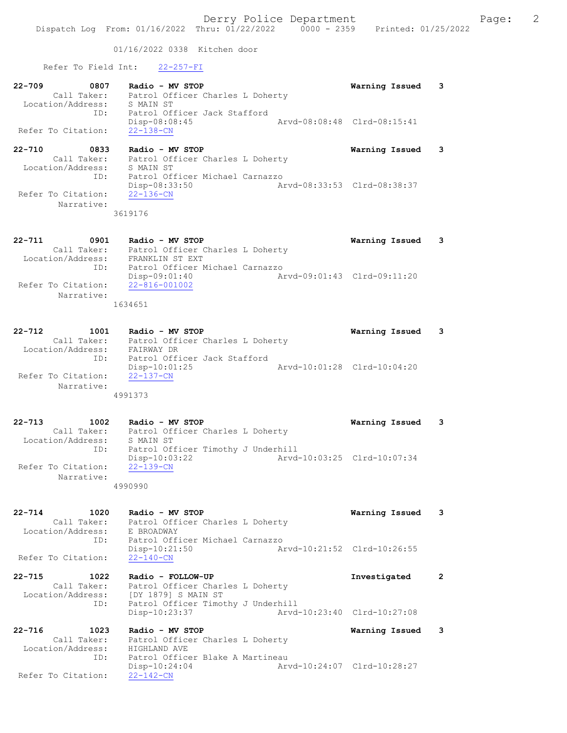01/16/2022 0338 Kitchen door

Refer To Field Int: 22-257-FI

22-709 0807 Radio - MV STOP Warning Issued 3
Call Taker: Patrol Officer Charles L Doherty
Location/Address: S MAIN ST
ID: Patrol Officer Jack Stafford
Disp-08:08:45 Arvd-08:08:48 Clrd-08:15:41
Refer To Citation: 22-138-CN

22-710 0833 Radio - MV STOP Warning Issued 3
Call Taker: Patrol Officer Charles L Doherty
Location/Address: S MAIN ST
ID: Patrol Officer Michael Carnazzo
Disp-08:33:50 Arvd-08:33:53 Clrd-08:38:37
Refer To Citation: 22-136-CN
Narrative:
3619176

22-711 0901 Radio - MV STOP Warning Issued 3
Call Taker: Patrol Officer Charles L Doherty
Location/Address: FRANKLIN ST EXT
ID: Patrol Officer Michael Carnazzo
Disp-09:01:40 Arvd-09:01:43 Clrd-09:11:20
Refer To Citation: 22-816-001002
Narrative:
1634651

22-712 1001 Radio - MV STOP Warning Issued 3
Call Taker: Patrol Officer Charles L Doherty
Location/Address: FAIRWAY DR
ID: Patrol Officer Jack Stafford
Disp-10:01:25 Arvd-10:01:28 Clrd-10:04:20
Refer To Citation: 22-137-CN
Narrative:
4991373

22-713 1002 Radio - MV STOP Warning Issued 3
Call Taker: Patrol Officer Charles L Doherty
Location/Address: S MAIN ST
ID: Patrol Officer Timothy J Underhill
Disp-10:03:22 Arvd-10:03:25 Clrd-10:07:34
Refer To Citation: 22-139-CN
Narrative:
4990990

22-714 1020 Radio - MV STOP Warning Issued 3
Call Taker: Patrol Officer Charles L Doherty
Location/Address: E BROADWAY
ID: Patrol Officer Michael Carnazzo
Disp-10:21:50 Arvd-10:21:52 Clrd-10:26:55
Refer To Citation: 22-140-CN

22-715 1022 Radio - FOLLOW-UP Investigated 2
Call Taker: Patrol Officer Charles L Doherty
Location/Address: [DY 1879] S MAIN ST
ID: Patrol Officer Timothy J Underhill
Disp-10:23:37 Arvd-10:23:40 Clrd-10:27:08

22-716 1023 Radio - MV STOP Warning Issued 3
Call Taker: Patrol Officer Charles L Doherty
Location/Address: HIGHLAND AVE
ID: Patrol Officer Blake A Martineau
Disp-10:24:04 Arvd-10:24:07 Clrd-10:28:27
Refer To Citation: 22-142-CN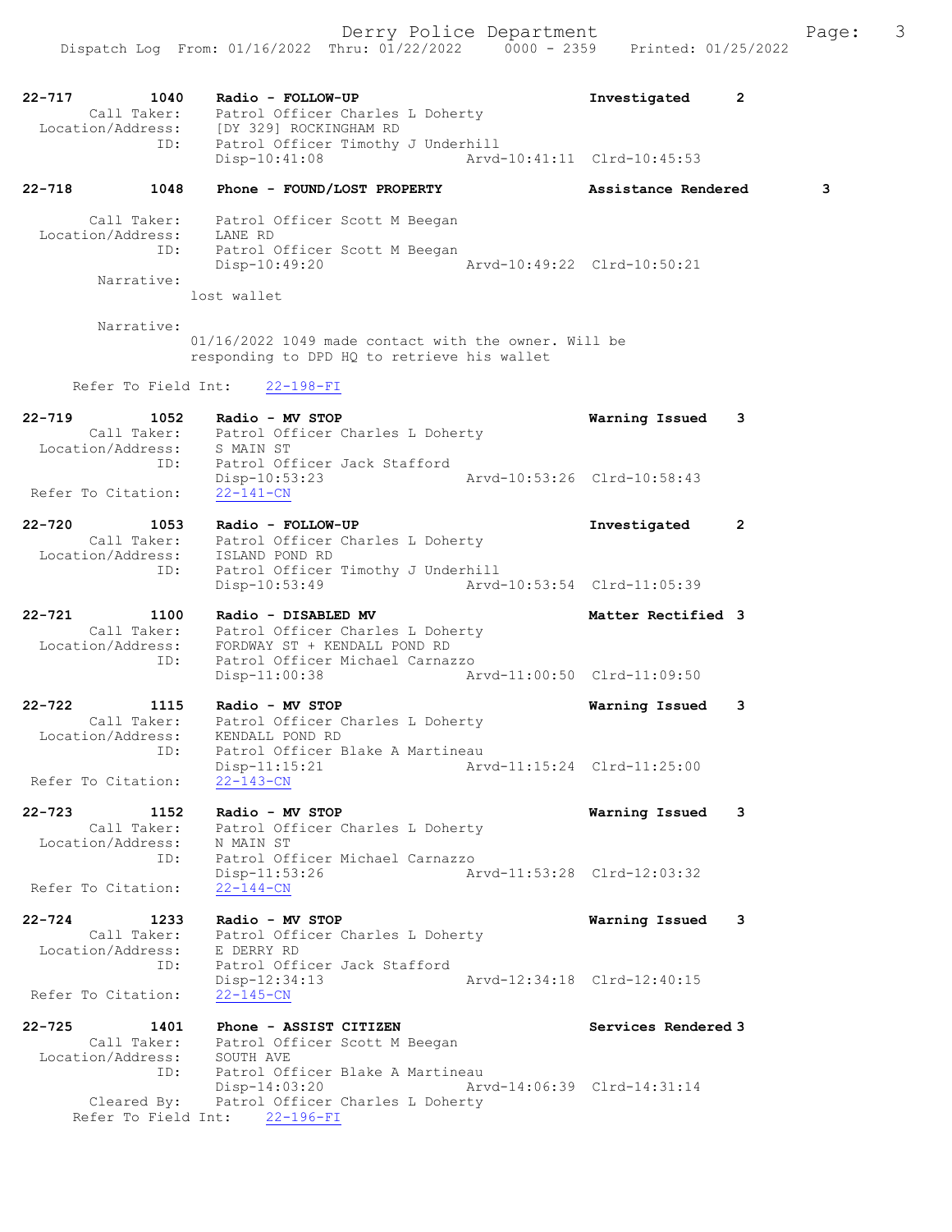```
22-717        1040    Radio - FOLLOW-UP                           Investigated      2
        Call Taker:     Patrol Officer Charles L Doherty
  Location/Address:     [DY 329] ROCKINGHAM RD
                ID:     Patrol Officer Timothy J Underhill
                        Disp-10:41:08                  Arvd-10:41:11  Clrd-10:45:53

22-718        1048    Phone - FOUND/LOST PROPERTY                 Assistance Rendered        3

        Call Taker:     Patrol Officer Scott M Beegan
  Location/Address:     LANE RD
                ID:     Patrol Officer Scott M Beegan
                        Disp-10:49:20                  Arvd-10:49:22  Clrd-10:50:21
         Narrative:
                      lost wallet

         Narrative:
                      01/16/2022 1049 made contact with the owner. Will be
                      responding to DPD HQ to retrieve his wallet

      Refer To Field Int:    22-198-FI

22-719        1052    Radio - MV STOP                             Warning Issued    3
        Call Taker:     Patrol Officer Charles L Doherty
  Location/Address:     S MAIN ST
                ID:     Patrol Officer Jack Stafford
                        Disp-10:53:23                  Arvd-10:53:26  Clrd-10:58:43
 Refer To Citation:     22-141-CN

22-720        1053    Radio - FOLLOW-UP                           Investigated      2
        Call Taker:     Patrol Officer Charles L Doherty
  Location/Address:     ISLAND POND RD
                ID:     Patrol Officer Timothy J Underhill
                        Disp-10:53:49                  Arvd-10:53:54  Clrd-11:05:39

22-721        1100    Radio - DISABLED MV                         Matter Rectified 3
        Call Taker:     Patrol Officer Charles L Doherty
  Location/Address:     FORDWAY ST + KENDALL POND RD
                ID:     Patrol Officer Michael Carnazzo
                        Disp-11:00:38                  Arvd-11:00:50  Clrd-11:09:50

22-722        1115    Radio - MV STOP                             Warning Issued    3
        Call Taker:     Patrol Officer Charles L Doherty
  Location/Address:     KENDALL POND RD
                ID:     Patrol Officer Blake A Martineau
                        Disp-11:15:21                  Arvd-11:15:24  Clrd-11:25:00
 Refer To Citation:     22-143-CN

22-723        1152    Radio - MV STOP                             Warning Issued    3
        Call Taker:     Patrol Officer Charles L Doherty
  Location/Address:     N MAIN ST
                ID:     Patrol Officer Michael Carnazzo
                        Disp-11:53:26                  Arvd-11:53:28  Clrd-12:03:32
 Refer To Citation:     22-144-CN

22-724        1233    Radio - MV STOP                             Warning Issued    3
        Call Taker:     Patrol Officer Charles L Doherty
  Location/Address:     E DERRY RD
                ID:     Patrol Officer Jack Stafford
                        Disp-12:34:13                  Arvd-12:34:18  Clrd-12:40:15
 Refer To Citation:     22-145-CN

22-725        1401    Phone - ASSIST CITIZEN                      Services Rendered 3
        Call Taker:     Patrol Officer Scott M Beegan
  Location/Address:     SOUTH AVE
                ID:     Patrol Officer Blake A Martineau
                        Disp-14:03:20                  Arvd-14:06:39  Clrd-14:31:14
        Cleared By:     Patrol Officer Charles L Doherty
      Refer To Field Int:    22-196-FI
```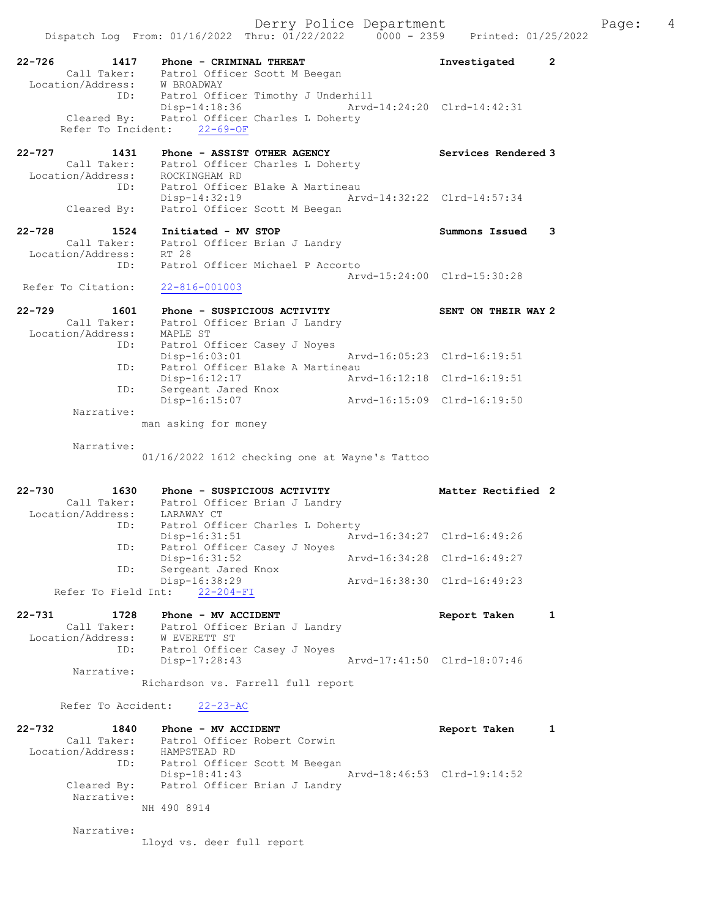22-726 1417 Phone - CRIMINAL THREAT Investigated 2
Call Taker: Patrol Officer Scott M Beegan
Location/Address: W BROADWAY
ID: Patrol Officer Timothy J Underhill
Disp-14:18:36 Arvd-14:24:20 Clrd-14:42:31
Cleared By: Patrol Officer Charles L Doherty
Refer To Incident: 22-69-OF

22-727 1431 Phone - ASSIST OTHER AGENCY Services Rendered 3
Call Taker: Patrol Officer Charles L Doherty
Location/Address: ROCKINGHAM RD
ID: Patrol Officer Blake A Martineau
Disp-14:32:19 Arvd-14:32:22 Clrd-14:57:34
Cleared By: Patrol Officer Scott M Beegan

22-728 1524 Initiated - MV STOP Summons Issued 3
Call Taker: Patrol Officer Brian J Landry
Location/Address: RT 28
ID: Patrol Officer Michael P Accorto
Arvd-15:24:00 Clrd-15:30:28
Refer To Citation: 22-816-001003

22-729 1601 Phone - SUSPICIOUS ACTIVITY SENT ON THEIR WAY 2
Call Taker: Patrol Officer Brian J Landry
Location/Address: MAPLE ST
ID: Patrol Officer Casey J Noyes
Disp-16:03:01 Arvd-16:05:23 Clrd-16:19:51
ID: Patrol Officer Blake A Martineau
Disp-16:12:17 Arvd-16:12:18 Clrd-16:19:51
ID: Sergeant Jared Knox
Disp-16:15:07 Arvd-16:15:09 Clrd-16:19:50
Narrative:
man asking for money

Narrative:
01/16/2022 1612 checking one at Wayne's Tattoo

22-730 1630 Phone - SUSPICIOUS ACTIVITY Matter Rectified 2
Call Taker: Patrol Officer Brian J Landry
Location/Address: LARAWAY CT
ID: Patrol Officer Charles L Doherty
Disp-16:31:51 Arvd-16:34:27 Clrd-16:49:26
ID: Patrol Officer Casey J Noyes
Disp-16:31:52 Arvd-16:34:28 Clrd-16:49:27
ID: Sergeant Jared Knox
Disp-16:38:29 Arvd-16:38:30 Clrd-16:49:23
Refer To Field Int: 22-204-FI

22-731 1728 Phone - MV ACCIDENT Report Taken 1
Call Taker: Patrol Officer Brian J Landry
Location/Address: W EVERETT ST
ID: Patrol Officer Casey J Noyes
Disp-17:28:43 Arvd-17:41:50 Clrd-18:07:46
Narrative:
Richardson vs. Farrell full report

Refer To Accident: 22-23-AC

22-732 1840 Phone - MV ACCIDENT Report Taken 1
Call Taker: Patrol Officer Robert Corwin
Location/Address: HAMPSTEAD RD
ID: Patrol Officer Scott M Beegan
Disp-18:41:43 Arvd-18:46:53 Clrd-19:14:52
Cleared By: Patrol Officer Brian J Landry
Narrative:
NH 490 8914

Narrative:
Lloyd vs. deer full report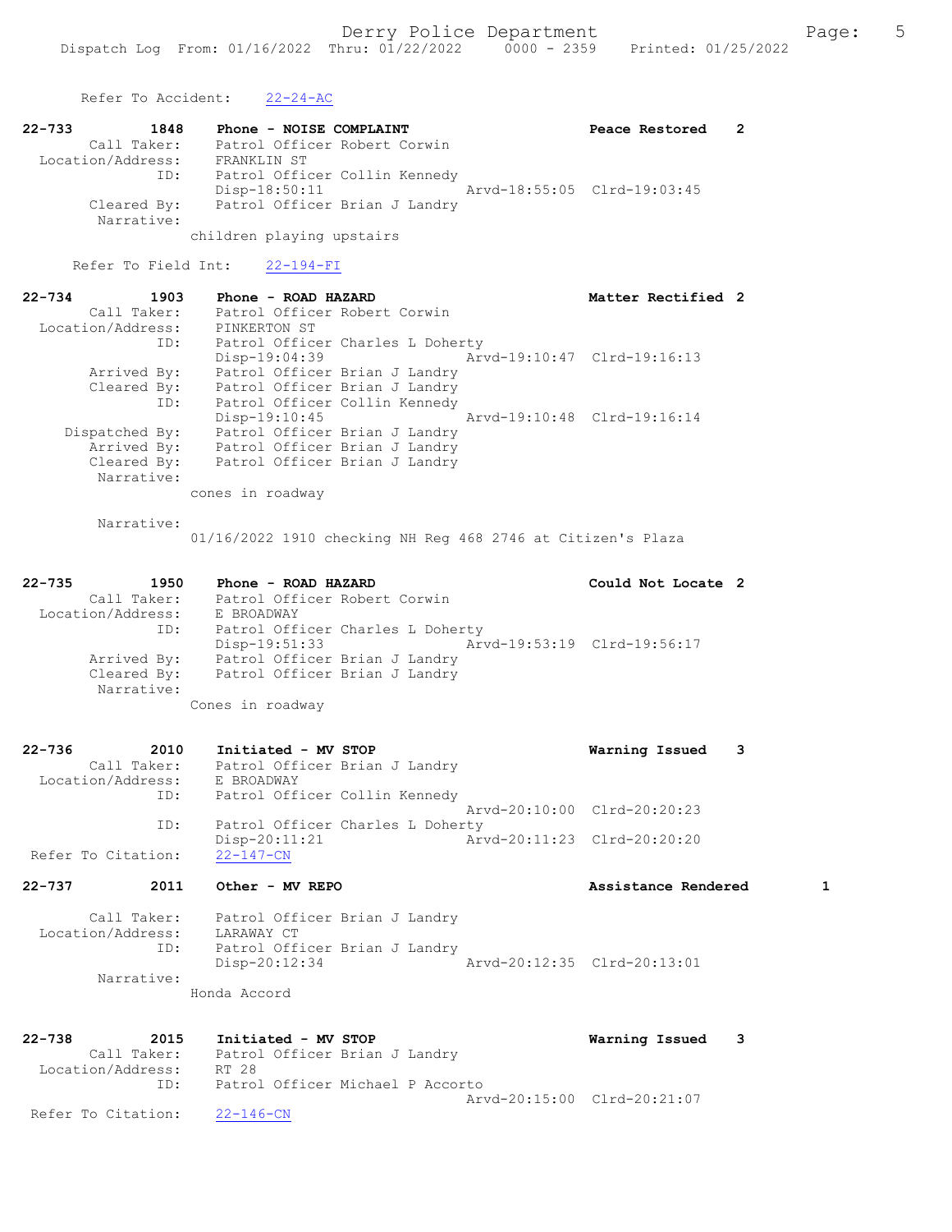Refer To Accident: 22-24-AC

```
22-733        1848    Phone - NOISE COMPLAINT                    Peace Restored    2
        Call Taker:   Patrol Officer Robert Corwin
  Location/Address:   FRANKLIN ST
                ID:   Patrol Officer Collin Kennedy
                      Disp-18:50:11                Arvd-18:55:05  Clrd-19:03:45
        Cleared By:   Patrol Officer Brian J Landry
         Narrative:
                      children playing upstairs

       Refer To Field Int:    22-194-FI

22-734        1903    Phone - ROAD HAZARD                        Matter Rectified 2
        Call Taker:   Patrol Officer Robert Corwin
  Location/Address:   PINKERTON ST
                ID:   Patrol Officer Charles L Doherty
                      Disp-19:04:39                Arvd-19:10:47  Clrd-19:16:13
        Arrived By:   Patrol Officer Brian J Landry
        Cleared By:   Patrol Officer Brian J Landry
                ID:   Patrol Officer Collin Kennedy
                      Disp-19:10:45                Arvd-19:10:48  Clrd-19:16:14
     Dispatched By:   Patrol Officer Brian J Landry
        Arrived By:   Patrol Officer Brian J Landry
        Cleared By:   Patrol Officer Brian J Landry
         Narrative:
                      cones in roadway

         Narrative:
                      01/16/2022 1910 checking NH Reg 468 2746 at Citizen's Plaza

22-735        1950    Phone - ROAD HAZARD                        Could Not Locate 2
        Call Taker:   Patrol Officer Robert Corwin
  Location/Address:   E BROADWAY
                ID:   Patrol Officer Charles L Doherty
                      Disp-19:51:33                Arvd-19:53:19  Clrd-19:56:17
        Arrived By:   Patrol Officer Brian J Landry
        Cleared By:   Patrol Officer Brian J Landry
         Narrative:
                      Cones in roadway

22-736        2010    Initiated - MV STOP                        Warning Issued    3
        Call Taker:   Patrol Officer Brian J Landry
  Location/Address:   E BROADWAY
                ID:   Patrol Officer Collin Kennedy
                                                   Arvd-20:10:00  Clrd-20:20:23
                ID:   Patrol Officer Charles L Doherty
                      Disp-20:11:21                Arvd-20:11:23  Clrd-20:20:20
Refer To Citation:    22-147-CN

22-737        2011    Other - MV REPO                            Assistance Rendered         1

        Call Taker:   Patrol Officer Brian J Landry
  Location/Address:   LARAWAY CT
                ID:   Patrol Officer Brian J Landry
                      Disp-20:12:34                Arvd-20:12:35  Clrd-20:13:01
         Narrative:
                      Honda Accord

22-738        2015    Initiated - MV STOP                        Warning Issued    3
        Call Taker:   Patrol Officer Brian J Landry
  Location/Address:   RT 28
                ID:   Patrol Officer Michael P Accorto
                                                   Arvd-20:15:00  Clrd-20:21:07
Refer To Citation:    22-146-CN
```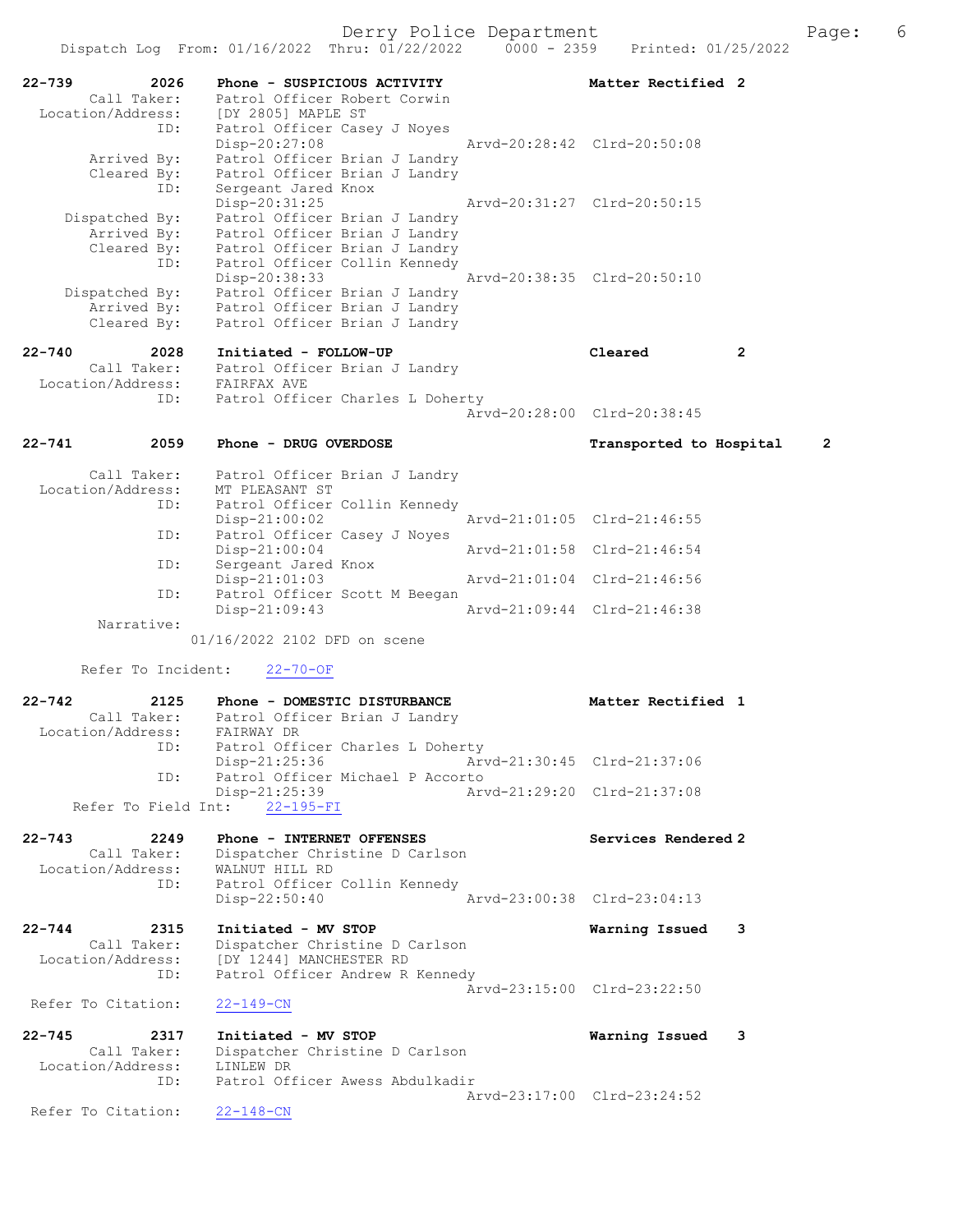Derry Police Department

Dispatch Log From: 01/16/2022 Thru: 01/22/2022 0000 - 2359 Printed: 01/25/2022

```
22-739        2026    Phone - SUSPICIOUS ACTIVITY                 Matter Rectified 2
        Call Taker:   Patrol Officer Robert Corwin
  Location/Address:   [DY 2805] MAPLE ST
                ID:   Patrol Officer Casey J Noyes
                      Disp-20:27:08               Arvd-20:28:42  Clrd-20:50:08
       Arrived By:    Patrol Officer Brian J Landry
       Cleared By:    Patrol Officer Brian J Landry
                ID:   Sergeant Jared Knox
                      Disp-20:31:25               Arvd-20:31:27  Clrd-20:50:15
    Dispatched By:    Patrol Officer Brian J Landry
       Arrived By:    Patrol Officer Brian J Landry
       Cleared By:    Patrol Officer Brian J Landry
                ID:   Patrol Officer Collin Kennedy
                      Disp-20:38:33               Arvd-20:38:35  Clrd-20:50:10
    Dispatched By:    Patrol Officer Brian J Landry
       Arrived By:    Patrol Officer Brian J Landry
       Cleared By:    Patrol Officer Brian J Landry

22-740        2028    Initiated - FOLLOW-UP                       Cleared          2
        Call Taker:   Patrol Officer Brian J Landry
  Location/Address:   FAIRFAX AVE
                ID:   Patrol Officer Charles L Doherty
                                                  Arvd-20:28:00  Clrd-20:38:45

22-741        2059    Phone - DRUG OVERDOSE                       Transported to Hospital     2

        Call Taker:   Patrol Officer Brian J Landry
  Location/Address:   MT PLEASANT ST
                ID:   Patrol Officer Collin Kennedy
                      Disp-21:00:02               Arvd-21:01:05  Clrd-21:46:55
                ID:   Patrol Officer Casey J Noyes
                      Disp-21:00:04               Arvd-21:01:58  Clrd-21:46:54
                ID:   Sergeant Jared Knox
                      Disp-21:01:03               Arvd-21:01:04  Clrd-21:46:56
                ID:   Patrol Officer Scott M Beegan
                      Disp-21:09:43               Arvd-21:09:44  Clrd-21:46:38
         Narrative:
                    01/16/2022 2102 DFD on scene

      Refer To Incident:    22-70-OF

22-742        2125    Phone - DOMESTIC DISTURBANCE                Matter Rectified 1
        Call Taker:   Patrol Officer Brian J Landry
  Location/Address:   FAIRWAY DR
                ID:   Patrol Officer Charles L Doherty
                      Disp-21:25:36               Arvd-21:30:45  Clrd-21:37:06
                ID:   Patrol Officer Michael P Accorto
                      Disp-21:25:39               Arvd-21:29:20  Clrd-21:37:08
     Refer To Field Int:    22-195-FI

22-743        2249    Phone - INTERNET OFFENSES                   Services Rendered 2
        Call Taker:   Dispatcher Christine D Carlson
  Location/Address:   WALNUT HILL RD
                ID:   Patrol Officer Collin Kennedy
                      Disp-22:50:40               Arvd-23:00:38  Clrd-23:04:13

22-744        2315    Initiated - MV STOP                         Warning Issued   3
        Call Taker:   Dispatcher Christine D Carlson
  Location/Address:   [DY 1244] MANCHESTER RD
                ID:   Patrol Officer Andrew R Kennedy
                                                  Arvd-23:15:00  Clrd-23:22:50
 Refer To Citation:   22-149-CN

22-745        2317    Initiated - MV STOP                         Warning Issued   3
        Call Taker:   Dispatcher Christine D Carlson
  Location/Address:   LINLEW DR
                ID:   Patrol Officer Awess Abdulkadir
                                                  Arvd-23:17:00  Clrd-23:24:52
 Refer To Citation:   22-148-CN
```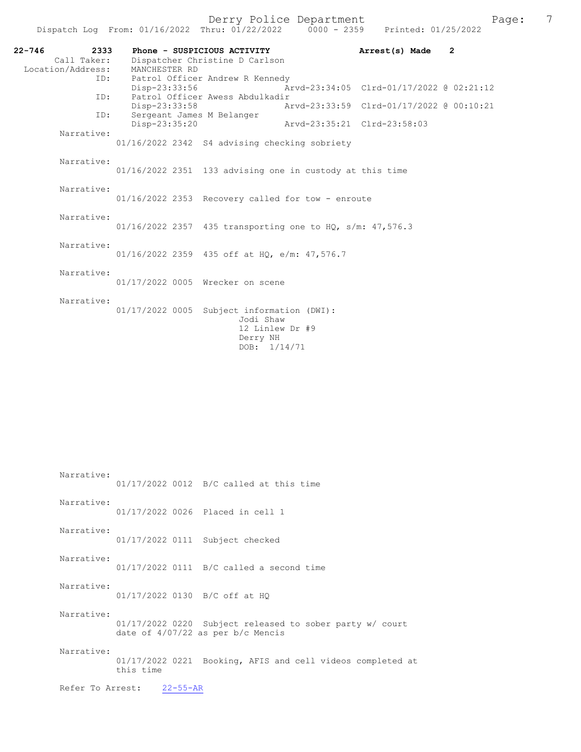**22-746** 2333 **Phone - SUSPICIOUS ACTIVITY** **Arrest(s) Made 2**

Call Taker: Dispatcher Christine D Carlson
Location/Address: MANCHESTER RD

ID: Patrol Officer Andrew R Kennedy
Disp-23:33:56 Arvd-23:34:05 Clrd-01/17/2022 @ 02:21:12

ID: Patrol Officer Awess Abdulkadir
Disp-23:33:58 Arvd-23:33:59 Clrd-01/17/2022 @ 00:10:21

ID: Sergeant James M Belanger
Disp-23:35:20 Arvd-23:35:21 Clrd-23:58:03

Narrative:
01/16/2022 2342 S4 advising checking sobriety

Narrative:
01/16/2022 2351 133 advising one in custody at this time

Narrative:
01/16/2022 2353 Recovery called for tow - enroute

Narrative:
01/16/2022 2357 435 transporting one to HQ, s/m: 47,576.3

Narrative:
01/16/2022 2359 435 off at HQ, e/m: 47,576.7

Narrative:
01/17/2022 0005 Wrecker on scene

Narrative:
01/17/2022 0005 Subject information (DWI):
Jodi Shaw
12 Linlew Dr #9
Derry NH
DOB: 1/14/71

Narrative:
01/17/2022 0012 B/C called at this time

Narrative:
01/17/2022 0026 Placed in cell 1

Narrative:
01/17/2022 0111 Subject checked

Narrative:
01/17/2022 0111 B/C called a second time

Narrative:
01/17/2022 0130 B/C off at HQ

Narrative:
01/17/2022 0220 Subject released to sober party w/ court date of 4/07/22 as per b/c Mencis

Narrative:
01/17/2022 0221 Booking, AFIS and cell videos completed at this time

Refer To Arrest: 22-55-AR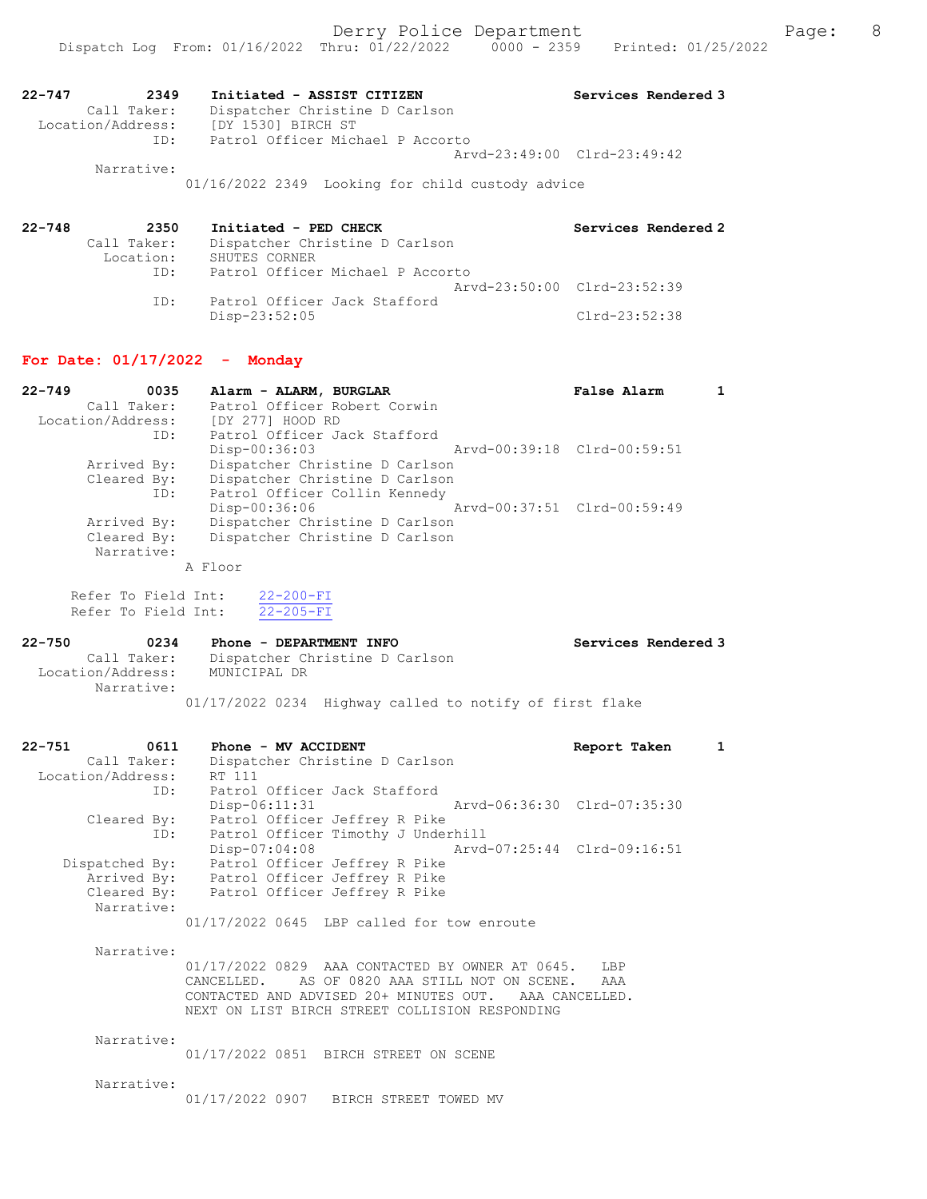**22-747** 2349 **Initiated - ASSIST CITIZEN** **Services Rendered 3**
Call Taker: Dispatcher Christine D Carlson
Location/Address: [DY 1530] BIRCH ST
ID: Patrol Officer Michael P Accorto
Arvd-23:49:00 Clrd-23:49:42
Narrative:
01/16/2022 2349 Looking for child custody advice

**22-748** 2350 **Initiated - PED CHECK** **Services Rendered 2**
Call Taker: Dispatcher Christine D Carlson
Location: SHUTES CORNER
ID: Patrol Officer Michael P Accorto
Arvd-23:50:00 Clrd-23:52:39
ID: Patrol Officer Jack Stafford
Disp-23:52:05 Clrd-23:52:38

## For Date: 01/17/2022 - Monday

**22-749** 0035 **Alarm - ALARM, BURGLAR** **False Alarm 1**
Call Taker: Patrol Officer Robert Corwin
Location/Address: [DY 277] HOOD RD
ID: Patrol Officer Jack Stafford
Disp-00:36:03 Arvd-00:39:18 Clrd-00:59:51
Arrived By: Dispatcher Christine D Carlson
Cleared By: Dispatcher Christine D Carlson
ID: Patrol Officer Collin Kennedy
Disp-00:36:06 Arvd-00:37:51 Clrd-00:59:49
Arrived By: Dispatcher Christine D Carlson
Cleared By: Dispatcher Christine D Carlson
Narrative:
A Floor

Refer To Field Int: 22-200-FI
Refer To Field Int: 22-205-FI

**22-750** 0234 **Phone - DEPARTMENT INFO** **Services Rendered 3**
Call Taker: Dispatcher Christine D Carlson
Location/Address: MUNICIPAL DR
Narrative:
01/17/2022 0234 Highway called to notify of first flake

**22-751** 0611 **Phone - MV ACCIDENT** **Report Taken 1**
Call Taker: Dispatcher Christine D Carlson
Location/Address: RT 111
ID: Patrol Officer Jack Stafford
Disp-06:11:31 Arvd-06:36:30 Clrd-07:35:30
Cleared By: Patrol Officer Jeffrey R Pike
ID: Patrol Officer Timothy J Underhill
Disp-07:04:08 Arvd-07:25:44 Clrd-09:16:51
Dispatched By: Patrol Officer Jeffrey R Pike
Arrived By: Patrol Officer Jeffrey R Pike
Cleared By: Patrol Officer Jeffrey R Pike
Narrative:
01/17/2022 0645 LBP called for tow enroute

Narrative:
01/17/2022 0829 AAA CONTACTED BY OWNER AT 0645. LBP CANCELLED. AS OF 0820 AAA STILL NOT ON SCENE. AAA CONTACTED AND ADVISED 20+ MINUTES OUT. AAA CANCELLED. NEXT ON LIST BIRCH STREET COLLISION RESPONDING

Narrative:
01/17/2022 0851 BIRCH STREET ON SCENE

Narrative:
01/17/2022 0907 BIRCH STREET TOWED MV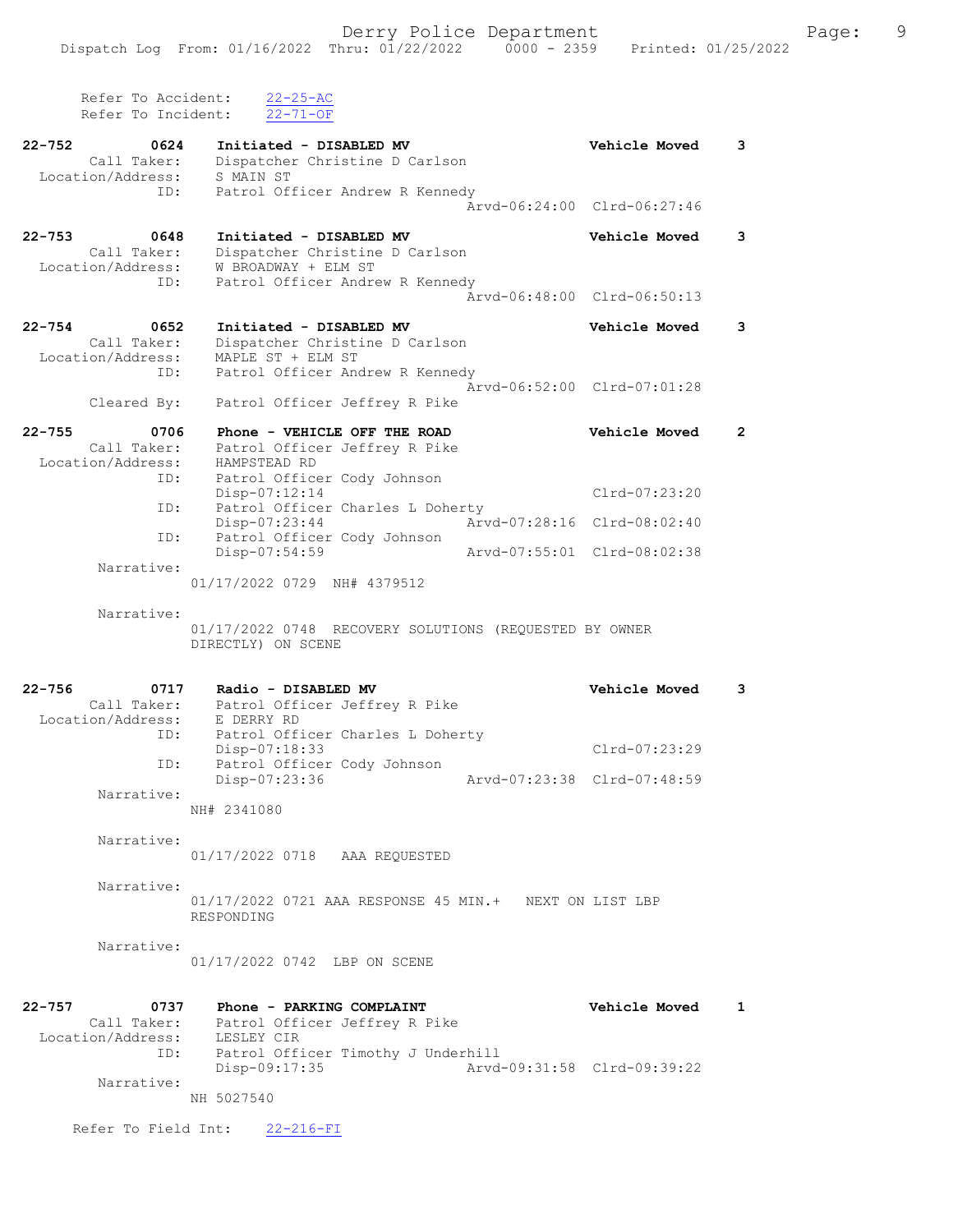Refer To Accident: 22-25-AC
Refer To Incident: 22-71-OF

**22-752** 0624 **Initiated - DISABLED MV** **Vehicle Moved** **3**
Call Taker: Dispatcher Christine D Carlson
Location/Address: S MAIN ST
ID: Patrol Officer Andrew R Kennedy
Arvd-06:24:00 Clrd-06:27:46

**22-753** 0648 **Initiated - DISABLED MV** **Vehicle Moved** **3**
Call Taker: Dispatcher Christine D Carlson
Location/Address: W BROADWAY + ELM ST
ID: Patrol Officer Andrew R Kennedy
Arvd-06:48:00 Clrd-06:50:13

**22-754** 0652 **Initiated - DISABLED MV** **Vehicle Moved** **3**
Call Taker: Dispatcher Christine D Carlson
Location/Address: MAPLE ST + ELM ST
ID: Patrol Officer Andrew R Kennedy
Arvd-06:52:00 Clrd-07:01:28
Cleared By: Patrol Officer Jeffrey R Pike

**22-755** 0706 **Phone - VEHICLE OFF THE ROAD** **Vehicle Moved** **2**
Call Taker: Patrol Officer Jeffrey R Pike
Location/Address: HAMPSTEAD RD
ID: Patrol Officer Cody Johnson
Disp-07:12:14 Clrd-07:23:20
ID: Patrol Officer Charles L Doherty
Disp-07:23:44 Arvd-07:28:16 Clrd-08:02:40
ID: Patrol Officer Cody Johnson
Disp-07:54:59 Arvd-07:55:01 Clrd-08:02:38
Narrative:
01/17/2022 0729 NH# 4379512

Narrative:
01/17/2022 0748 RECOVERY SOLUTIONS (REQUESTED BY OWNER DIRECTLY) ON SCENE

**22-756** 0717 **Radio - DISABLED MV** **Vehicle Moved** **3**
Call Taker: Patrol Officer Jeffrey R Pike
Location/Address: E DERRY RD
ID: Patrol Officer Charles L Doherty
Disp-07:18:33 Clrd-07:23:29
ID: Patrol Officer Cody Johnson
Disp-07:23:36 Arvd-07:23:38 Clrd-07:48:59
Narrative:
NH# 2341080

Narrative:
01/17/2022 0718 AAA REQUESTED

Narrative:
01/17/2022 0721 AAA RESPONSE 45 MIN.+ NEXT ON LIST LBP RESPONDING

Narrative:
01/17/2022 0742 LBP ON SCENE

**22-757** 0737 **Phone - PARKING COMPLAINT** **Vehicle Moved** **1**
Call Taker: Patrol Officer Jeffrey R Pike
Location/Address: LESLEY CIR
ID: Patrol Officer Timothy J Underhill
Disp-09:17:35 Arvd-09:31:58 Clrd-09:39:22
Narrative:
NH 5027540

Refer To Field Int: 22-216-FI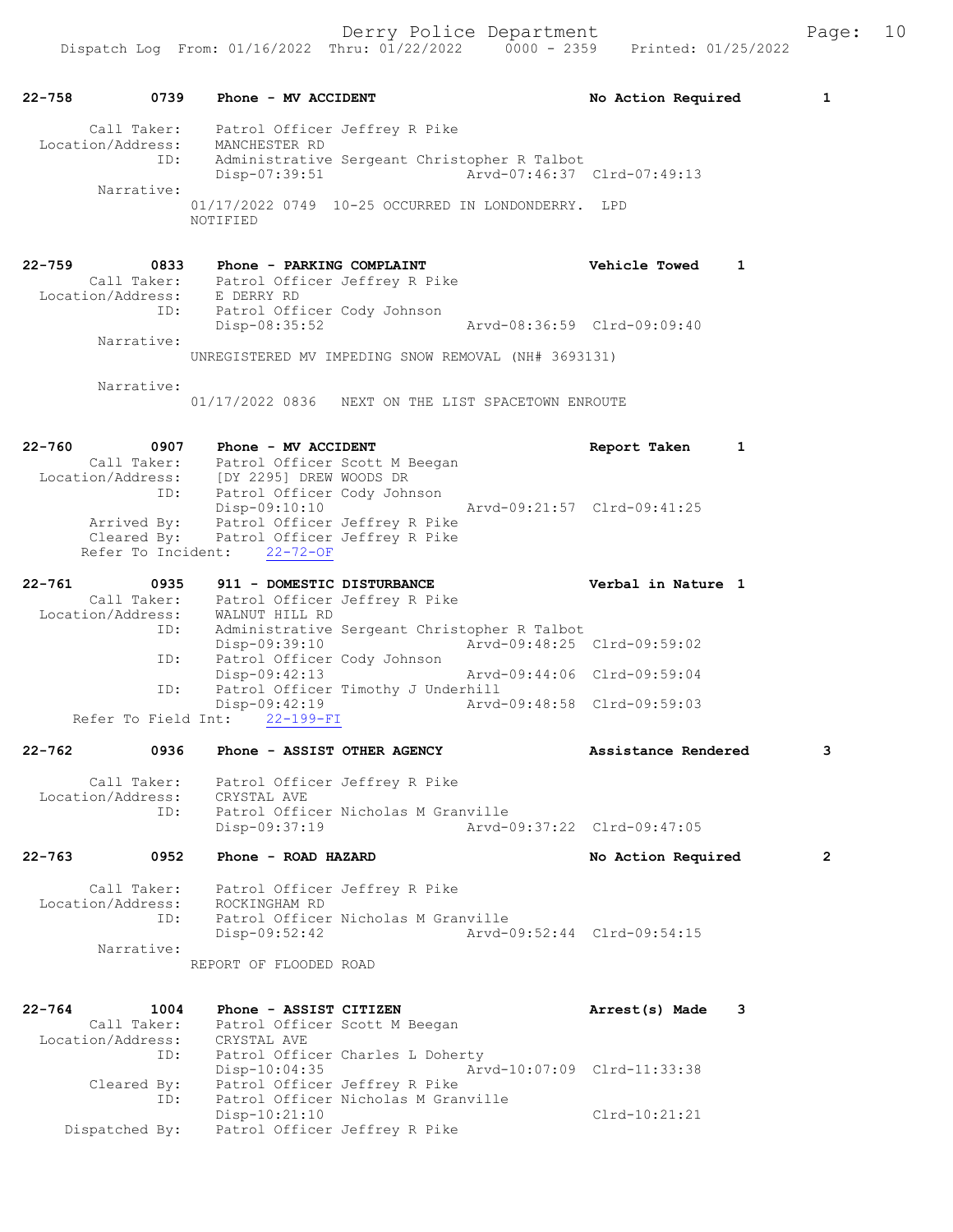**22-758** 0739 Phone - MV ACCIDENT — No Action Required — 1

Call Taker: Patrol Officer Jeffrey R Pike
Location/Address: MANCHESTER RD
ID: Administrative Sergeant Christopher R Talbot
Disp-07:39:51 Arvd-07:46:37 Clrd-07:49:13
Narrative:
01/17/2022 0749 10-25 OCCURRED IN LONDONDERRY. LPD NOTIFIED

**22-759** 0833 Phone - PARKING COMPLAINT — Vehicle Towed — 1

Call Taker: Patrol Officer Jeffrey R Pike
Location/Address: E DERRY RD
ID: Patrol Officer Cody Johnson
Disp-08:35:52 Arvd-08:36:59 Clrd-09:09:40
Narrative:
UNREGISTERED MV IMPEDING SNOW REMOVAL (NH# 3693131)

Narrative:
01/17/2022 0836 NEXT ON THE LIST SPACETOWN ENROUTE

**22-760** 0907 Phone - MV ACCIDENT — Report Taken — 1

Call Taker: Patrol Officer Scott M Beegan
Location/Address: [DY 2295] DREW WOODS DR
ID: Patrol Officer Cody Johnson
Disp-09:10:10 Arvd-09:21:57 Clrd-09:41:25
Arrived By: Patrol Officer Jeffrey R Pike
Cleared By: Patrol Officer Jeffrey R Pike
Refer To Incident: 22-72-OF

**22-761** 0935 911 - DOMESTIC DISTURBANCE — Verbal in Nature — 1

Call Taker: Patrol Officer Jeffrey R Pike
Location/Address: WALNUT HILL RD
ID: Administrative Sergeant Christopher R Talbot
Disp-09:39:10 Arvd-09:48:25 Clrd-09:59:02
ID: Patrol Officer Cody Johnson
Disp-09:42:13 Arvd-09:44:06 Clrd-09:59:04
ID: Patrol Officer Timothy J Underhill
Disp-09:42:19 Arvd-09:48:58 Clrd-09:59:03
Refer To Field Int: 22-199-FI

**22-762** 0936 Phone - ASSIST OTHER AGENCY — Assistance Rendered — 3

Call Taker: Patrol Officer Jeffrey R Pike
Location/Address: CRYSTAL AVE
ID: Patrol Officer Nicholas M Granville
Disp-09:37:19 Arvd-09:37:22 Clrd-09:47:05

**22-763** 0952 Phone - ROAD HAZARD — No Action Required — 2

Call Taker: Patrol Officer Jeffrey R Pike
Location/Address: ROCKINGHAM RD
ID: Patrol Officer Nicholas M Granville
Disp-09:52:42 Arvd-09:52:44 Clrd-09:54:15
Narrative:
REPORT OF FLOODED ROAD

**22-764** 1004 Phone - ASSIST CITIZEN — Arrest(s) Made — 3

Call Taker: Patrol Officer Scott M Beegan
Location/Address: CRYSTAL AVE
ID: Patrol Officer Charles L Doherty
Disp-10:04:35 Arvd-10:07:09 Clrd-11:33:38
Cleared By: Patrol Officer Jeffrey R Pike
ID: Patrol Officer Nicholas M Granville
Disp-10:21:10 Clrd-10:21:21
Dispatched By: Patrol Officer Jeffrey R Pike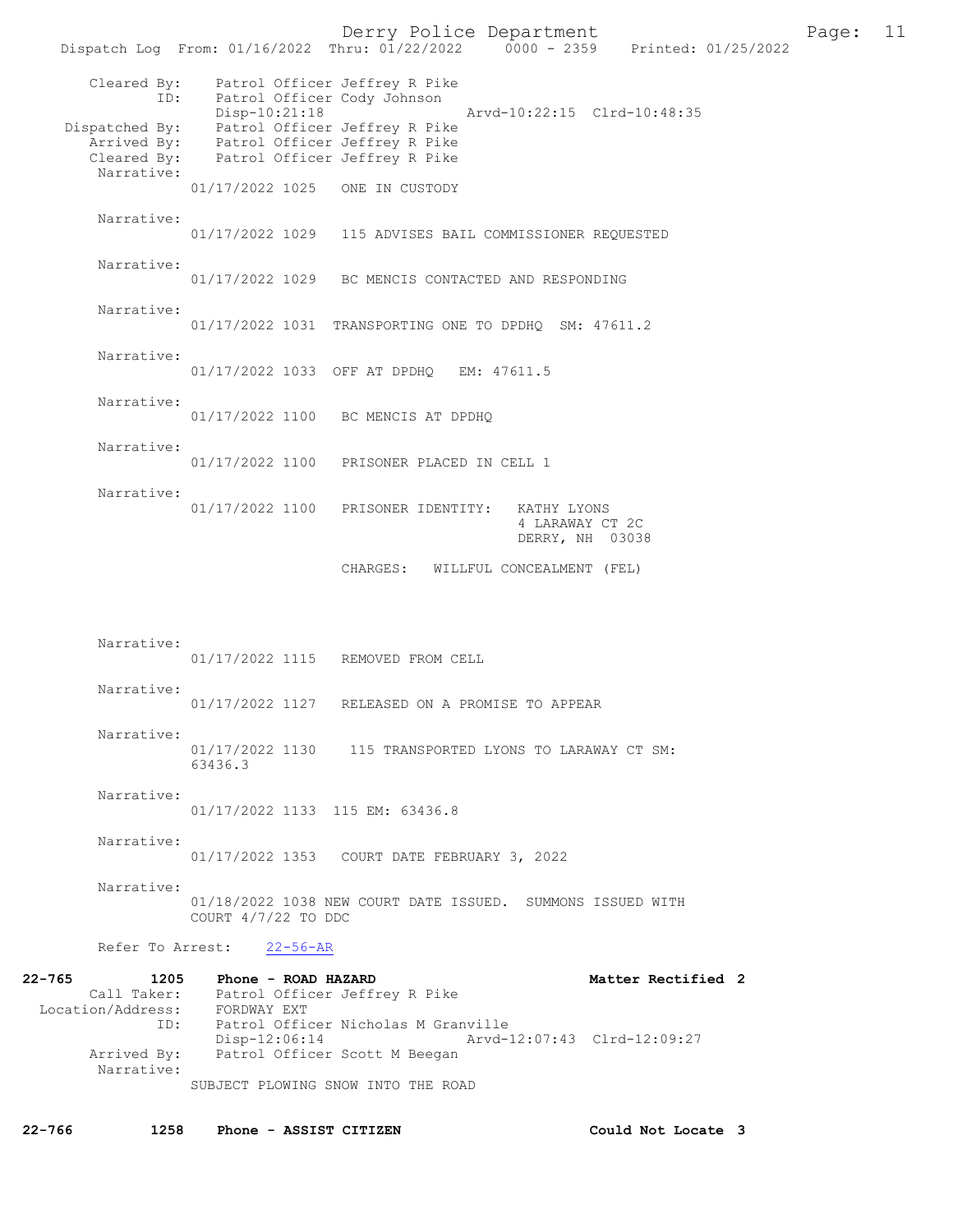Cleared By: Patrol Officer Jeffrey R Pike
ID: Patrol Officer Cody Johnson
Disp-10:21:18 Arvd-10:22:15 Clrd-10:48:35
Dispatched By: Patrol Officer Jeffrey R Pike
Arrived By: Patrol Officer Jeffrey R Pike
Cleared By: Patrol Officer Jeffrey R Pike

Narrative:
01/17/2022 1025 ONE IN CUSTODY

Narrative:
01/17/2022 1029 115 ADVISES BAIL COMMISSIONER REQUESTED

Narrative:
01/17/2022 1029 BC MENCIS CONTACTED AND RESPONDING

Narrative:
01/17/2022 1031 TRANSPORTING ONE TO DPDHQ SM: 47611.2

Narrative:
01/17/2022 1033 OFF AT DPDHQ EM: 47611.5

Narrative:
01/17/2022 1100 BC MENCIS AT DPDHQ

Narrative:
01/17/2022 1100 PRISONER PLACED IN CELL 1

Narrative:
01/17/2022 1100 PRISONER IDENTITY: KATHY LYONS
4 LARAWAY CT 2C
DERRY, NH 03038

CHARGES: WILLFUL CONCEALMENT (FEL)

Narrative:
01/17/2022 1115 REMOVED FROM CELL

Narrative:
01/17/2022 1127 RELEASED ON A PROMISE TO APPEAR

Narrative:
01/17/2022 1130 115 TRANSPORTED LYONS TO LARAWAY CT SM: 63436.3

Narrative:
01/17/2022 1133 115 EM: 63436.8

Narrative:
01/17/2022 1353 COURT DATE FEBRUARY 3, 2022

Narrative:
01/18/2022 1038 NEW COURT DATE ISSUED. SUMMONS ISSUED WITH COURT 4/7/22 TO DDC

Refer To Arrest: 22-56-AR

**22-765 1205 Phone - ROAD HAZARD** **Matter Rectified 2**
Call Taker: Patrol Officer Jeffrey R Pike
Location/Address: FORDWAY EXT
ID: Patrol Officer Nicholas M Granville
Disp-12:06:14 Arvd-12:07:43 Clrd-12:09:27
Arrived By: Patrol Officer Scott M Beegan
Narrative:
SUBJECT PLOWING SNOW INTO THE ROAD

**22-766 1258 Phone - ASSIST CITIZEN** **Could Not Locate 3**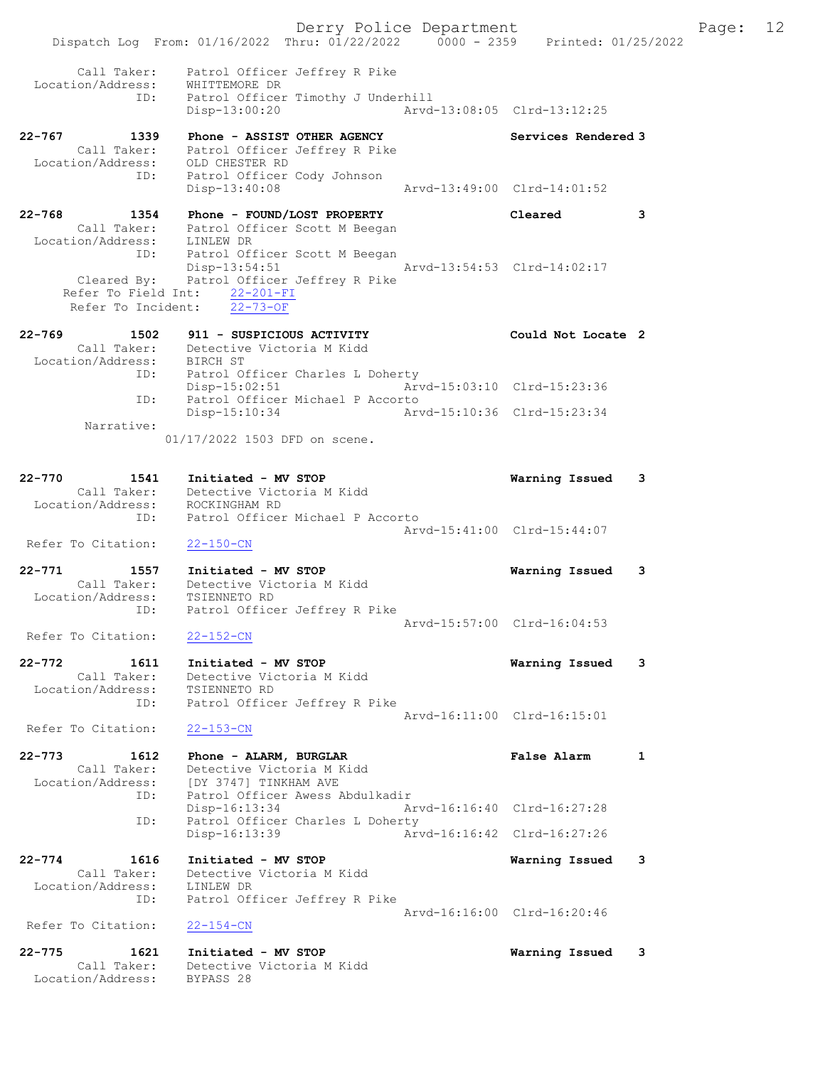```
        Call Taker:    Patrol Officer Jeffrey R Pike
  Location/Address:    WHITTEMORE DR
                ID:    Patrol Officer Timothy J Underhill
                       Disp-13:00:20                Arvd-13:08:05  Clrd-13:12:25

22-767          1339    Phone - ASSIST OTHER AGENCY                Services Rendered 3
        Call Taker:    Patrol Officer Jeffrey R Pike
  Location/Address:    OLD CHESTER RD
                ID:    Patrol Officer Cody Johnson
                       Disp-13:40:08                Arvd-13:49:00  Clrd-14:01:52

22-768          1354    Phone - FOUND/LOST PROPERTY                Cleared         3
        Call Taker:    Patrol Officer Scott M Beegan
  Location/Address:    LINLEW DR
                ID:    Patrol Officer Scott M Beegan
                       Disp-13:54:51                Arvd-13:54:53  Clrd-14:02:17
        Cleared By:    Patrol Officer Jeffrey R Pike
     Refer To Field Int:    22-201-FI
      Refer To Incident:    22-73-OF

22-769          1502    911 - SUSPICIOUS ACTIVITY                  Could Not Locate 2
        Call Taker:    Detective Victoria M Kidd
  Location/Address:    BIRCH ST
                ID:    Patrol Officer Charles L Doherty
                       Disp-15:02:51                Arvd-15:03:10  Clrd-15:23:36
                ID:    Patrol Officer Michael P Accorto
                       Disp-15:10:34                Arvd-15:10:36  Clrd-15:23:34
         Narrative:
                     01/17/2022 1503 DFD on scene.

22-770          1541    Initiated - MV STOP                        Warning Issued   3
        Call Taker:    Detective Victoria M Kidd
  Location/Address:    ROCKINGHAM RD
                ID:    Patrol Officer Michael P Accorto
                                                    Arvd-15:41:00  Clrd-15:44:07
 Refer To Citation:    22-150-CN

22-771          1557    Initiated - MV STOP                        Warning Issued   3
        Call Taker:    Detective Victoria M Kidd
  Location/Address:    TSIENNETO RD
                ID:    Patrol Officer Jeffrey R Pike
                                                    Arvd-15:57:00  Clrd-16:04:53
 Refer To Citation:    22-152-CN

22-772          1611    Initiated - MV STOP                        Warning Issued   3
        Call Taker:    Detective Victoria M Kidd
  Location/Address:    TSIENNETO RD
                ID:    Patrol Officer Jeffrey R Pike
                                                    Arvd-16:11:00  Clrd-16:15:01
 Refer To Citation:    22-153-CN

22-773          1612    Phone - ALARM, BURGLAR                     False Alarm      1
        Call Taker:    Detective Victoria M Kidd
  Location/Address:    [DY 3747] TINKHAM AVE
                ID:    Patrol Officer Awess Abdulkadir
                       Disp-16:13:34                Arvd-16:16:40  Clrd-16:27:28
                ID:    Patrol Officer Charles L Doherty
                       Disp-16:13:39                Arvd-16:16:42  Clrd-16:27:26

22-774          1616    Initiated - MV STOP                        Warning Issued   3
        Call Taker:    Detective Victoria M Kidd
  Location/Address:    LINLEW DR
                ID:    Patrol Officer Jeffrey R Pike
                                                    Arvd-16:16:00  Clrd-16:20:46
 Refer To Citation:    22-154-CN

22-775          1621    Initiated - MV STOP                        Warning Issued   3
        Call Taker:    Detective Victoria M Kidd
  Location/Address:    BYPASS 28
```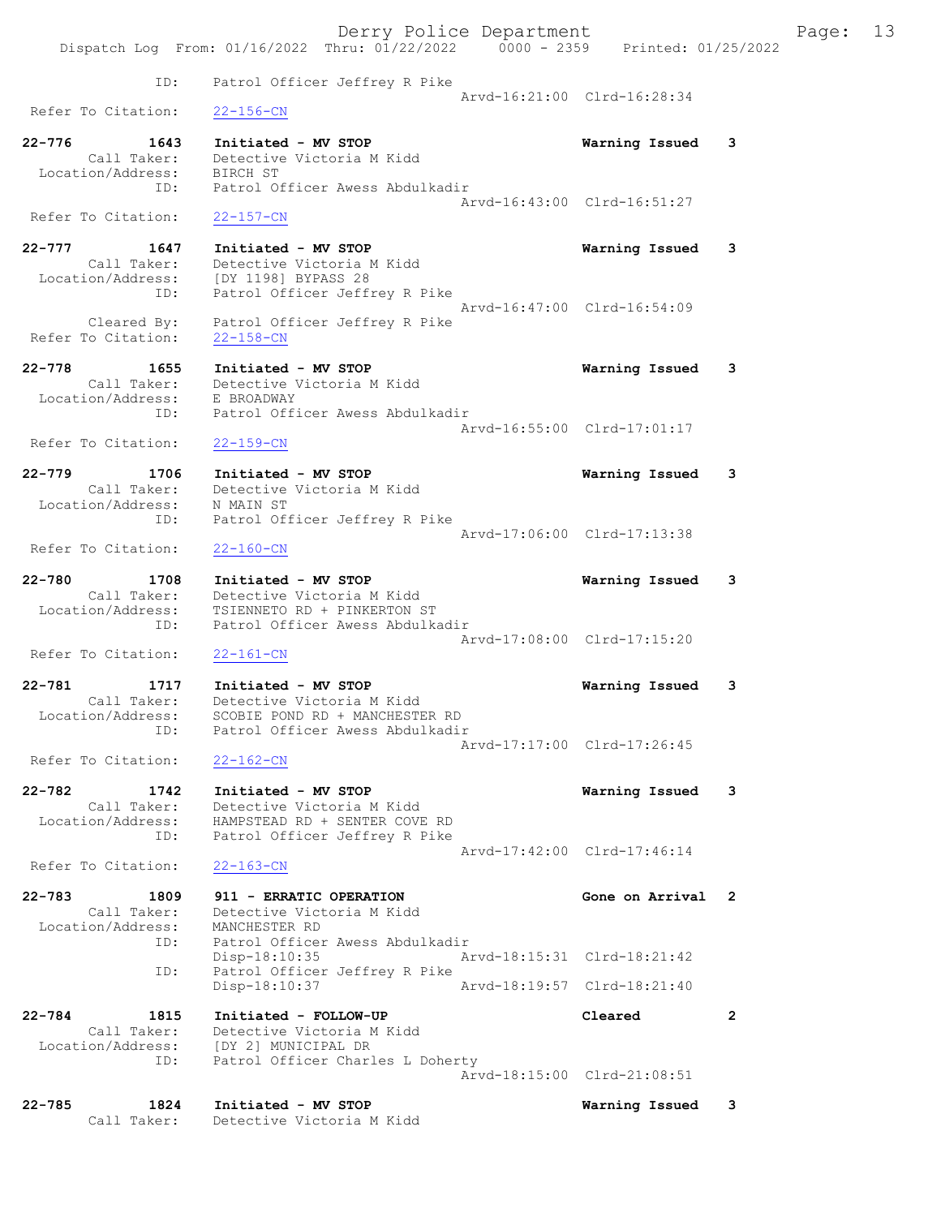ID: Patrol Officer Jeffrey R Pike
Arvd-16:21:00 Clrd-16:28:34
Refer To Citation: 22-156-CN

22-776 1643 Initiated - MV STOP Warning Issued 3
Call Taker: Detective Victoria M Kidd
Location/Address: BIRCH ST
ID: Patrol Officer Awess Abdulkadir
Arvd-16:43:00 Clrd-16:51:27
Refer To Citation: 22-157-CN

22-777 1647 Initiated - MV STOP Warning Issued 3
Call Taker: Detective Victoria M Kidd
Location/Address: [DY 1198] BYPASS 28
ID: Patrol Officer Jeffrey R Pike
Arvd-16:47:00 Clrd-16:54:09
Cleared By: Patrol Officer Jeffrey R Pike
Refer To Citation: 22-158-CN

22-778 1655 Initiated - MV STOP Warning Issued 3
Call Taker: Detective Victoria M Kidd
Location/Address: E BROADWAY
ID: Patrol Officer Awess Abdulkadir
Arvd-16:55:00 Clrd-17:01:17
Refer To Citation: 22-159-CN

22-779 1706 Initiated - MV STOP Warning Issued 3
Call Taker: Detective Victoria M Kidd
Location/Address: N MAIN ST
ID: Patrol Officer Jeffrey R Pike
Arvd-17:06:00 Clrd-17:13:38
Refer To Citation: 22-160-CN

22-780 1708 Initiated - MV STOP Warning Issued 3
Call Taker: Detective Victoria M Kidd
Location/Address: TSIENNETO RD + PINKERTON ST
ID: Patrol Officer Awess Abdulkadir
Arvd-17:08:00 Clrd-17:15:20
Refer To Citation: 22-161-CN

22-781 1717 Initiated - MV STOP Warning Issued 3
Call Taker: Detective Victoria M Kidd
Location/Address: SCOBIE POND RD + MANCHESTER RD
ID: Patrol Officer Awess Abdulkadir
Arvd-17:17:00 Clrd-17:26:45
Refer To Citation: 22-162-CN

22-782 1742 Initiated - MV STOP Warning Issued 3
Call Taker: Detective Victoria M Kidd
Location/Address: HAMPSTEAD RD + SENTER COVE RD
ID: Patrol Officer Jeffrey R Pike
Arvd-17:42:00 Clrd-17:46:14
Refer To Citation: 22-163-CN

22-783 1809 911 - ERRATIC OPERATION Gone on Arrival 2
Call Taker: Detective Victoria M Kidd
Location/Address: MANCHESTER RD
ID: Patrol Officer Awess Abdulkadir
Disp-18:10:35 Arvd-18:15:31 Clrd-18:21:42
ID: Patrol Officer Jeffrey R Pike
Disp-18:10:37 Arvd-18:19:57 Clrd-18:21:40

22-784 1815 Initiated - FOLLOW-UP Cleared 2
Call Taker: Detective Victoria M Kidd
Location/Address: [DY 2] MUNICIPAL DR
ID: Patrol Officer Charles L Doherty
Arvd-18:15:00 Clrd-21:08:51

22-785 1824 Initiated - MV STOP Warning Issued 3
Call Taker: Detective Victoria M Kidd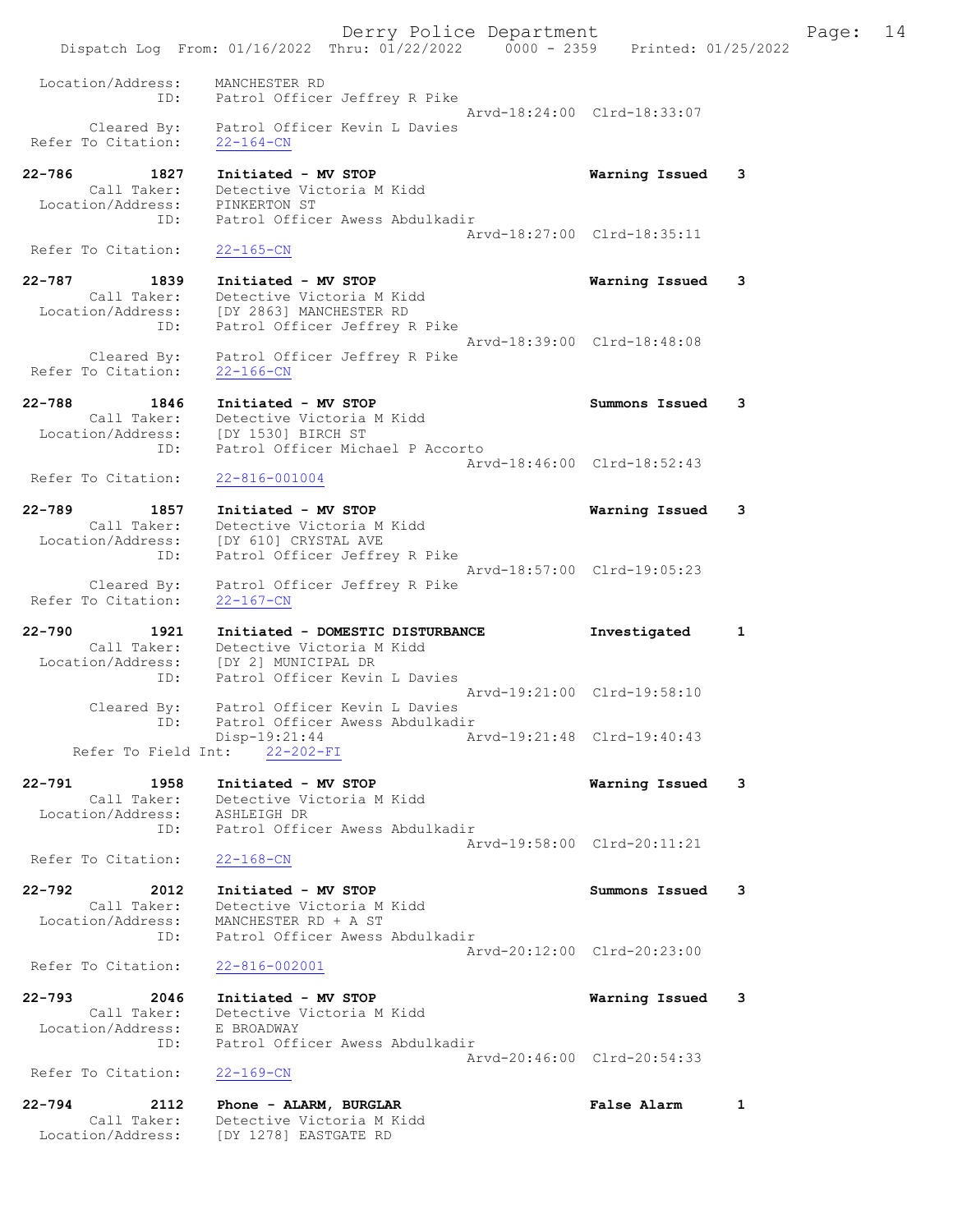```
 Location/Address:     MANCHESTER RD
               ID:     Patrol Officer Jeffrey R Pike
                                                  Arvd-18:24:00  Clrd-18:33:07
       Cleared By:     Patrol Officer Kevin L Davies
 Refer To Citation:    22-164-CN

22-786         1827    Initiated - MV STOP                         Warning Issued    3
       Call Taker:     Detective Victoria M Kidd
 Location/Address:     PINKERTON ST
               ID:     Patrol Officer Awess Abdulkadir
                                                  Arvd-18:27:00  Clrd-18:35:11
 Refer To Citation:    22-165-CN

22-787         1839    Initiated - MV STOP                         Warning Issued    3
       Call Taker:     Detective Victoria M Kidd
 Location/Address:     [DY 2863] MANCHESTER RD
               ID:     Patrol Officer Jeffrey R Pike
                                                  Arvd-18:39:00  Clrd-18:48:08
       Cleared By:     Patrol Officer Jeffrey R Pike
 Refer To Citation:    22-166-CN

22-788         1846    Initiated - MV STOP                         Summons Issued    3
       Call Taker:     Detective Victoria M Kidd
 Location/Address:     [DY 1530] BIRCH ST
               ID:     Patrol Officer Michael P Accorto
                                                  Arvd-18:46:00  Clrd-18:52:43
 Refer To Citation:    22-816-001004

22-789         1857    Initiated - MV STOP                         Warning Issued    3
       Call Taker:     Detective Victoria M Kidd
 Location/Address:     [DY 610] CRYSTAL AVE
               ID:     Patrol Officer Jeffrey R Pike
                                                  Arvd-18:57:00  Clrd-19:05:23
       Cleared By:     Patrol Officer Jeffrey R Pike
 Refer To Citation:    22-167-CN

22-790         1921    Initiated - DOMESTIC DISTURBANCE            Investigated      1
       Call Taker:     Detective Victoria M Kidd
 Location/Address:     [DY 2] MUNICIPAL DR
               ID:     Patrol Officer Kevin L Davies
                                                  Arvd-19:21:00  Clrd-19:58:10
       Cleared By:     Patrol Officer Kevin L Davies
               ID:     Patrol Officer Awess Abdulkadir
                       Disp-19:21:44              Arvd-19:21:48  Clrd-19:40:43
    Refer To Field Int:    22-202-FI

22-791         1958    Initiated - MV STOP                         Warning Issued    3
       Call Taker:     Detective Victoria M Kidd
 Location/Address:     ASHLEIGH DR
               ID:     Patrol Officer Awess Abdulkadir
                                                  Arvd-19:58:00  Clrd-20:11:21
 Refer To Citation:    22-168-CN

22-792         2012    Initiated - MV STOP                         Summons Issued    3
       Call Taker:     Detective Victoria M Kidd
 Location/Address:     MANCHESTER RD + A ST
               ID:     Patrol Officer Awess Abdulkadir
                                                  Arvd-20:12:00  Clrd-20:23:00
 Refer To Citation:    22-816-002001

22-793         2046    Initiated - MV STOP                         Warning Issued    3
       Call Taker:     Detective Victoria M Kidd
 Location/Address:     E BROADWAY
               ID:     Patrol Officer Awess Abdulkadir
                                                  Arvd-20:46:00  Clrd-20:54:33
 Refer To Citation:    22-169-CN

22-794         2112    Phone - ALARM, BURGLAR                      False Alarm       1
       Call Taker:     Detective Victoria M Kidd
 Location/Address:     [DY 1278] EASTGATE RD
```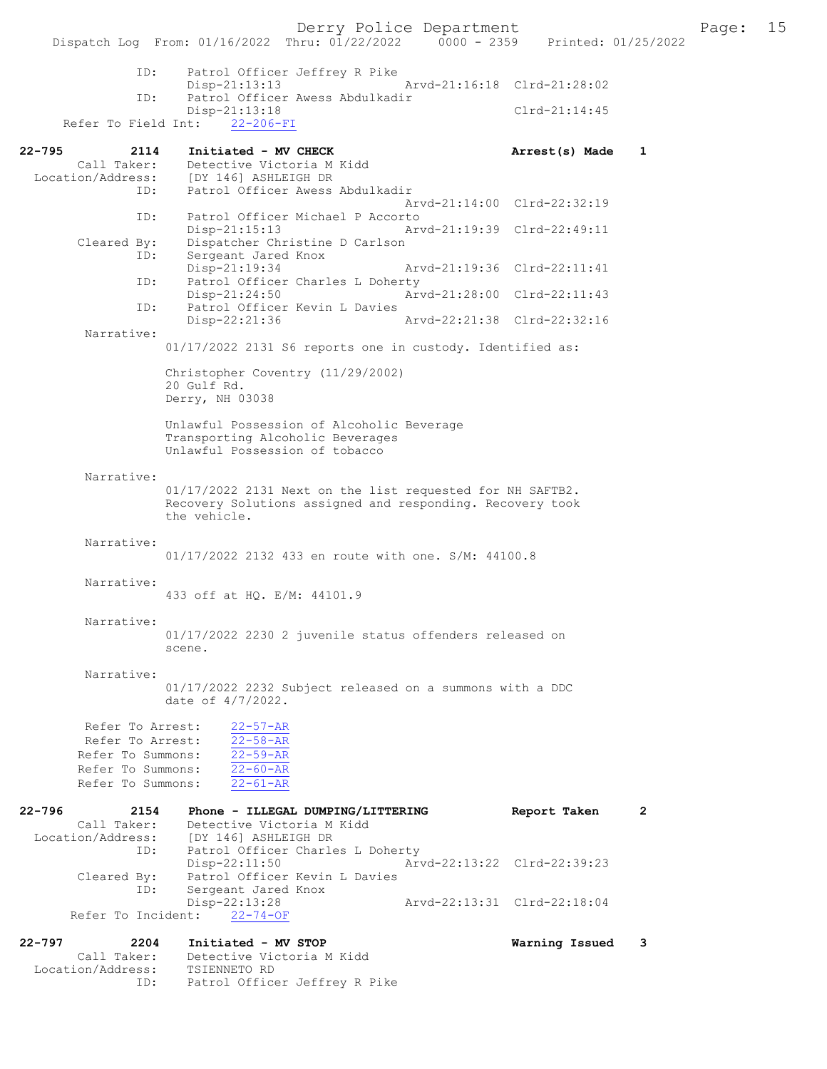```
            ID:      Patrol Officer Jeffrey R Pike
                     Disp-21:13:13                Arvd-21:16:18  Clrd-21:28:02
            ID:      Patrol Officer Awess Abdulkadir
                     Disp-21:13:18                               Clrd-21:14:45
     Refer To Field Int:    22-206-FI

22-795          2114    Initiated - MV CHECK                         Arrest(s) Made    1
        Call Taker:     Detective Victoria M Kidd
   Location/Address:    [DY 146] ASHLEIGH DR
                ID:     Patrol Officer Awess Abdulkadir
                                                  Arvd-21:14:00  Clrd-22:32:19
                ID:     Patrol Officer Michael P Accorto
                        Disp-21:15:13             Arvd-21:19:39  Clrd-22:49:11
        Cleared By:     Dispatcher Christine D Carlson
                ID:     Sergeant Jared Knox
                        Disp-21:19:34             Arvd-21:19:36  Clrd-22:11:41
                ID:     Patrol Officer Charles L Doherty
                        Disp-21:24:50             Arvd-21:28:00  Clrd-22:11:43
                ID:     Patrol Officer Kevin L Davies
                        Disp-22:21:36             Arvd-22:21:38  Clrd-22:32:16
         Narrative:
                  01/17/2022 2131 S6 reports one in custody. Identified as:

                  Christopher Coventry (11/29/2002)
                  20 Gulf Rd.
                  Derry, NH 03038

                  Unlawful Possession of Alcoholic Beverage
                  Transporting Alcoholic Beverages
                  Unlawful Possession of tobacco

         Narrative:
                  01/17/2022 2131 Next on the list requested for NH SAFTB2.
                  Recovery Solutions assigned and responding. Recovery took
                  the vehicle.

         Narrative:
                  01/17/2022 2132 433 en route with one. S/M: 44100.8

         Narrative:
                  433 off at HQ. E/M: 44101.9

         Narrative:
                  01/17/2022 2230 2 juvenile status offenders released on
                  scene.

         Narrative:
                  01/17/2022 2232 Subject released on a summons with a DDC
                  date of 4/7/2022.

         Refer To Arrest:     22-57-AR
         Refer To Arrest:     22-58-AR
       Refer To Summons:      22-59-AR
       Refer To Summons:      22-60-AR
       Refer To Summons:      22-61-AR

22-796          2154    Phone - ILLEGAL DUMPING/LITTERING            Report Taken      2
        Call Taker:     Detective Victoria M Kidd
   Location/Address:    [DY 146] ASHLEIGH DR
                ID:     Patrol Officer Charles L Doherty
                        Disp-22:11:50             Arvd-22:13:22  Clrd-22:39:23
        Cleared By:     Patrol Officer Kevin L Davies
                ID:     Sergeant Jared Knox
                        Disp-22:13:28             Arvd-22:13:31  Clrd-22:18:04
     Refer To Incident:    22-74-OF

22-797          2204    Initiated - MV STOP                          Warning Issued    3
        Call Taker:     Detective Victoria M Kidd
   Location/Address:    TSIENNETO RD
                ID:     Patrol Officer Jeffrey R Pike
```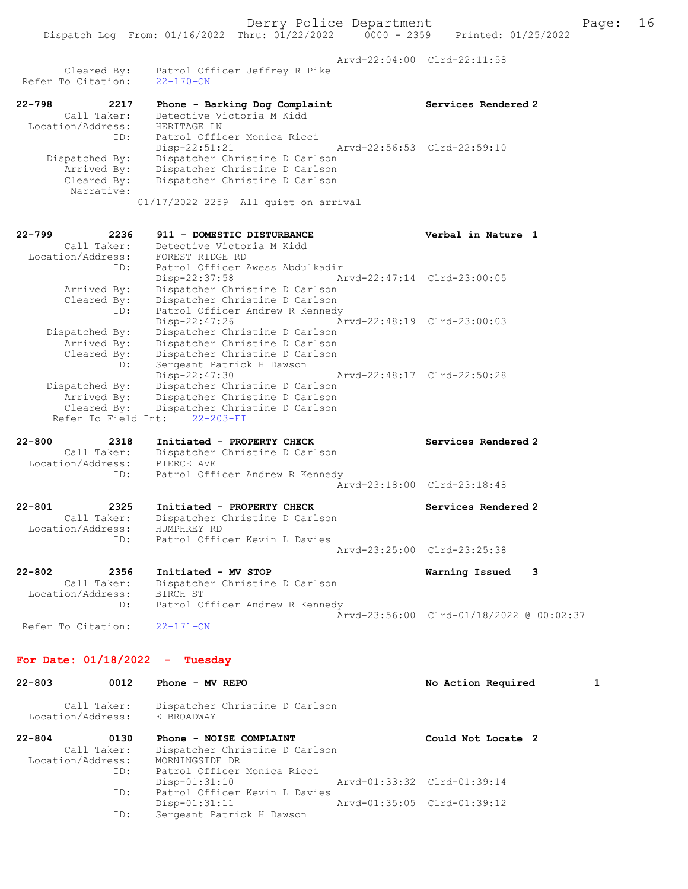```
                                                Arvd-22:04:00  Clrd-22:11:58
       Cleared By:    Patrol Officer Jeffrey R Pike
  Refer To Citation:    22-170-CN

22-798         2217    Phone - Barking Dog Complaint            Services Rendered 2
        Call Taker:    Detective Victoria M Kidd
  Location/Address:    HERITAGE LN
                ID:    Patrol Officer Monica Ricci
                       Disp-22:51:21            Arvd-22:56:53  Clrd-22:59:10
     Dispatched By:    Dispatcher Christine D Carlson
        Arrived By:    Dispatcher Christine D Carlson
        Cleared By:    Dispatcher Christine D Carlson
         Narrative:
                   01/17/2022 2259  All quiet on arrival

22-799         2236    911 - DOMESTIC DISTURBANCE               Verbal in Nature  1
        Call Taker:    Detective Victoria M Kidd
  Location/Address:    FOREST RIDGE RD
                ID:    Patrol Officer Awess Abdulkadir
                       Disp-22:37:58            Arvd-22:47:14  Clrd-23:00:05
        Arrived By:    Dispatcher Christine D Carlson
        Cleared By:    Dispatcher Christine D Carlson
                ID:    Patrol Officer Andrew R Kennedy
                       Disp-22:47:26            Arvd-22:48:19  Clrd-23:00:03
     Dispatched By:    Dispatcher Christine D Carlson
        Arrived By:    Dispatcher Christine D Carlson
        Cleared By:    Dispatcher Christine D Carlson
                ID:    Sergeant Patrick H Dawson
                       Disp-22:47:30            Arvd-22:48:17  Clrd-22:50:28
     Dispatched By:    Dispatcher Christine D Carlson
        Arrived By:    Dispatcher Christine D Carlson
        Cleared By:    Dispatcher Christine D Carlson
    Refer To Field Int:    22-203-FI

22-800         2318    Initiated - PROPERTY CHECK               Services Rendered 2
        Call Taker:    Dispatcher Christine D Carlson
  Location/Address:    PIERCE AVE
                ID:    Patrol Officer Andrew R Kennedy
                                                Arvd-23:18:00  Clrd-23:18:48

22-801         2325    Initiated - PROPERTY CHECK               Services Rendered 2
        Call Taker:    Dispatcher Christine D Carlson
  Location/Address:    HUMPHREY RD
                ID:    Patrol Officer Kevin L Davies
                                                Arvd-23:25:00  Clrd-23:25:38

22-802         2356    Initiated - MV STOP                      Warning Issued    3
        Call Taker:    Dispatcher Christine D Carlson
  Location/Address:    BIRCH ST
                ID:    Patrol Officer Andrew R Kennedy
                                                Arvd-23:56:00  Clrd-01/18/2022 @ 00:02:37
  Refer To Citation:    22-171-CN
```

**For Date: 01/18/2022 - Tuesday**

```
22-803         0012    Phone - MV REPO                          No Action Required        1

        Call Taker:    Dispatcher Christine D Carlson
  Location/Address:    E BROADWAY

22-804         0130    Phone - NOISE COMPLAINT                  Could Not Locate  2
        Call Taker:    Dispatcher Christine D Carlson
  Location/Address:    MORNINGSIDE DR
                ID:    Patrol Officer Monica Ricci
                       Disp-01:31:10            Arvd-01:33:32  Clrd-01:39:14
                ID:    Patrol Officer Kevin L Davies
                       Disp-01:31:11            Arvd-01:35:05  Clrd-01:39:12
                ID:    Sergeant Patrick H Dawson
```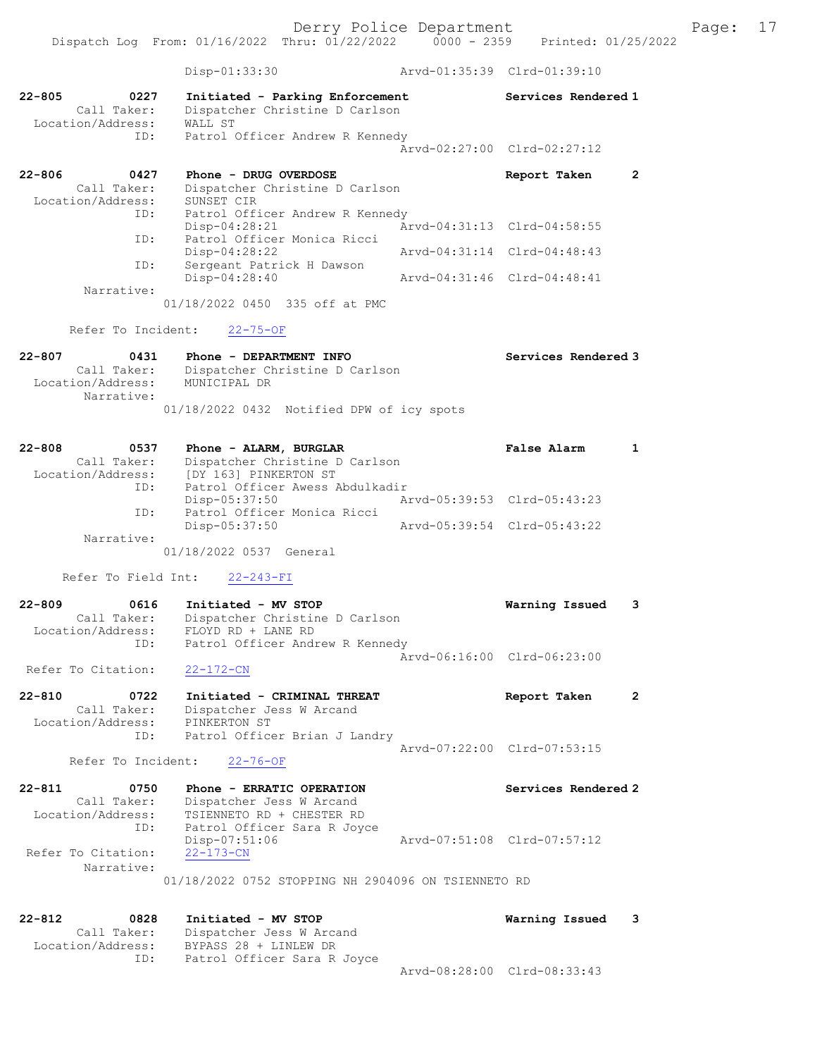Disp-01:33:30 Arvd-01:35:39 Clrd-01:39:10

```
22-805        0227    Initiated - Parking Enforcement          Services Rendered 1
        Call Taker:    Dispatcher Christine D Carlson
  Location/Address:    WALL ST
                ID:    Patrol Officer Andrew R Kennedy
                                                    Arvd-02:27:00  Clrd-02:27:12

22-806        0427    Phone - DRUG OVERDOSE                    Report Taken      2
        Call Taker:    Dispatcher Christine D Carlson
  Location/Address:    SUNSET CIR
                ID:    Patrol Officer Andrew R Kennedy
                       Disp-04:28:21                Arvd-04:31:13  Clrd-04:58:55
                ID:    Patrol Officer Monica Ricci
                       Disp-04:28:22                Arvd-04:31:14  Clrd-04:48:43
                ID:    Sergeant Patrick H Dawson
                       Disp-04:28:40                Arvd-04:31:46  Clrd-04:48:41
         Narrative:
                     01/18/2022 0450  335 off at PMC

       Refer To Incident:    22-75-OF

22-807        0431    Phone - DEPARTMENT INFO                  Services Rendered 3
        Call Taker:    Dispatcher Christine D Carlson
  Location/Address:    MUNICIPAL DR
         Narrative:
                     01/18/2022 0432  Notified DPW of icy spots

22-808        0537    Phone - ALARM, BURGLAR                   False Alarm       1
        Call Taker:    Dispatcher Christine D Carlson
  Location/Address:    [DY 163] PINKERTON ST
                ID:    Patrol Officer Awess Abdulkadir
                       Disp-05:37:50                Arvd-05:39:53  Clrd-05:43:23
                ID:    Patrol Officer Monica Ricci
                       Disp-05:37:50                Arvd-05:39:54  Clrd-05:43:22
         Narrative:
                     01/18/2022 0537  General

      Refer To Field Int:    22-243-FI

22-809        0616    Initiated - MV STOP                      Warning Issued    3
        Call Taker:    Dispatcher Christine D Carlson
  Location/Address:    FLOYD RD + LANE RD
                ID:    Patrol Officer Andrew R Kennedy
                                                    Arvd-06:16:00  Clrd-06:23:00
   Refer To Citation:    22-172-CN

22-810        0722    Initiated - CRIMINAL THREAT              Report Taken      2
        Call Taker:    Dispatcher Jess W Arcand
  Location/Address:    PINKERTON ST
                ID:    Patrol Officer Brian J Landry
                                                    Arvd-07:22:00  Clrd-07:53:15
       Refer To Incident:    22-76-OF

22-811        0750    Phone - ERRATIC OPERATION                Services Rendered 2
        Call Taker:    Dispatcher Jess W Arcand
  Location/Address:    TSIENNETO RD + CHESTER RD
                ID:    Patrol Officer Sara R Joyce
                       Disp-07:51:06                Arvd-07:51:08  Clrd-07:57:12
   Refer To Citation:    22-173-CN
         Narrative:
                     01/18/2022 0752 STOPPING NH 2904096 ON TSIENNETO RD

22-812        0828    Initiated - MV STOP                      Warning Issued    3
        Call Taker:    Dispatcher Jess W Arcand
  Location/Address:    BYPASS 28 + LINLEW DR
                ID:    Patrol Officer Sara R Joyce
                                                    Arvd-08:28:00  Clrd-08:33:43
```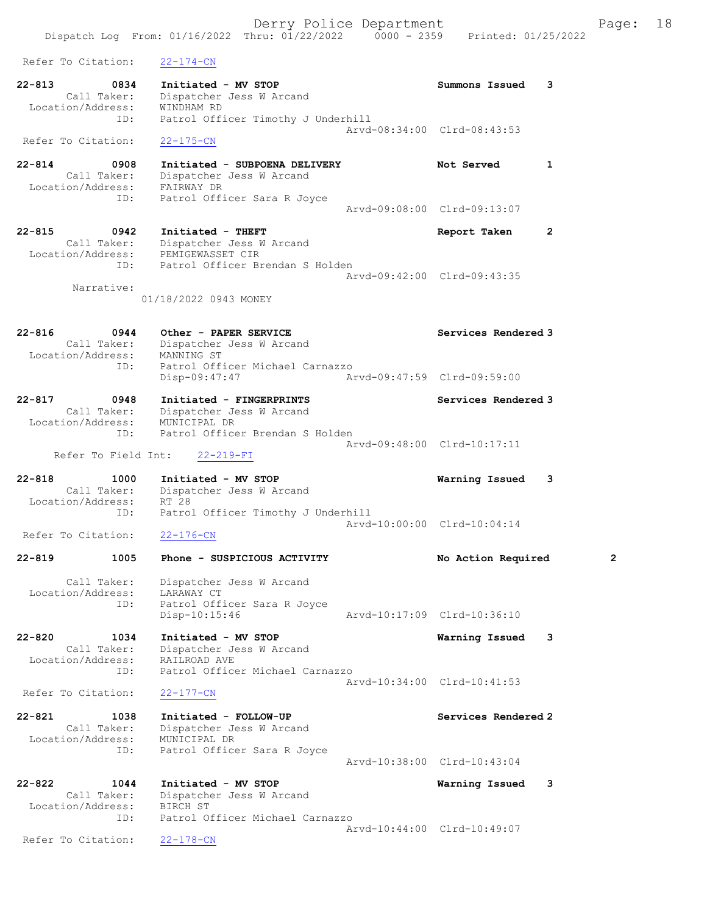Refer To Citation: 22-174-CN

**22-813 0834 Initiated - MV STOP** — Summons Issued 3
Call Taker: Dispatcher Jess W Arcand
Location/Address: WINDHAM RD
ID: Patrol Officer Timothy J Underhill
Arvd-08:34:00 Clrd-08:43:53
Refer To Citation: 22-175-CN

**22-814 0908 Initiated - SUBPOENA DELIVERY** — Not Served 1
Call Taker: Dispatcher Jess W Arcand
Location/Address: FAIRWAY DR
ID: Patrol Officer Sara R Joyce
Arvd-09:08:00 Clrd-09:13:07

**22-815 0942 Initiated - THEFT** — Report Taken 2
Call Taker: Dispatcher Jess W Arcand
Location/Address: PEMIGEWASSET CIR
ID: Patrol Officer Brendan S Holden
Arvd-09:42:00 Clrd-09:43:35
Narrative:
01/18/2022 0943 MONEY

**22-816 0944 Other - PAPER SERVICE** — Services Rendered 3
Call Taker: Dispatcher Jess W Arcand
Location/Address: MANNING ST
ID: Patrol Officer Michael Carnazzo
Disp-09:47:47 Arvd-09:47:59 Clrd-09:59:00

**22-817 0948 Initiated - FINGERPRINTS** — Services Rendered 3
Call Taker: Dispatcher Jess W Arcand
Location/Address: MUNICIPAL DR
ID: Patrol Officer Brendan S Holden
Arvd-09:48:00 Clrd-10:17:11
Refer To Field Int: 22-219-FI

**22-818 1000 Initiated - MV STOP** — Warning Issued 3
Call Taker: Dispatcher Jess W Arcand
Location/Address: RT 28
ID: Patrol Officer Timothy J Underhill
Arvd-10:00:00 Clrd-10:04:14
Refer To Citation: 22-176-CN

**22-819 1005 Phone - SUSPICIOUS ACTIVITY** — No Action Required 2
Call Taker: Dispatcher Jess W Arcand
Location/Address: LARAWAY CT
ID: Patrol Officer Sara R Joyce
Disp-10:15:46 Arvd-10:17:09 Clrd-10:36:10

**22-820 1034 Initiated - MV STOP** — Warning Issued 3
Call Taker: Dispatcher Jess W Arcand
Location/Address: RAILROAD AVE
ID: Patrol Officer Michael Carnazzo
Arvd-10:34:00 Clrd-10:41:53
Refer To Citation: 22-177-CN

**22-821 1038 Initiated - FOLLOW-UP** — Services Rendered 2
Call Taker: Dispatcher Jess W Arcand
Location/Address: MUNICIPAL DR
ID: Patrol Officer Sara R Joyce
Arvd-10:38:00 Clrd-10:43:04

**22-822 1044 Initiated - MV STOP** — Warning Issued 3
Call Taker: Dispatcher Jess W Arcand
Location/Address: BIRCH ST
ID: Patrol Officer Michael Carnazzo
Arvd-10:44:00 Clrd-10:49:07
Refer To Citation: 22-178-CN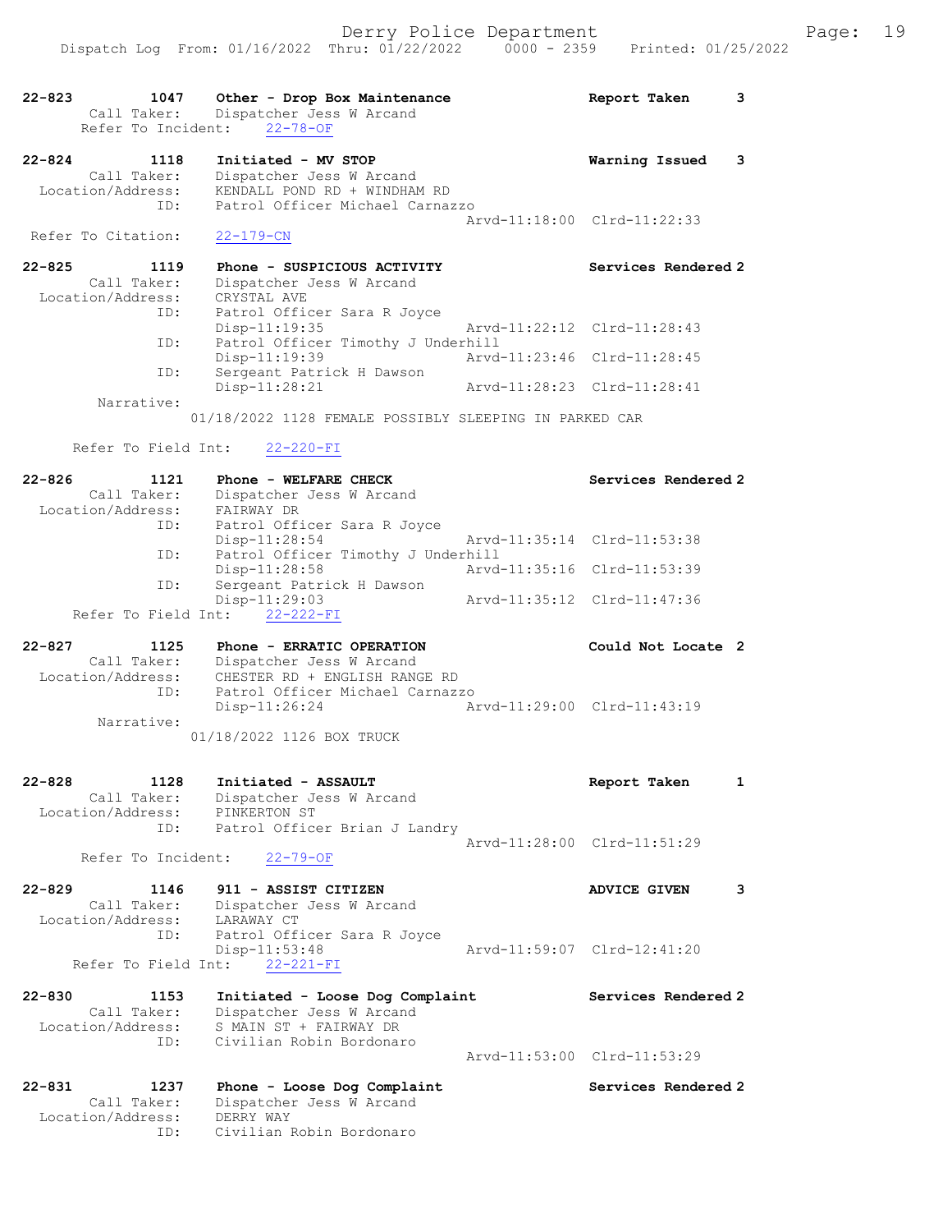```
22-823        1047    Other - Drop Box Maintenance              Report Taken      3
        Call Taker:    Dispatcher Jess W Arcand
       Refer To Incident:    22-78-OF

22-824        1118    Initiated - MV STOP                       Warning Issued    3
        Call Taker:    Dispatcher Jess W Arcand
   Location/Address:    KENDALL POND RD + WINDHAM RD
                 ID:    Patrol Officer Michael Carnazzo
                                                Arvd-11:18:00  Clrd-11:22:33
   Refer To Citation:    22-179-CN

22-825        1119    Phone - SUSPICIOUS ACTIVITY               Services Rendered 2
        Call Taker:    Dispatcher Jess W Arcand
   Location/Address:    CRYSTAL AVE
                 ID:    Patrol Officer Sara R Joyce
                        Disp-11:19:35           Arvd-11:22:12  Clrd-11:28:43
                 ID:    Patrol Officer Timothy J Underhill
                        Disp-11:19:39           Arvd-11:23:46  Clrd-11:28:45
                 ID:    Sergeant Patrick H Dawson
                        Disp-11:28:21           Arvd-11:28:23  Clrd-11:28:41
          Narrative:
                 01/18/2022 1128 FEMALE POSSIBLY SLEEPING IN PARKED CAR

       Refer To Field Int:    22-220-FI

22-826        1121    Phone - WELFARE CHECK                     Services Rendered 2
        Call Taker:    Dispatcher Jess W Arcand
   Location/Address:    FAIRWAY DR
                 ID:    Patrol Officer Sara R Joyce
                        Disp-11:28:54           Arvd-11:35:14  Clrd-11:53:38
                 ID:    Patrol Officer Timothy J Underhill
                        Disp-11:28:58           Arvd-11:35:16  Clrd-11:53:39
                 ID:    Sergeant Patrick H Dawson
                        Disp-11:29:03           Arvd-11:35:12  Clrd-11:47:36
       Refer To Field Int:    22-222-FI

22-827        1125    Phone - ERRATIC OPERATION                 Could Not Locate  2
        Call Taker:    Dispatcher Jess W Arcand
   Location/Address:    CHESTER RD + ENGLISH RANGE RD
                 ID:    Patrol Officer Michael Carnazzo
                        Disp-11:26:24           Arvd-11:29:00  Clrd-11:43:19
          Narrative:
                 01/18/2022 1126 BOX TRUCK

22-828        1128    Initiated - ASSAULT                       Report Taken      1
        Call Taker:    Dispatcher Jess W Arcand
   Location/Address:    PINKERTON ST
                 ID:    Patrol Officer Brian J Landry
                                                Arvd-11:28:00  Clrd-11:51:29
       Refer To Incident:    22-79-OF

22-829        1146    911 - ASSIST CITIZEN                      ADVICE GIVEN      3
        Call Taker:    Dispatcher Jess W Arcand
   Location/Address:    LARAWAY CT
                 ID:    Patrol Officer Sara R Joyce
                        Disp-11:53:48           Arvd-11:59:07  Clrd-12:41:20
       Refer To Field Int:    22-221-FI

22-830        1153    Initiated - Loose Dog Complaint           Services Rendered 2
        Call Taker:    Dispatcher Jess W Arcand
   Location/Address:    S MAIN ST + FAIRWAY DR
                 ID:    Civilian Robin Bordonaro
                                                Arvd-11:53:00  Clrd-11:53:29

22-831        1237    Phone - Loose Dog Complaint               Services Rendered 2
        Call Taker:    Dispatcher Jess W Arcand
   Location/Address:    DERRY WAY
                 ID:    Civilian Robin Bordonaro
```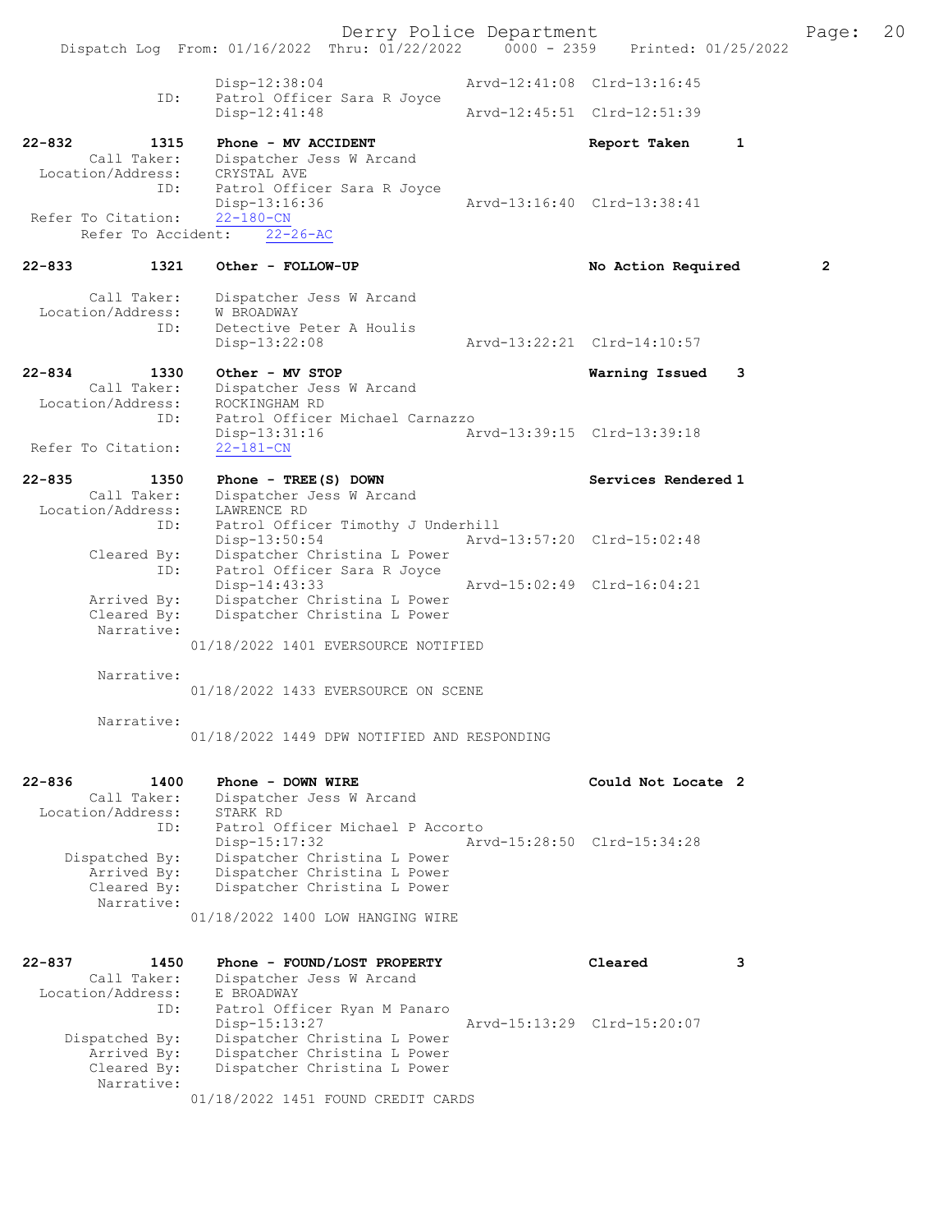```
                Disp-12:38:04                 Arvd-12:41:08  Clrd-13:16:45
           ID:  Patrol Officer Sara R Joyce
                Disp-12:41:48                 Arvd-12:45:51  Clrd-12:51:39

22-832       1315   Phone - MV ACCIDENT                      Report Taken      1
       Call Taker:  Dispatcher Jess W Arcand
 Location/Address:  CRYSTAL AVE
              ID:   Patrol Officer Sara R Joyce
                    Disp-13:16:36             Arvd-13:16:40  Clrd-13:38:41
 Refer To Citation:  22-180-CN
     Refer To Accident:   22-26-AC

22-833       1321   Other - FOLLOW-UP                        No Action Required        2

       Call Taker:  Dispatcher Jess W Arcand
 Location/Address:  W BROADWAY
              ID:   Detective Peter A Houlis
                    Disp-13:22:08             Arvd-13:22:21  Clrd-14:10:57

22-834       1330   Other - MV STOP                          Warning Issued    3
       Call Taker:  Dispatcher Jess W Arcand
 Location/Address:  ROCKINGHAM RD
              ID:   Patrol Officer Michael Carnazzo
                    Disp-13:31:16             Arvd-13:39:15  Clrd-13:39:18
 Refer To Citation:  22-181-CN

22-835       1350   Phone - TREE(S) DOWN                     Services Rendered 1
       Call Taker:  Dispatcher Jess W Arcand
 Location/Address:  LAWRENCE RD
              ID:   Patrol Officer Timothy J Underhill
                    Disp-13:50:54             Arvd-13:57:20  Clrd-15:02:48
       Cleared By:  Dispatcher Christina L Power
              ID:   Patrol Officer Sara R Joyce
                    Disp-14:43:33             Arvd-15:02:49  Clrd-16:04:21
       Arrived By:  Dispatcher Christina L Power
       Cleared By:  Dispatcher Christina L Power
        Narrative:
                01/18/2022 1401 EVERSOURCE NOTIFIED

        Narrative:
                01/18/2022 1433 EVERSOURCE ON SCENE

        Narrative:
                01/18/2022 1449 DPW NOTIFIED AND RESPONDING


22-836       1400   Phone - DOWN WIRE                        Could Not Locate 2
       Call Taker:  Dispatcher Jess W Arcand
 Location/Address:  STARK RD
              ID:   Patrol Officer Michael P Accorto
                    Disp-15:17:32             Arvd-15:28:50  Clrd-15:34:28
    Dispatched By:  Dispatcher Christina L Power
       Arrived By:  Dispatcher Christina L Power
       Cleared By:  Dispatcher Christina L Power
        Narrative:
                01/18/2022 1400 LOW HANGING WIRE


22-837       1450   Phone - FOUND/LOST PROPERTY              Cleared           3
       Call Taker:  Dispatcher Jess W Arcand
 Location/Address:  E BROADWAY
              ID:   Patrol Officer Ryan M Panaro
                    Disp-15:13:27             Arvd-15:13:29  Clrd-15:20:07
    Dispatched By:  Dispatcher Christina L Power
       Arrived By:  Dispatcher Christina L Power
       Cleared By:  Dispatcher Christina L Power
        Narrative:
                01/18/2022 1451 FOUND CREDIT CARDS
```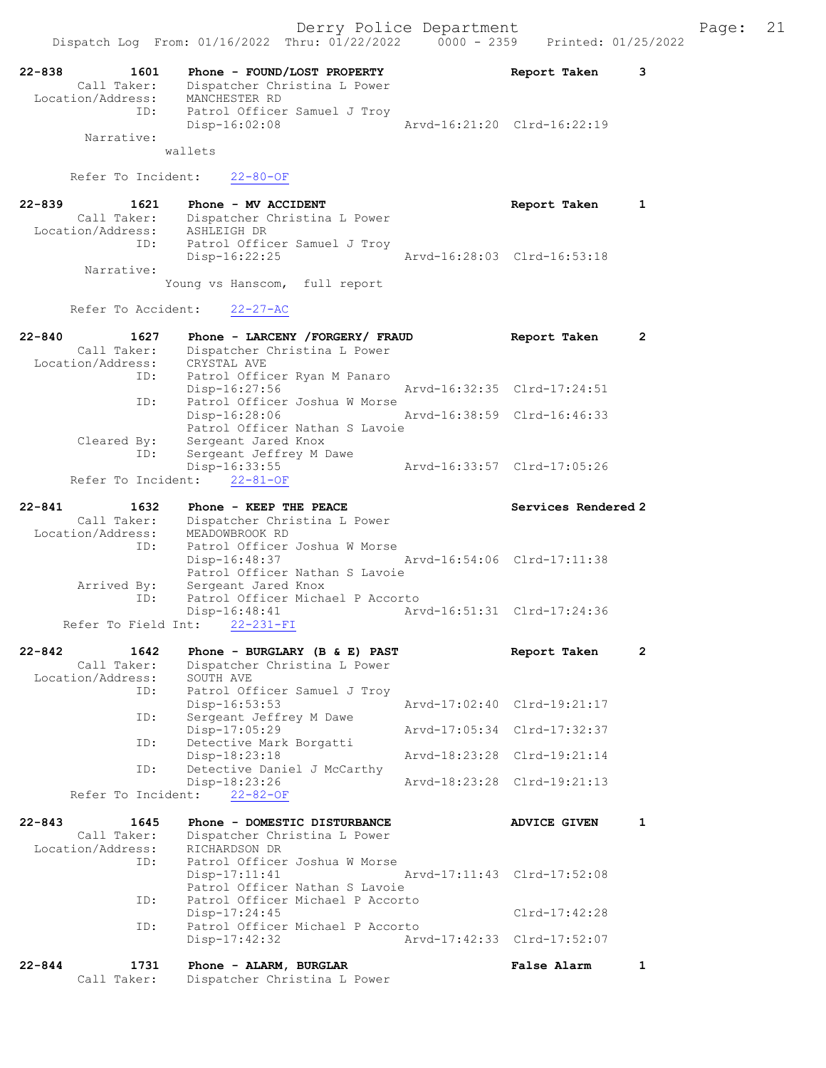Dispatch Log From: 01/16/2022 Thru: 01/22/2022 0000 - 2359 Printed: 01/25/2022

```
22-838        1601    Phone - FOUND/LOST PROPERTY                    Report Taken      3
        Call Taker:      Dispatcher Christina L Power
  Location/Address:      MANCHESTER RD
                ID:      Patrol Officer Samuel J Troy
                         Disp-16:02:08                    Arvd-16:21:20  Clrd-16:22:19
        Narrative:
                    wallets

        Refer To Incident:    22-80-OF

22-839        1621    Phone - MV ACCIDENT                            Report Taken      1
        Call Taker:      Dispatcher Christina L Power
  Location/Address:      ASHLEIGH DR
                ID:      Patrol Officer Samuel J Troy
                         Disp-16:22:25                    Arvd-16:28:03  Clrd-16:53:18
        Narrative:
                    Young vs Hanscom,  full report

        Refer To Accident:    22-27-AC

22-840        1627    Phone - LARCENY /FORGERY/ FRAUD                Report Taken      2
        Call Taker:      Dispatcher Christina L Power
  Location/Address:      CRYSTAL AVE
                ID:      Patrol Officer Ryan M Panaro
                         Disp-16:27:56                    Arvd-16:32:35  Clrd-17:24:51
                ID:      Patrol Officer Joshua W Morse
                         Disp-16:28:06                    Arvd-16:38:59  Clrd-16:46:33
                         Patrol Officer Nathan S Lavoie
        Cleared By:      Sergeant Jared Knox
                ID:      Sergeant Jeffrey M Dawe
                         Disp-16:33:55                    Arvd-16:33:57  Clrd-17:05:26
        Refer To Incident:    22-81-OF

22-841        1632    Phone - KEEP THE PEACE                         Services Rendered 2
        Call Taker:      Dispatcher Christina L Power
  Location/Address:      MEADOWBROOK RD
                ID:      Patrol Officer Joshua W Morse
                         Disp-16:48:37                    Arvd-16:54:06  Clrd-17:11:38
                         Patrol Officer Nathan S Lavoie
        Arrived By:      Sergeant Jared Knox
                ID:      Patrol Officer Michael P Accorto
                         Disp-16:48:41                    Arvd-16:51:31  Clrd-17:24:36
      Refer To Field Int:    22-231-FI

22-842        1642    Phone - BURGLARY (B & E) PAST                  Report Taken      2
        Call Taker:      Dispatcher Christina L Power
  Location/Address:      SOUTH AVE
                ID:      Patrol Officer Samuel J Troy
                         Disp-16:53:53                    Arvd-17:02:40  Clrd-19:21:17
                ID:      Sergeant Jeffrey M Dawe
                         Disp-17:05:29                    Arvd-17:05:34  Clrd-17:32:37
                ID:      Detective Mark Borgatti
                         Disp-18:23:18                    Arvd-18:23:28  Clrd-19:21:14
                ID:      Detective Daniel J McCarthy
                         Disp-18:23:26                    Arvd-18:23:28  Clrd-19:21:13
        Refer To Incident:    22-82-OF

22-843        1645    Phone - DOMESTIC DISTURBANCE                   ADVICE GIVEN      1
        Call Taker:      Dispatcher Christina L Power
  Location/Address:      RICHARDSON DR
                ID:      Patrol Officer Joshua W Morse
                         Disp-17:11:41                    Arvd-17:11:43  Clrd-17:52:08
                         Patrol Officer Nathan S Lavoie
                ID:      Patrol Officer Michael P Accorto
                         Disp-17:24:45                                   Clrd-17:42:28
                ID:      Patrol Officer Michael P Accorto
                         Disp-17:42:32                    Arvd-17:42:33  Clrd-17:52:07

22-844        1731    Phone - ALARM, BURGLAR                         False Alarm       1
        Call Taker:      Dispatcher Christina L Power
```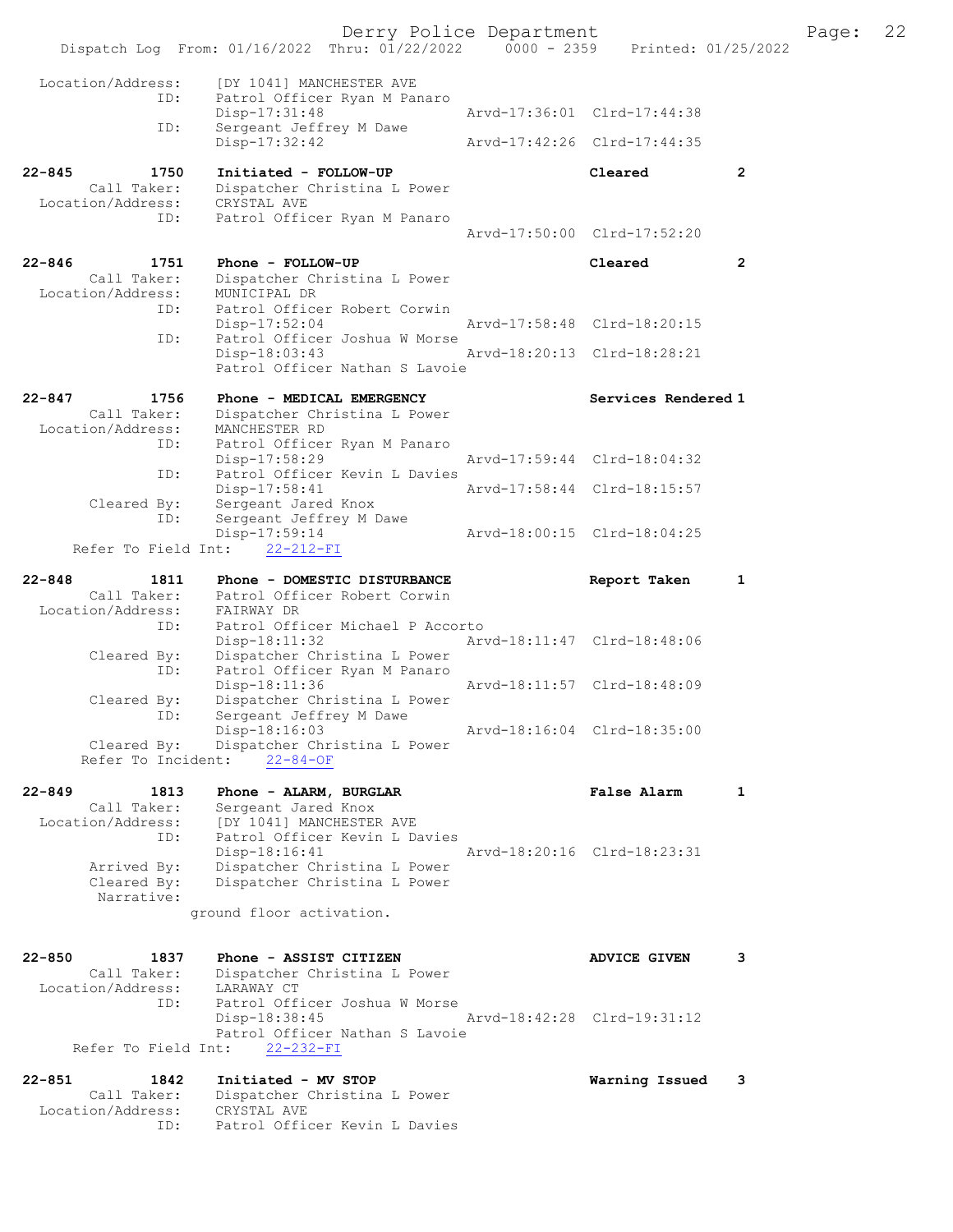Location/Address: [DY 1041] MANCHESTER AVE
ID: Patrol Officer Ryan M Panaro
Disp-17:31:48 Arvd-17:36:01 Clrd-17:44:38
ID: Sergeant Jeffrey M Dawe
Disp-17:32:42 Arvd-17:42:26 Clrd-17:44:35

**22-845 1750 Initiated - FOLLOW-UP** Cleared 2
Call Taker: Dispatcher Christina L Power
Location/Address: CRYSTAL AVE
ID: Patrol Officer Ryan M Panaro
Arvd-17:50:00 Clrd-17:52:20

**22-846 1751 Phone - FOLLOW-UP** Cleared 2
Call Taker: Dispatcher Christina L Power
Location/Address: MUNICIPAL DR
ID: Patrol Officer Robert Corwin
Disp-17:52:04 Arvd-17:58:48 Clrd-18:20:15
ID: Patrol Officer Joshua W Morse
Disp-18:03:43 Arvd-18:20:13 Clrd-18:28:21
Patrol Officer Nathan S Lavoie

**22-847 1756 Phone - MEDICAL EMERGENCY** Services Rendered 1
Call Taker: Dispatcher Christina L Power
Location/Address: MANCHESTER RD
ID: Patrol Officer Ryan M Panaro
Disp-17:58:29 Arvd-17:59:44 Clrd-18:04:32
ID: Patrol Officer Kevin L Davies
Disp-17:58:41 Arvd-17:58:44 Clrd-18:15:57
Cleared By: Sergeant Jared Knox
ID: Sergeant Jeffrey M Dawe
Disp-17:59:14 Arvd-18:00:15 Clrd-18:04:25
Refer To Field Int: 22-212-FI

**22-848 1811 Phone - DOMESTIC DISTURBANCE** Report Taken 1
Call Taker: Patrol Officer Robert Corwin
Location/Address: FAIRWAY DR
ID: Patrol Officer Michael P Accorto
Disp-18:11:32 Arvd-18:11:47 Clrd-18:48:06
Cleared By: Dispatcher Christina L Power
ID: Patrol Officer Ryan M Panaro
Disp-18:11:36 Arvd-18:11:57 Clrd-18:48:09
Cleared By: Dispatcher Christina L Power
ID: Sergeant Jeffrey M Dawe
Disp-18:16:03 Arvd-18:16:04 Clrd-18:35:00
Cleared By: Dispatcher Christina L Power
Refer To Incident: 22-84-OF

**22-849 1813 Phone - ALARM, BURGLAR** False Alarm 1
Call Taker: Sergeant Jared Knox
Location/Address: [DY 1041] MANCHESTER AVE
ID: Patrol Officer Kevin L Davies
Disp-18:16:41 Arvd-18:20:16 Clrd-18:23:31
Arrived By: Dispatcher Christina L Power
Cleared By: Dispatcher Christina L Power
Narrative:
ground floor activation.

**22-850 1837 Phone - ASSIST CITIZEN** ADVICE GIVEN 3
Call Taker: Dispatcher Christina L Power
Location/Address: LARAWAY CT
ID: Patrol Officer Joshua W Morse
Disp-18:38:45 Arvd-18:42:28 Clrd-19:31:12
Patrol Officer Nathan S Lavoie
Refer To Field Int: 22-232-FI

**22-851 1842 Initiated - MV STOP** Warning Issued 3
Call Taker: Dispatcher Christina L Power
Location/Address: CRYSTAL AVE
ID: Patrol Officer Kevin L Davies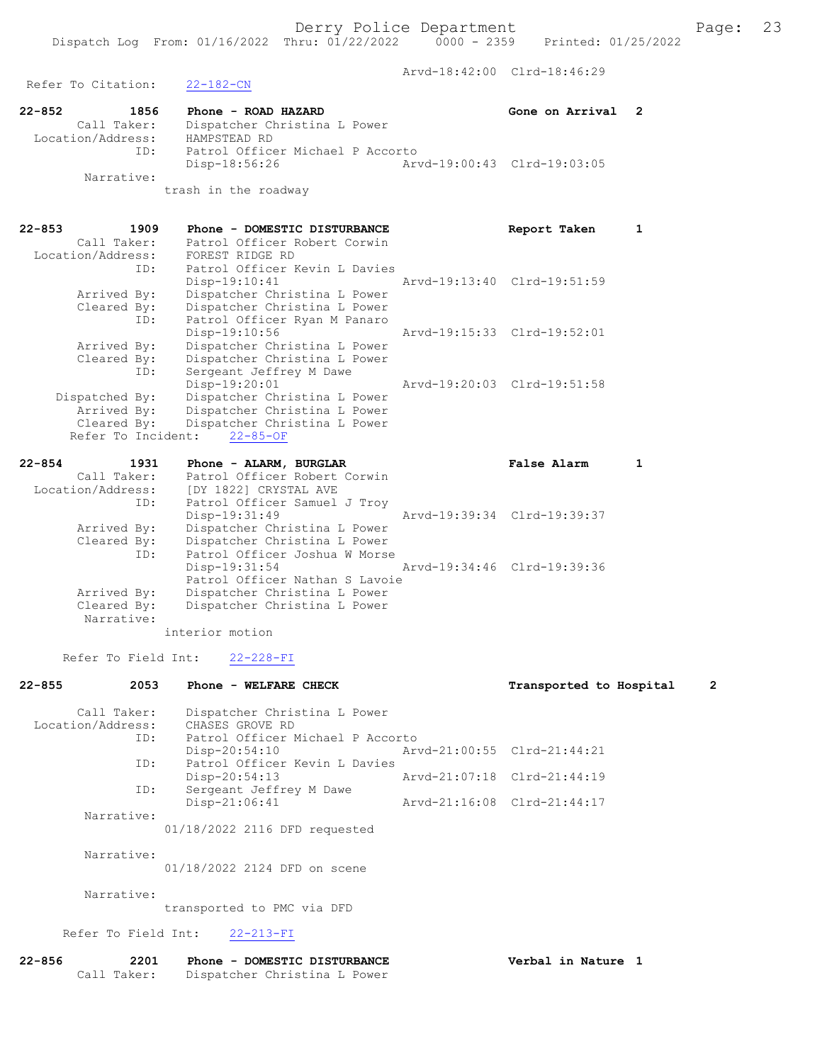Arvd-18:42:00 Clrd-18:46:29

Refer To Citation: 22-182-CN

**22-852 1856 Phone - ROAD HAZARD Gone on Arrival 2**

Call Taker: Dispatcher Christina L Power
Location/Address: HAMPSTEAD RD
ID: Patrol Officer Michael P Accorto
Disp-18:56:26 Arvd-19:00:43 Clrd-19:03:05
Narrative:
trash in the roadway

**22-853 1909 Phone - DOMESTIC DISTURBANCE Report Taken 1**

Call Taker: Patrol Officer Robert Corwin
Location/Address: FOREST RIDGE RD
ID: Patrol Officer Kevin L Davies
Disp-19:10:41 Arvd-19:13:40 Clrd-19:51:59
Arrived By: Dispatcher Christina L Power
Cleared By: Dispatcher Christina L Power
ID: Patrol Officer Ryan M Panaro
Disp-19:10:56 Arvd-19:15:33 Clrd-19:52:01
Arrived By: Dispatcher Christina L Power
Cleared By: Dispatcher Christina L Power
ID: Sergeant Jeffrey M Dawe
Disp-19:20:01 Arvd-19:20:03 Clrd-19:51:58
Dispatched By: Dispatcher Christina L Power
Arrived By: Dispatcher Christina L Power
Cleared By: Dispatcher Christina L Power
Refer To Incident: 22-85-OF

**22-854 1931 Phone - ALARM, BURGLAR False Alarm 1**

Call Taker: Patrol Officer Robert Corwin
Location/Address: [DY 1822] CRYSTAL AVE
ID: Patrol Officer Samuel J Troy
Disp-19:31:49 Arvd-19:39:34 Clrd-19:39:37
Arrived By: Dispatcher Christina L Power
Cleared By: Dispatcher Christina L Power
ID: Patrol Officer Joshua W Morse
Disp-19:31:54 Arvd-19:34:46 Clrd-19:39:36
Patrol Officer Nathan S Lavoie
Arrived By: Dispatcher Christina L Power
Cleared By: Dispatcher Christina L Power
Narrative:
interior motion

Refer To Field Int: 22-228-FI

**22-855 2053 Phone - WELFARE CHECK Transported to Hospital 2**

Call Taker: Dispatcher Christina L Power
Location/Address: CHASES GROVE RD
ID: Patrol Officer Michael P Accorto
Disp-20:54:10 Arvd-21:00:55 Clrd-21:44:21
ID: Patrol Officer Kevin L Davies
Disp-20:54:13 Arvd-21:07:18 Clrd-21:44:19
ID: Sergeant Jeffrey M Dawe
Disp-21:06:41 Arvd-21:16:08 Clrd-21:44:17
Narrative:
01/18/2022 2116 DFD requested

Narrative:
01/18/2022 2124 DFD on scene

Narrative:
transported to PMC via DFD

Refer To Field Int: 22-213-FI

**22-856 2201 Phone - DOMESTIC DISTURBANCE Verbal in Nature 1**

Call Taker: Dispatcher Christina L Power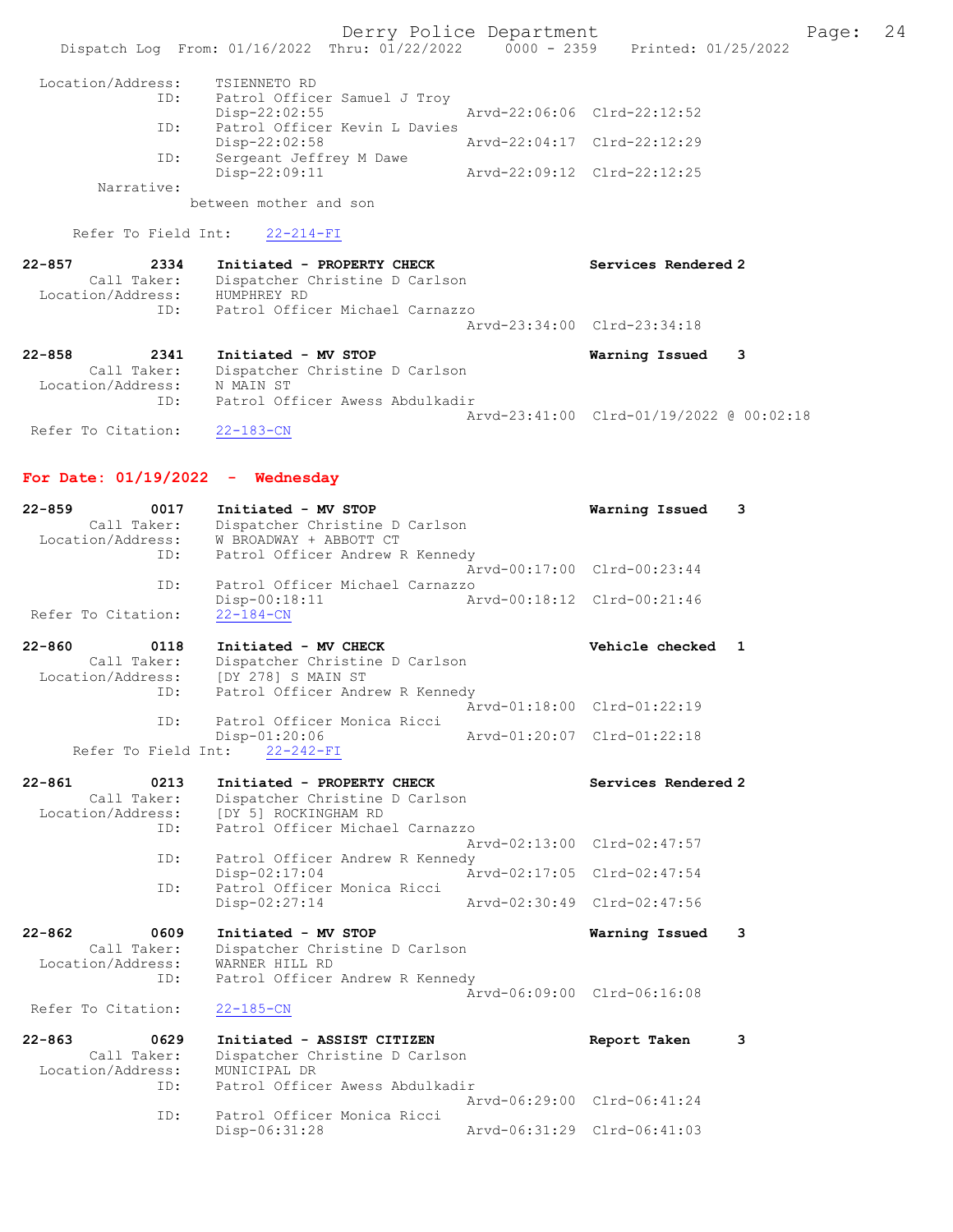```
 Location/Address:    TSIENNETO RD
              ID:     Patrol Officer Samuel J Troy
                      Disp-22:02:55              Arvd-22:06:06  Clrd-22:12:52
              ID:     Patrol Officer Kevin L Davies
                      Disp-22:02:58              Arvd-22:04:17  Clrd-22:12:29
              ID:     Sergeant Jeffrey M Dawe
                      Disp-22:09:11              Arvd-22:09:12  Clrd-22:12:25
        Narrative:
                    between mother and son

      Refer To Field Int:    22-214-FI

22-857         2334    Initiated - PROPERTY CHECK                 Services Rendered 2
       Call Taker:     Dispatcher Christine D Carlson
  Location/Address:    HUMPHREY RD
              ID:      Patrol Officer Michael Carnazzo
                                                  Arvd-23:34:00  Clrd-23:34:18

22-858         2341    Initiated - MV STOP                        Warning Issued    3
       Call Taker:     Dispatcher Christine D Carlson
  Location/Address:    N MAIN ST
              ID:      Patrol Officer Awess Abdulkadir
                                                  Arvd-23:41:00  Clrd-01/19/2022 @ 00:02:18
   Refer To Citation:    22-183-CN
```

**For Date: 01/19/2022 - Wednesday**

```
22-859         0017    Initiated - MV STOP                        Warning Issued    3
       Call Taker:     Dispatcher Christine D Carlson
  Location/Address:    W BROADWAY + ABBOTT CT
              ID:      Patrol Officer Andrew R Kennedy
                                                  Arvd-00:17:00  Clrd-00:23:44
              ID:      Patrol Officer Michael Carnazzo
                       Disp-00:18:11              Arvd-00:18:12  Clrd-00:21:46
   Refer To Citation:    22-184-CN

22-860         0118    Initiated - MV CHECK                       Vehicle checked   1
       Call Taker:     Dispatcher Christine D Carlson
  Location/Address:    [DY 278] S MAIN ST
              ID:      Patrol Officer Andrew R Kennedy
                                                  Arvd-01:18:00  Clrd-01:22:19
              ID:      Patrol Officer Monica Ricci
                       Disp-01:20:06              Arvd-01:20:07  Clrd-01:22:18
      Refer To Field Int:    22-242-FI

22-861         0213    Initiated - PROPERTY CHECK                 Services Rendered 2
       Call Taker:     Dispatcher Christine D Carlson
  Location/Address:    [DY 5] ROCKINGHAM RD
              ID:      Patrol Officer Michael Carnazzo
                                                  Arvd-02:13:00  Clrd-02:47:57
              ID:      Patrol Officer Andrew R Kennedy
                       Disp-02:17:04              Arvd-02:17:05  Clrd-02:47:54
              ID:      Patrol Officer Monica Ricci
                       Disp-02:27:14              Arvd-02:30:49  Clrd-02:47:56

22-862         0609    Initiated - MV STOP                        Warning Issued    3
       Call Taker:     Dispatcher Christine D Carlson
  Location/Address:    WARNER HILL RD
              ID:      Patrol Officer Andrew R Kennedy
                                                  Arvd-06:09:00  Clrd-06:16:08
   Refer To Citation:    22-185-CN

22-863         0629    Initiated - ASSIST CITIZEN                 Report Taken      3
       Call Taker:     Dispatcher Christine D Carlson
  Location/Address:    MUNICIPAL DR
              ID:      Patrol Officer Awess Abdulkadir
                                                  Arvd-06:29:00  Clrd-06:41:24
              ID:      Patrol Officer Monica Ricci
                       Disp-06:31:28              Arvd-06:31:29  Clrd-06:41:03
```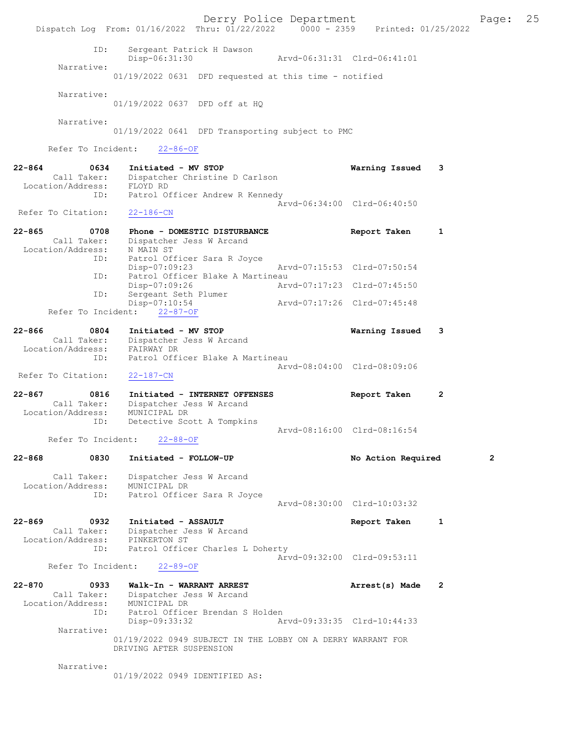```
            ID:      Sergeant Patrick H Dawson
                     Disp-06:31:30              Arvd-06:31:31  Clrd-06:41:01
      Narrative:
                 01/19/2022 0631  DFD requested at this time - notified

      Narrative:
                 01/19/2022 0637  DFD off at HQ

      Narrative:
                 01/19/2022 0641  DFD Transporting subject to PMC

      Refer To Incident:    22-86-OF

22-864        0634    Initiated - MV STOP                         Warning Issued    3
      Call Taker:     Dispatcher Christine D Carlson
  Location/Address:   FLOYD RD
            ID:       Patrol Officer Andrew R Kennedy
                                                Arvd-06:34:00  Clrd-06:40:50
  Refer To Citation:  22-186-CN

22-865        0708    Phone - DOMESTIC DISTURBANCE                Report Taken      1
      Call Taker:     Dispatcher Jess W Arcand
  Location/Address:   N MAIN ST
            ID:       Patrol Officer Sara R Joyce
                      Disp-07:09:23             Arvd-07:15:53  Clrd-07:50:54
            ID:       Patrol Officer Blake A Martineau
                      Disp-07:09:26             Arvd-07:17:23  Clrd-07:45:50
            ID:       Sergeant Seth Plumer
                      Disp-07:10:54             Arvd-07:17:26  Clrd-07:45:48
      Refer To Incident:    22-87-OF

22-866        0804    Initiated - MV STOP                         Warning Issued    3
      Call Taker:     Dispatcher Jess W Arcand
  Location/Address:   FAIRWAY DR
            ID:       Patrol Officer Blake A Martineau
                                                Arvd-08:04:00  Clrd-08:09:06
  Refer To Citation:  22-187-CN

22-867        0816    Initiated - INTERNET OFFENSES               Report Taken      2
      Call Taker:     Dispatcher Jess W Arcand
  Location/Address:   MUNICIPAL DR
            ID:       Detective Scott A Tompkins
                                                Arvd-08:16:00  Clrd-08:16:54
      Refer To Incident:    22-88-OF

22-868        0830    Initiated - FOLLOW-UP                       No Action Required        2

      Call Taker:     Dispatcher Jess W Arcand
  Location/Address:   MUNICIPAL DR
            ID:       Patrol Officer Sara R Joyce
                                                Arvd-08:30:00  Clrd-10:03:32

22-869        0932    Initiated - ASSAULT                         Report Taken      1
      Call Taker:     Dispatcher Jess W Arcand
  Location/Address:   PINKERTON ST
            ID:       Patrol Officer Charles L Doherty
                                                Arvd-09:32:00  Clrd-09:53:11
      Refer To Incident:    22-89-OF

22-870        0933    Walk-In - WARRANT ARREST                    Arrest(s) Made    2
      Call Taker:     Dispatcher Jess W Arcand
  Location/Address:   MUNICIPAL DR
            ID:       Patrol Officer Brendan S Holden
                      Disp-09:33:32             Arvd-09:33:35  Clrd-10:44:33
      Narrative:
                 01/19/2022 0949 SUBJECT IN THE LOBBY ON A DERRY WARRANT FOR
                 DRIVING AFTER SUSPENSION

      Narrative:
                 01/19/2022 0949 IDENTIFIED AS:
```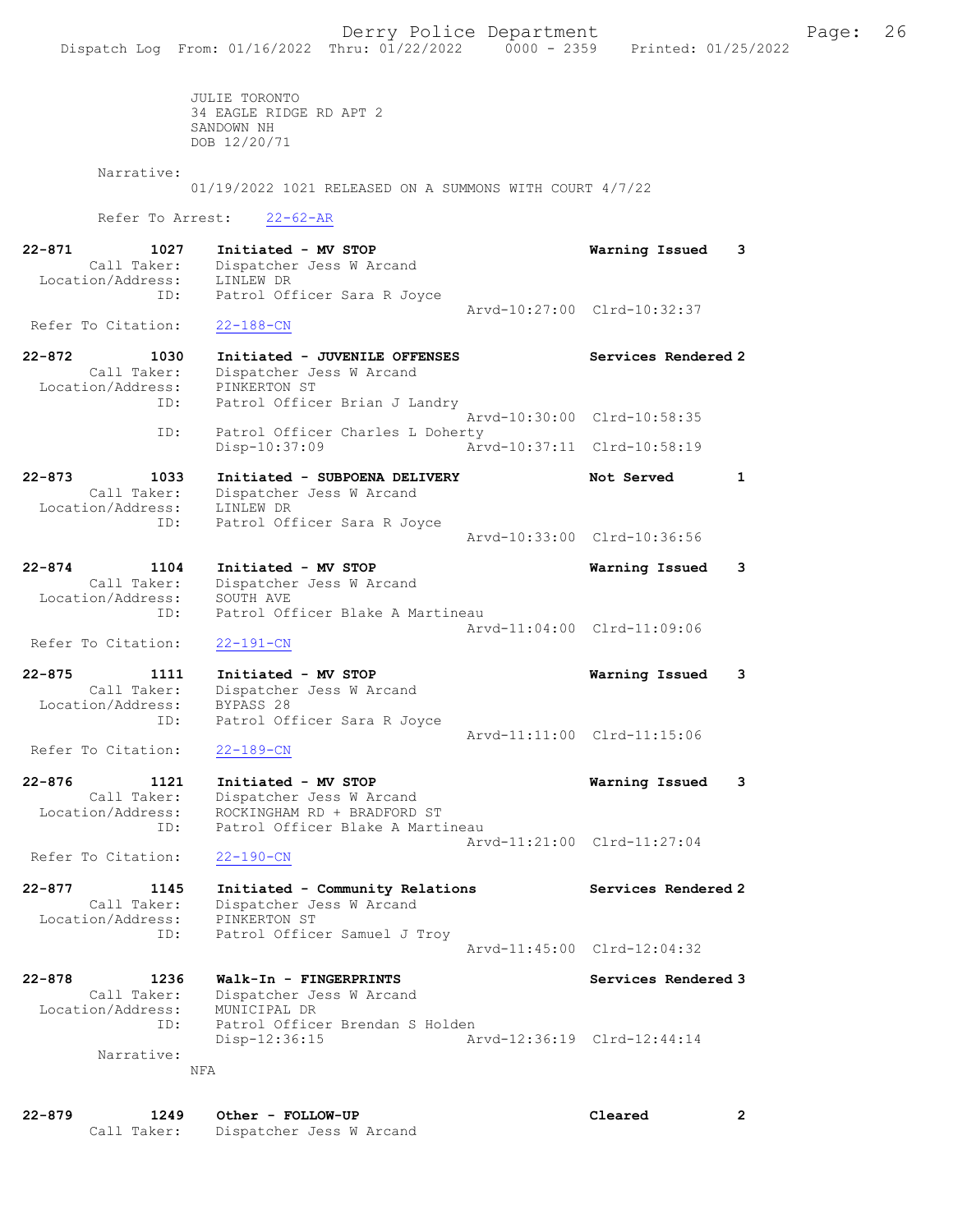JULIE TORONTO
34 EAGLE RIDGE RD APT 2
SANDOWN NH
DOB 12/20/71

Narrative:
01/19/2022 1021 RELEASED ON A SUMMONS WITH COURT 4/7/22

Refer To Arrest: 22-62-AR

**22-871** 1027 **Initiated - MV STOP** **Warning Issued 3**
Call Taker: Dispatcher Jess W Arcand
Location/Address: LINLEW DR
ID: Patrol Officer Sara R Joyce
Arvd-10:27:00 Clrd-10:32:37
Refer To Citation: 22-188-CN

**22-872** 1030 **Initiated - JUVENILE OFFENSES** **Services Rendered 2**
Call Taker: Dispatcher Jess W Arcand
Location/Address: PINKERTON ST
ID: Patrol Officer Brian J Landry
Arvd-10:30:00 Clrd-10:58:35
ID: Patrol Officer Charles L Doherty
Disp-10:37:09 Arvd-10:37:11 Clrd-10:58:19

**22-873** 1033 **Initiated - SUBPOENA DELIVERY** **Not Served 1**
Call Taker: Dispatcher Jess W Arcand
Location/Address: LINLEW DR
ID: Patrol Officer Sara R Joyce
Arvd-10:33:00 Clrd-10:36:56

**22-874** 1104 **Initiated - MV STOP** **Warning Issued 3**
Call Taker: Dispatcher Jess W Arcand
Location/Address: SOUTH AVE
ID: Patrol Officer Blake A Martineau
Arvd-11:04:00 Clrd-11:09:06
Refer To Citation: 22-191-CN

**22-875** 1111 **Initiated - MV STOP** **Warning Issued 3**
Call Taker: Dispatcher Jess W Arcand
Location/Address: BYPASS 28
ID: Patrol Officer Sara R Joyce
Arvd-11:11:00 Clrd-11:15:06
Refer To Citation: 22-189-CN

**22-876** 1121 **Initiated - MV STOP** **Warning Issued 3**
Call Taker: Dispatcher Jess W Arcand
Location/Address: ROCKINGHAM RD + BRADFORD ST
ID: Patrol Officer Blake A Martineau
Arvd-11:21:00 Clrd-11:27:04
Refer To Citation: 22-190-CN

**22-877** 1145 **Initiated - Community Relations** **Services Rendered 2**
Call Taker: Dispatcher Jess W Arcand
Location/Address: PINKERTON ST
ID: Patrol Officer Samuel J Troy
Arvd-11:45:00 Clrd-12:04:32

**22-878** 1236 **Walk-In - FINGERPRINTS** **Services Rendered 3**
Call Taker: Dispatcher Jess W Arcand
Location/Address: MUNICIPAL DR
ID: Patrol Officer Brendan S Holden
Disp-12:36:15 Arvd-12:36:19 Clrd-12:44:14
Narrative:
NFA

**22-879** 1249 **Other - FOLLOW-UP** **Cleared 2**
Call Taker: Dispatcher Jess W Arcand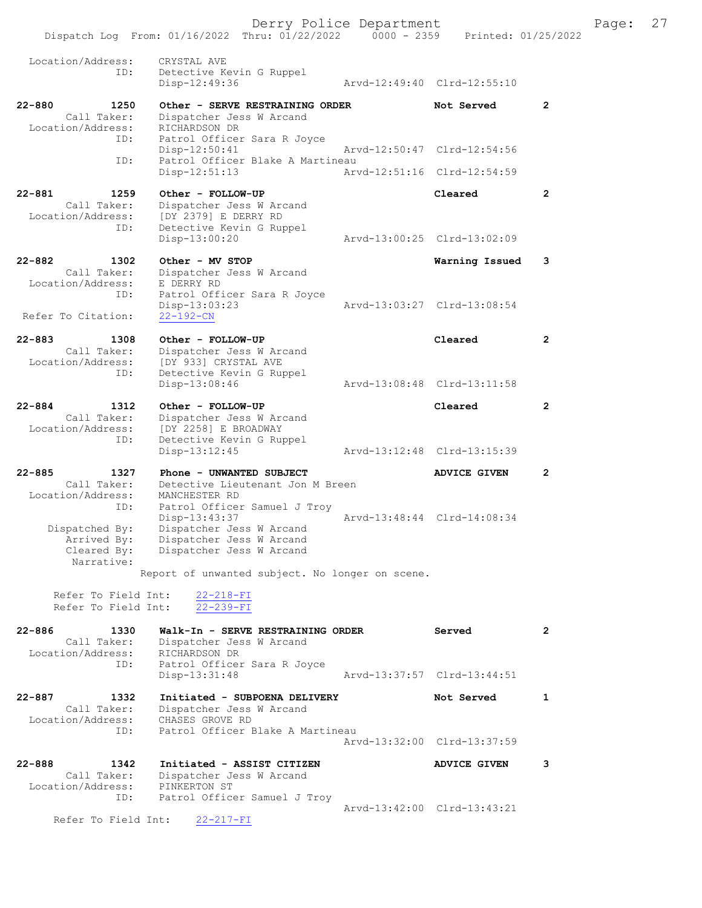```
Location/Address:     CRYSTAL AVE
              ID:     Detective Kevin G Ruppel
                      Disp-12:49:36              Arvd-12:49:40  Clrd-12:55:10

22-880         1250   Other - SERVE RESTRAINING ORDER           Not Served        2
     Call Taker:      Dispatcher Jess W Arcand
  Location/Address:   RICHARDSON DR
              ID:     Patrol Officer Sara R Joyce
                      Disp-12:50:41              Arvd-12:50:47  Clrd-12:54:56
              ID:     Patrol Officer Blake A Martineau
                      Disp-12:51:13              Arvd-12:51:16  Clrd-12:54:59

22-881         1259   Other - FOLLOW-UP                         Cleared           2
     Call Taker:      Dispatcher Jess W Arcand
  Location/Address:   [DY 2379] E DERRY RD
              ID:     Detective Kevin G Ruppel
                      Disp-13:00:20              Arvd-13:00:25  Clrd-13:02:09

22-882         1302   Other - MV STOP                           Warning Issued    3
     Call Taker:      Dispatcher Jess W Arcand
  Location/Address:   E DERRY RD
              ID:     Patrol Officer Sara R Joyce
                      Disp-13:03:23              Arvd-13:03:27  Clrd-13:08:54
 Refer To Citation:   22-192-CN

22-883         1308   Other - FOLLOW-UP                         Cleared           2
     Call Taker:      Dispatcher Jess W Arcand
  Location/Address:   [DY 933] CRYSTAL AVE
              ID:     Detective Kevin G Ruppel
                      Disp-13:08:46              Arvd-13:08:48  Clrd-13:11:58

22-884         1312   Other - FOLLOW-UP                         Cleared           2
     Call Taker:      Dispatcher Jess W Arcand
  Location/Address:   [DY 2258] E BROADWAY
              ID:     Detective Kevin G Ruppel
                      Disp-13:12:45              Arvd-13:12:48  Clrd-13:15:39

22-885         1327   Phone - UNWANTED SUBJECT                  ADVICE GIVEN      2
     Call Taker:      Detective Lieutenant Jon M Breen
  Location/Address:   MANCHESTER RD
              ID:     Patrol Officer Samuel J Troy
                      Disp-13:43:37              Arvd-13:48:44  Clrd-14:08:34
   Dispatched By:     Dispatcher Jess W Arcand
      Arrived By:     Dispatcher Jess W Arcand
      Cleared By:     Dispatcher Jess W Arcand
       Narrative:
                   Report of unwanted subject. No longer on scene.

     Refer To Field Int:     22-218-FI
     Refer To Field Int:     22-239-FI

22-886         1330   Walk-In - SERVE RESTRAINING ORDER         Served            2
     Call Taker:      Dispatcher Jess W Arcand
  Location/Address:   RICHARDSON DR
              ID:     Patrol Officer Sara R Joyce
                      Disp-13:31:48              Arvd-13:37:57  Clrd-13:44:51

22-887         1332   Initiated - SUBPOENA DELIVERY             Not Served        1
     Call Taker:      Dispatcher Jess W Arcand
  Location/Address:   CHASES GROVE RD
              ID:     Patrol Officer Blake A Martineau
                                                 Arvd-13:32:00  Clrd-13:37:59

22-888         1342   Initiated - ASSIST CITIZEN                ADVICE GIVEN      3
     Call Taker:      Dispatcher Jess W Arcand
  Location/Address:   PINKERTON ST
              ID:     Patrol Officer Samuel J Troy
                                                 Arvd-13:42:00  Clrd-13:43:21
     Refer To Field Int:     22-217-FI
```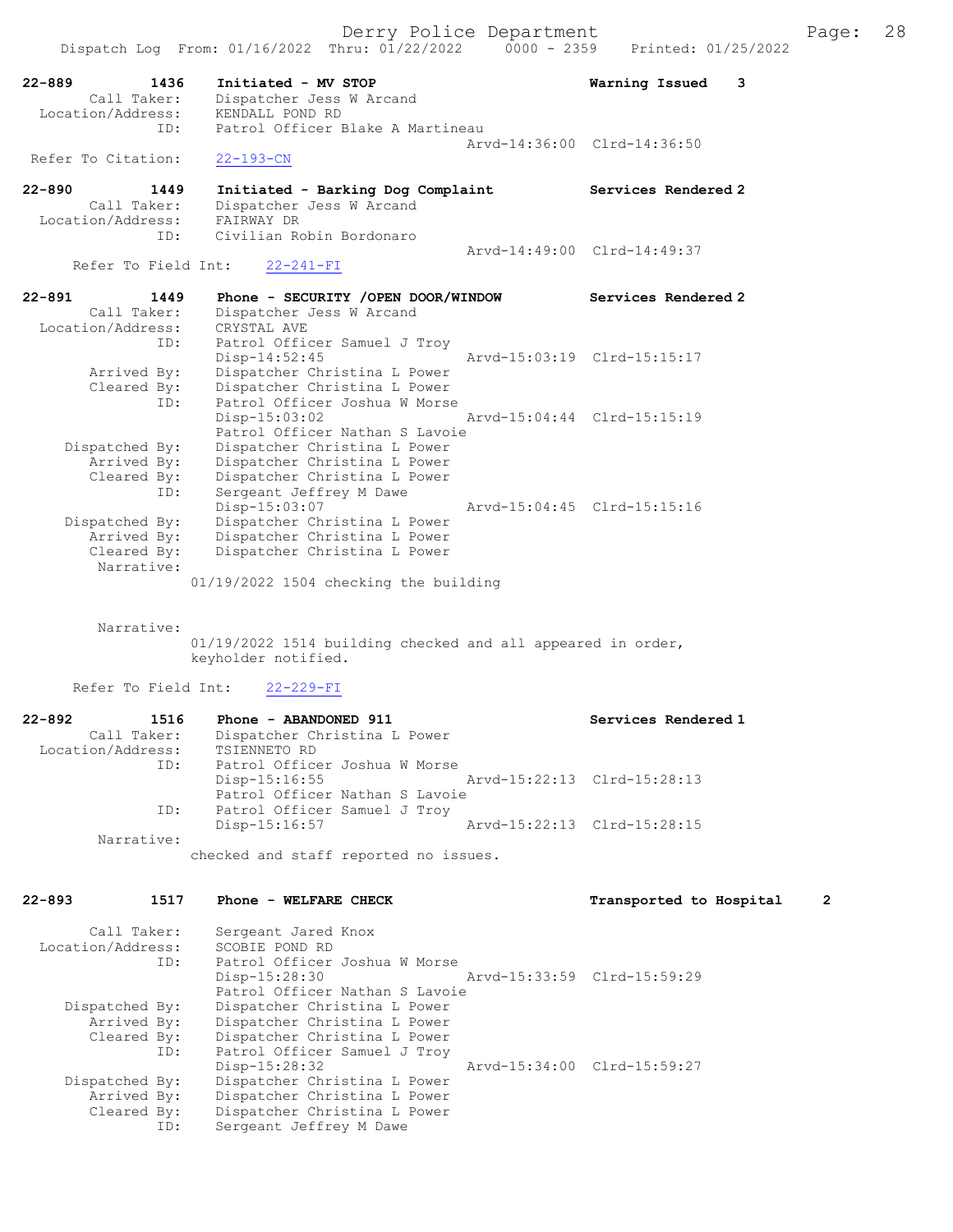22-889 1436 Initiated - MV STOP Warning Issued 3
Call Taker: Dispatcher Jess W Arcand
Location/Address: KENDALL POND RD
ID: Patrol Officer Blake A Martineau
Arvd-14:36:00 Clrd-14:36:50
Refer To Citation: 22-193-CN

22-890 1449 Initiated - Barking Dog Complaint Services Rendered 2
Call Taker: Dispatcher Jess W Arcand
Location/Address: FAIRWAY DR
ID: Civilian Robin Bordonaro
Arvd-14:49:00 Clrd-14:49:37
Refer To Field Int: 22-241-FI

22-891 1449 Phone - SECURITY /OPEN DOOR/WINDOW Services Rendered 2
Call Taker: Dispatcher Jess W Arcand
Location/Address: CRYSTAL AVE
ID: Patrol Officer Samuel J Troy
Disp-14:52:45 Arvd-15:03:19 Clrd-15:15:17
Arrived By: Dispatcher Christina L Power
Cleared By: Dispatcher Christina L Power
ID: Patrol Officer Joshua W Morse
Disp-15:03:02 Arvd-15:04:44 Clrd-15:15:19
Patrol Officer Nathan S Lavoie
Dispatched By: Dispatcher Christina L Power
Arrived By: Dispatcher Christina L Power
Cleared By: Dispatcher Christina L Power
ID: Sergeant Jeffrey M Dawe
Disp-15:03:07 Arvd-15:04:45 Clrd-15:15:16
Dispatched By: Dispatcher Christina L Power
Arrived By: Dispatcher Christina L Power
Cleared By: Dispatcher Christina L Power
Narrative:
01/19/2022 1504 checking the building

Narrative:
01/19/2022 1514 building checked and all appeared in order, keyholder notified.

Refer To Field Int: 22-229-FI

22-892 1516 Phone - ABANDONED 911 Services Rendered 1
Call Taker: Dispatcher Christina L Power
Location/Address: TSIENNETO RD
ID: Patrol Officer Joshua W Morse
Disp-15:16:55 Arvd-15:22:13 Clrd-15:28:13
Patrol Officer Nathan S Lavoie
ID: Patrol Officer Samuel J Troy
Disp-15:16:57 Arvd-15:22:13 Clrd-15:28:15
Narrative:
checked and staff reported no issues.

22-893 1517 Phone - WELFARE CHECK Transported to Hospital 2

Call Taker: Sergeant Jared Knox
Location/Address: SCOBIE POND RD
ID: Patrol Officer Joshua W Morse
Disp-15:28:30 Arvd-15:33:59 Clrd-15:59:29
Patrol Officer Nathan S Lavoie
Dispatched By: Dispatcher Christina L Power
Arrived By: Dispatcher Christina L Power
Cleared By: Dispatcher Christina L Power
ID: Patrol Officer Samuel J Troy
Disp-15:28:32 Arvd-15:34:00 Clrd-15:59:27
Dispatched By: Dispatcher Christina L Power
Arrived By: Dispatcher Christina L Power
Cleared By: Dispatcher Christina L Power
ID: Sergeant Jeffrey M Dawe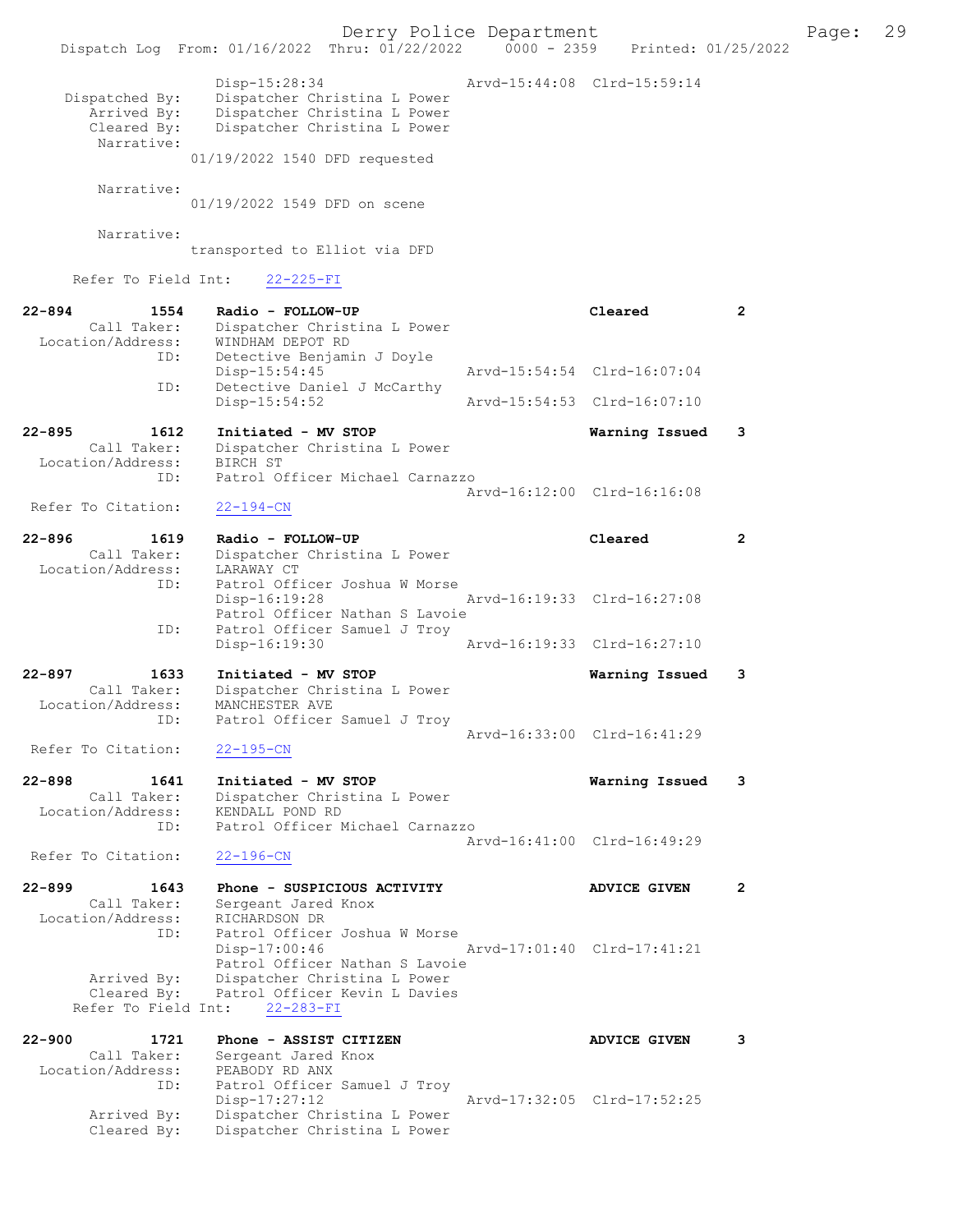```
                Disp-15:28:34                 Arvd-15:44:08  Clrd-15:59:14
  Dispatched By:    Dispatcher Christina L Power
     Arrived By:    Dispatcher Christina L Power
     Cleared By:    Dispatcher Christina L Power
      Narrative:
               01/19/2022 1540 DFD requested

      Narrative:
               01/19/2022 1549 DFD on scene

      Narrative:
               transported to Elliot via DFD

    Refer To Field Int:    22-225-FI

22-894          1554    Radio - FOLLOW-UP                         Cleared          2
        Call Taker:     Dispatcher Christina L Power
  Location/Address:     WINDHAM DEPOT RD
                ID:     Detective Benjamin J Doyle
                        Disp-15:54:45                 Arvd-15:54:54  Clrd-16:07:04
                ID:     Detective Daniel J McCarthy
                        Disp-15:54:52                 Arvd-15:54:53  Clrd-16:07:10

22-895          1612    Initiated - MV STOP                       Warning Issued   3
        Call Taker:     Dispatcher Christina L Power
  Location/Address:     BIRCH ST
                ID:     Patrol Officer Michael Carnazzo
                                                      Arvd-16:12:00  Clrd-16:16:08
 Refer To Citation:     22-194-CN

22-896          1619    Radio - FOLLOW-UP                         Cleared          2
        Call Taker:     Dispatcher Christina L Power
  Location/Address:     LARAWAY CT
                ID:     Patrol Officer Joshua W Morse
                        Disp-16:19:28                 Arvd-16:19:33  Clrd-16:27:08
                        Patrol Officer Nathan S Lavoie
                ID:     Patrol Officer Samuel J Troy
                        Disp-16:19:30                 Arvd-16:19:33  Clrd-16:27:10

22-897          1633    Initiated - MV STOP                       Warning Issued   3
        Call Taker:     Dispatcher Christina L Power
  Location/Address:     MANCHESTER AVE
                ID:     Patrol Officer Samuel J Troy
                                                      Arvd-16:33:00  Clrd-16:41:29
 Refer To Citation:     22-195-CN

22-898          1641    Initiated - MV STOP                       Warning Issued   3
        Call Taker:     Dispatcher Christina L Power
  Location/Address:     KENDALL POND RD
                ID:     Patrol Officer Michael Carnazzo
                                                      Arvd-16:41:00  Clrd-16:49:29
 Refer To Citation:     22-196-CN

22-899          1643    Phone - SUSPICIOUS ACTIVITY               ADVICE GIVEN     2
        Call Taker:     Sergeant Jared Knox
  Location/Address:     RICHARDSON DR
                ID:     Patrol Officer Joshua W Morse
                        Disp-17:00:46                 Arvd-17:01:40  Clrd-17:41:21
                        Patrol Officer Nathan S Lavoie
        Arrived By:     Dispatcher Christina L Power
        Cleared By:     Patrol Officer Kevin L Davies
    Refer To Field Int:    22-283-FI

22-900          1721    Phone - ASSIST CITIZEN                    ADVICE GIVEN     3
        Call Taker:     Sergeant Jared Knox
  Location/Address:     PEABODY RD ANX
                ID:     Patrol Officer Samuel J Troy
                        Disp-17:27:12                 Arvd-17:32:05  Clrd-17:52:25
        Arrived By:     Dispatcher Christina L Power
        Cleared By:     Dispatcher Christina L Power
```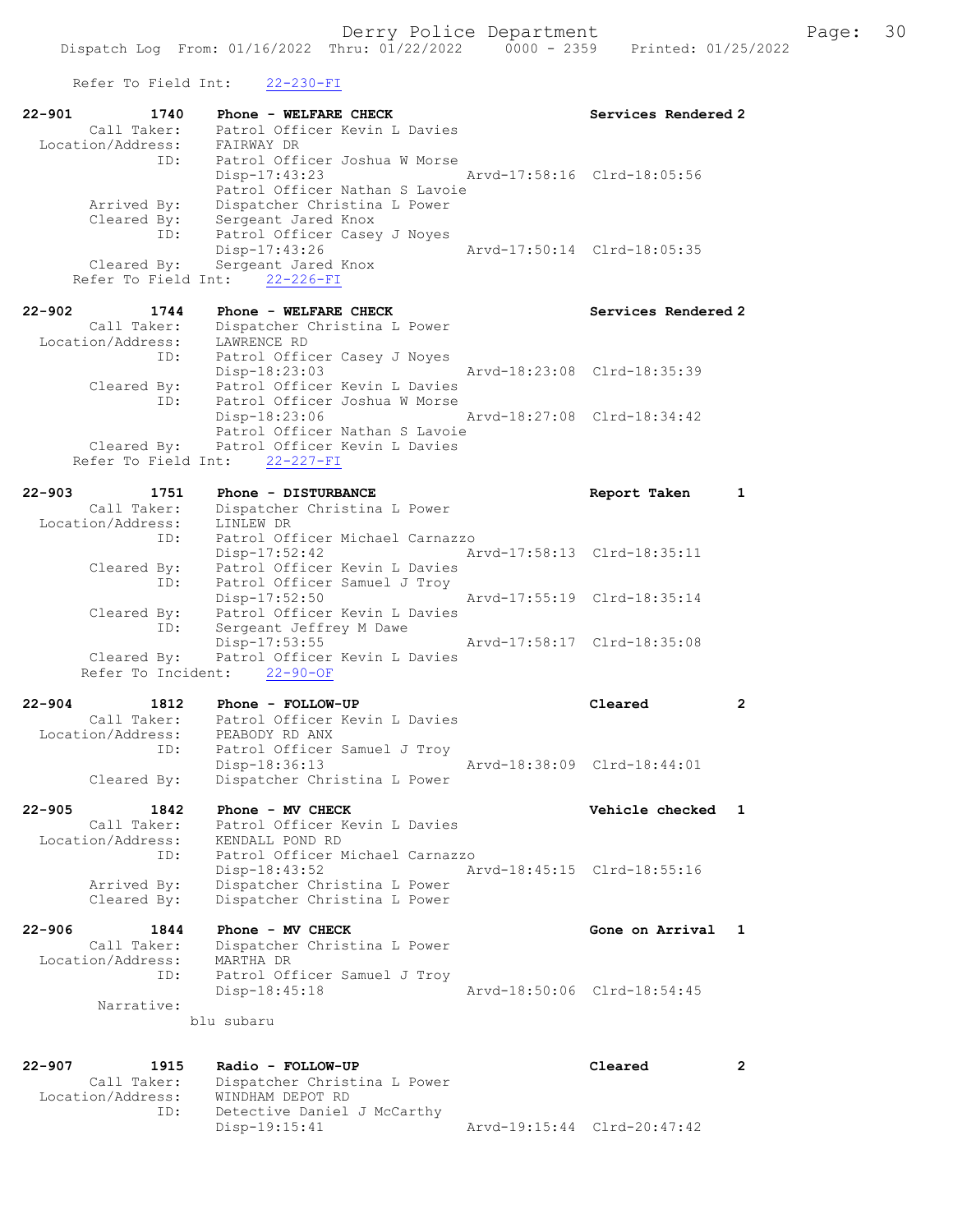Refer To Field Int: 22-230-FI

```
22-901        1740    Phone - WELFARE CHECK                      Services Rendered 2
        Call Taker:    Patrol Officer Kevin L Davies
  Location/Address:    FAIRWAY DR
                ID:    Patrol Officer Joshua W Morse
                       Disp-17:43:23                Arvd-17:58:16  Clrd-18:05:56
                       Patrol Officer Nathan S Lavoie
        Arrived By:    Dispatcher Christina L Power
        Cleared By:    Sergeant Jared Knox
                ID:    Patrol Officer Casey J Noyes
                       Disp-17:43:26                Arvd-17:50:14  Clrd-18:05:35
        Cleared By:    Sergeant Jared Knox
     Refer To Field Int:    22-226-FI

22-902        1744    Phone - WELFARE CHECK                      Services Rendered 2
        Call Taker:    Dispatcher Christina L Power
  Location/Address:    LAWRENCE RD
                ID:    Patrol Officer Casey J Noyes
                       Disp-18:23:03                Arvd-18:23:08  Clrd-18:35:39
        Cleared By:    Patrol Officer Kevin L Davies
                ID:    Patrol Officer Joshua W Morse
                       Disp-18:23:06                Arvd-18:27:08  Clrd-18:34:42
                       Patrol Officer Nathan S Lavoie
        Cleared By:    Patrol Officer Kevin L Davies
     Refer To Field Int:    22-227-FI

22-903        1751    Phone - DISTURBANCE                        Report Taken      1
        Call Taker:    Dispatcher Christina L Power
  Location/Address:    LINLEW DR
                ID:    Patrol Officer Michael Carnazzo
                       Disp-17:52:42                Arvd-17:58:13  Clrd-18:35:11
        Cleared By:    Patrol Officer Kevin L Davies
                ID:    Patrol Officer Samuel J Troy
                       Disp-17:52:50                Arvd-17:55:19  Clrd-18:35:14
        Cleared By:    Patrol Officer Kevin L Davies
                ID:    Sergeant Jeffrey M Dawe
                       Disp-17:53:55                Arvd-17:58:17  Clrd-18:35:08
        Cleared By:    Patrol Officer Kevin L Davies
      Refer To Incident:    22-90-OF

22-904        1812    Phone - FOLLOW-UP                          Cleared           2
        Call Taker:    Patrol Officer Kevin L Davies
  Location/Address:    PEABODY RD ANX
                ID:    Patrol Officer Samuel J Troy
                       Disp-18:36:13                Arvd-18:38:09  Clrd-18:44:01
        Cleared By:    Dispatcher Christina L Power

22-905        1842    Phone - MV CHECK                           Vehicle checked   1
        Call Taker:    Patrol Officer Kevin L Davies
  Location/Address:    KENDALL POND RD
                ID:    Patrol Officer Michael Carnazzo
                       Disp-18:43:52                Arvd-18:45:15  Clrd-18:55:16
        Arrived By:    Dispatcher Christina L Power
        Cleared By:    Dispatcher Christina L Power

22-906        1844    Phone - MV CHECK                           Gone on Arrival   1
        Call Taker:    Dispatcher Christina L Power
  Location/Address:    MARTHA DR
                ID:    Patrol Officer Samuel J Troy
                       Disp-18:45:18                Arvd-18:50:06  Clrd-18:54:45
         Narrative:
                    blu subaru

22-907        1915    Radio - FOLLOW-UP                          Cleared           2
        Call Taker:    Dispatcher Christina L Power
  Location/Address:    WINDHAM DEPOT RD
                ID:    Detective Daniel J McCarthy
                       Disp-19:15:41                Arvd-19:15:44  Clrd-20:47:42
```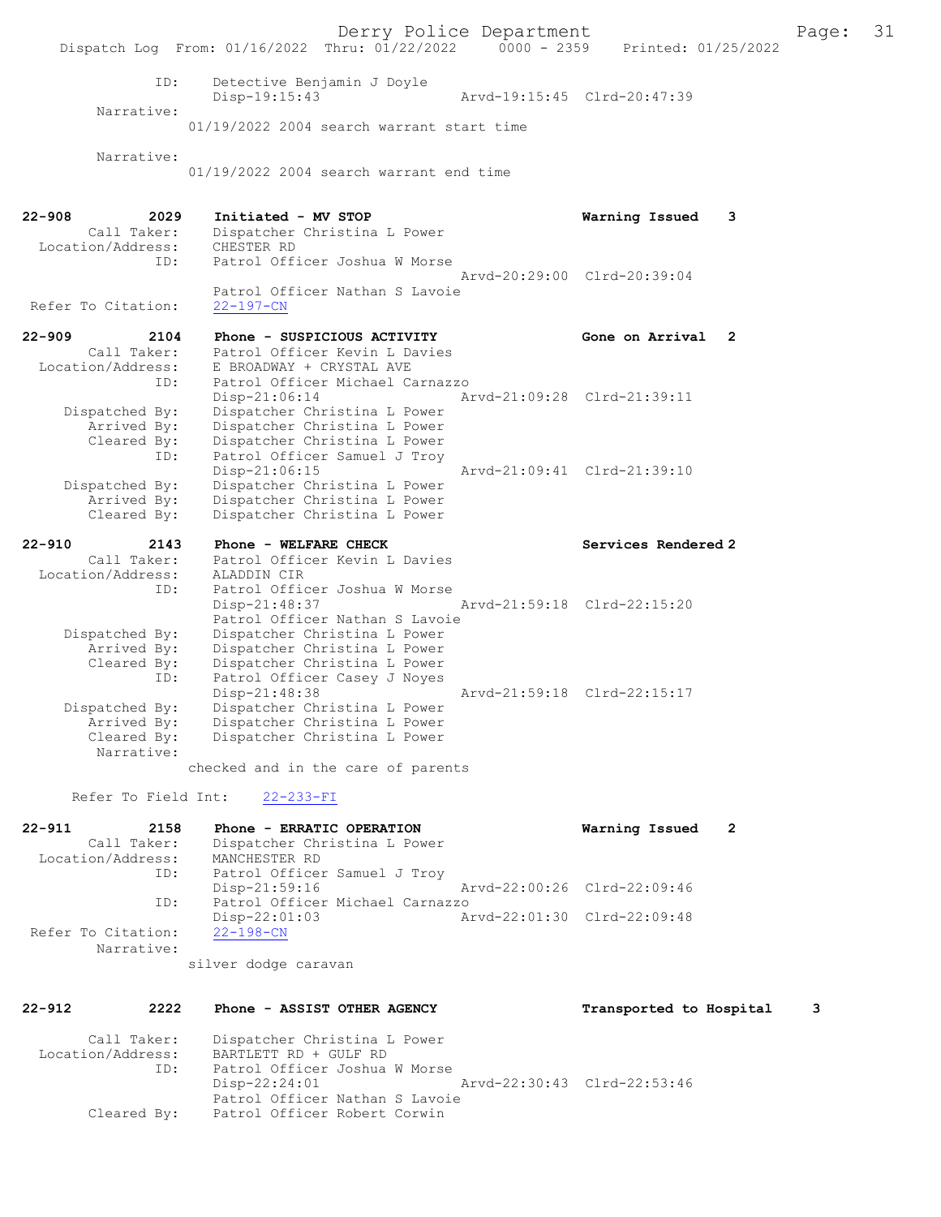```
           ID:      Detective Benjamin J Doyle
                    Disp-19:15:43                Arvd-19:15:45  Clrd-20:47:39
    Narrative:
                  01/19/2022 2004 search warrant start time

    Narrative:
                  01/19/2022 2004 search warrant end time


22-908          2029   Initiated - MV STOP                         Warning Issued    3
      Call Taker:      Dispatcher Christina L Power
 Location/Address:     CHESTER RD
              ID:      Patrol Officer Joshua W Morse
                                                   Arvd-20:29:00  Clrd-20:39:04
                       Patrol Officer Nathan S Lavoie
 Refer To Citation:    22-197-CN

22-909          2104   Phone - SUSPICIOUS ACTIVITY                 Gone on Arrival   2
      Call Taker:      Patrol Officer Kevin L Davies
 Location/Address:     E BROADWAY + CRYSTAL AVE
              ID:      Patrol Officer Michael Carnazzo
                       Disp-21:06:14               Arvd-21:09:28  Clrd-21:39:11
   Dispatched By:      Dispatcher Christina L Power
      Arrived By:      Dispatcher Christina L Power
      Cleared By:      Dispatcher Christina L Power
              ID:      Patrol Officer Samuel J Troy
                       Disp-21:06:15               Arvd-21:09:41  Clrd-21:39:10
   Dispatched By:      Dispatcher Christina L Power
      Arrived By:      Dispatcher Christina L Power
      Cleared By:      Dispatcher Christina L Power

22-910          2143   Phone - WELFARE CHECK                       Services Rendered 2
      Call Taker:      Patrol Officer Kevin L Davies
 Location/Address:     ALADDIN CIR
              ID:      Patrol Officer Joshua W Morse
                       Disp-21:48:37               Arvd-21:59:18  Clrd-22:15:20
                       Patrol Officer Nathan S Lavoie
   Dispatched By:      Dispatcher Christina L Power
      Arrived By:      Dispatcher Christina L Power
      Cleared By:      Dispatcher Christina L Power
              ID:      Patrol Officer Casey J Noyes
                       Disp-21:48:38               Arvd-21:59:18  Clrd-22:15:17
   Dispatched By:      Dispatcher Christina L Power
      Arrived By:      Dispatcher Christina L Power
      Cleared By:      Dispatcher Christina L Power
       Narrative:
                  checked and in the care of parents

     Refer To Field Int:    22-233-FI

22-911          2158   Phone - ERRATIC OPERATION                   Warning Issued    2
      Call Taker:      Dispatcher Christina L Power
 Location/Address:     MANCHESTER RD
              ID:      Patrol Officer Samuel J Troy
                       Disp-21:59:16               Arvd-22:00:26  Clrd-22:09:46
              ID:      Patrol Officer Michael Carnazzo
                       Disp-22:01:03               Arvd-22:01:30  Clrd-22:09:48
 Refer To Citation:    22-198-CN
       Narrative:
                  silver dodge caravan


22-912          2222   Phone - ASSIST OTHER AGENCY                 Transported to Hospital     3

      Call Taker:      Dispatcher Christina L Power
 Location/Address:     BARTLETT RD + GULF RD
              ID:      Patrol Officer Joshua W Morse
                       Disp-22:24:01               Arvd-22:30:43  Clrd-22:53:46
                       Patrol Officer Nathan S Lavoie
      Cleared By:      Patrol Officer Robert Corwin
```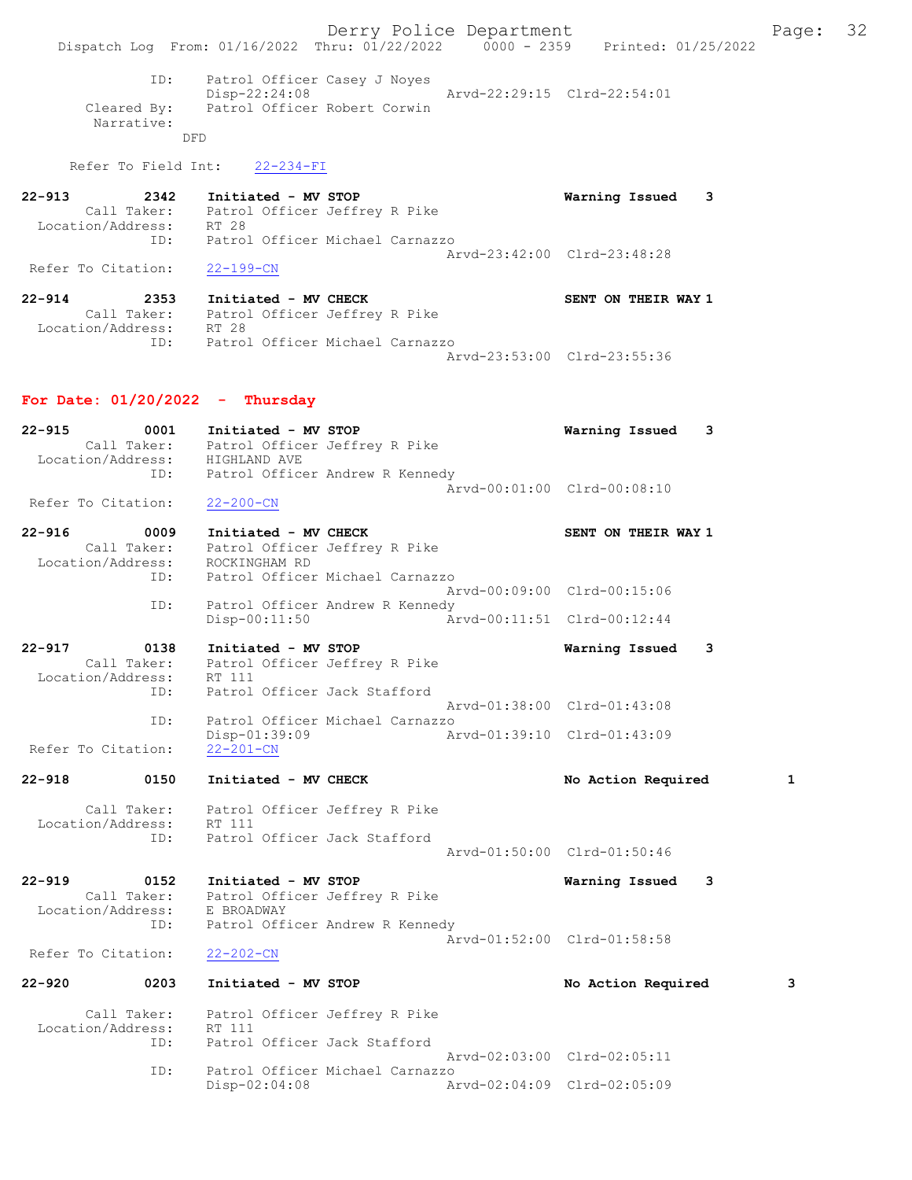ID: Patrol Officer Casey J Noyes
Disp-22:24:08 Arvd-22:29:15 Clrd-22:54:01
Cleared By: Patrol Officer Robert Corwin
Narrative:
DFD

Refer To Field Int: 22-234-FI

22-913 2342 Initiated - MV STOP Warning Issued 3
Call Taker: Patrol Officer Jeffrey R Pike
Location/Address: RT 28
ID: Patrol Officer Michael Carnazzo
Arvd-23:42:00 Clrd-23:48:28
Refer To Citation: 22-199-CN

22-914 2353 Initiated - MV CHECK SENT ON THEIR WAY 1
Call Taker: Patrol Officer Jeffrey R Pike
Location/Address: RT 28
ID: Patrol Officer Michael Carnazzo
Arvd-23:53:00 Clrd-23:55:36

## For Date: 01/20/2022 - Thursday

22-915 0001 Initiated - MV STOP Warning Issued 3
Call Taker: Patrol Officer Jeffrey R Pike
Location/Address: HIGHLAND AVE
ID: Patrol Officer Andrew R Kennedy
Arvd-00:01:00 Clrd-00:08:10
Refer To Citation: 22-200-CN

22-916 0009 Initiated - MV CHECK SENT ON THEIR WAY 1
Call Taker: Patrol Officer Jeffrey R Pike
Location/Address: ROCKINGHAM RD
ID: Patrol Officer Michael Carnazzo
Arvd-00:09:00 Clrd-00:15:06
ID: Patrol Officer Andrew R Kennedy
Disp-00:11:50 Arvd-00:11:51 Clrd-00:12:44

22-917 0138 Initiated - MV STOP Warning Issued 3
Call Taker: Patrol Officer Jeffrey R Pike
Location/Address: RT 111
ID: Patrol Officer Jack Stafford
Arvd-01:38:00 Clrd-01:43:08
ID: Patrol Officer Michael Carnazzo
Disp-01:39:09 Arvd-01:39:10 Clrd-01:43:09
Refer To Citation: 22-201-CN

22-918 0150 Initiated - MV CHECK No Action Required 1
Call Taker: Patrol Officer Jeffrey R Pike
Location/Address: RT 111
ID: Patrol Officer Jack Stafford
Arvd-01:50:00 Clrd-01:50:46

22-919 0152 Initiated - MV STOP Warning Issued 3
Call Taker: Patrol Officer Jeffrey R Pike
Location/Address: E BROADWAY
ID: Patrol Officer Andrew R Kennedy
Arvd-01:52:00 Clrd-01:58:58
Refer To Citation: 22-202-CN

22-920 0203 Initiated - MV STOP No Action Required 3
Call Taker: Patrol Officer Jeffrey R Pike
Location/Address: RT 111
ID: Patrol Officer Jack Stafford
Arvd-02:03:00 Clrd-02:05:11
ID: Patrol Officer Michael Carnazzo
Disp-02:04:08 Arvd-02:04:09 Clrd-02:05:09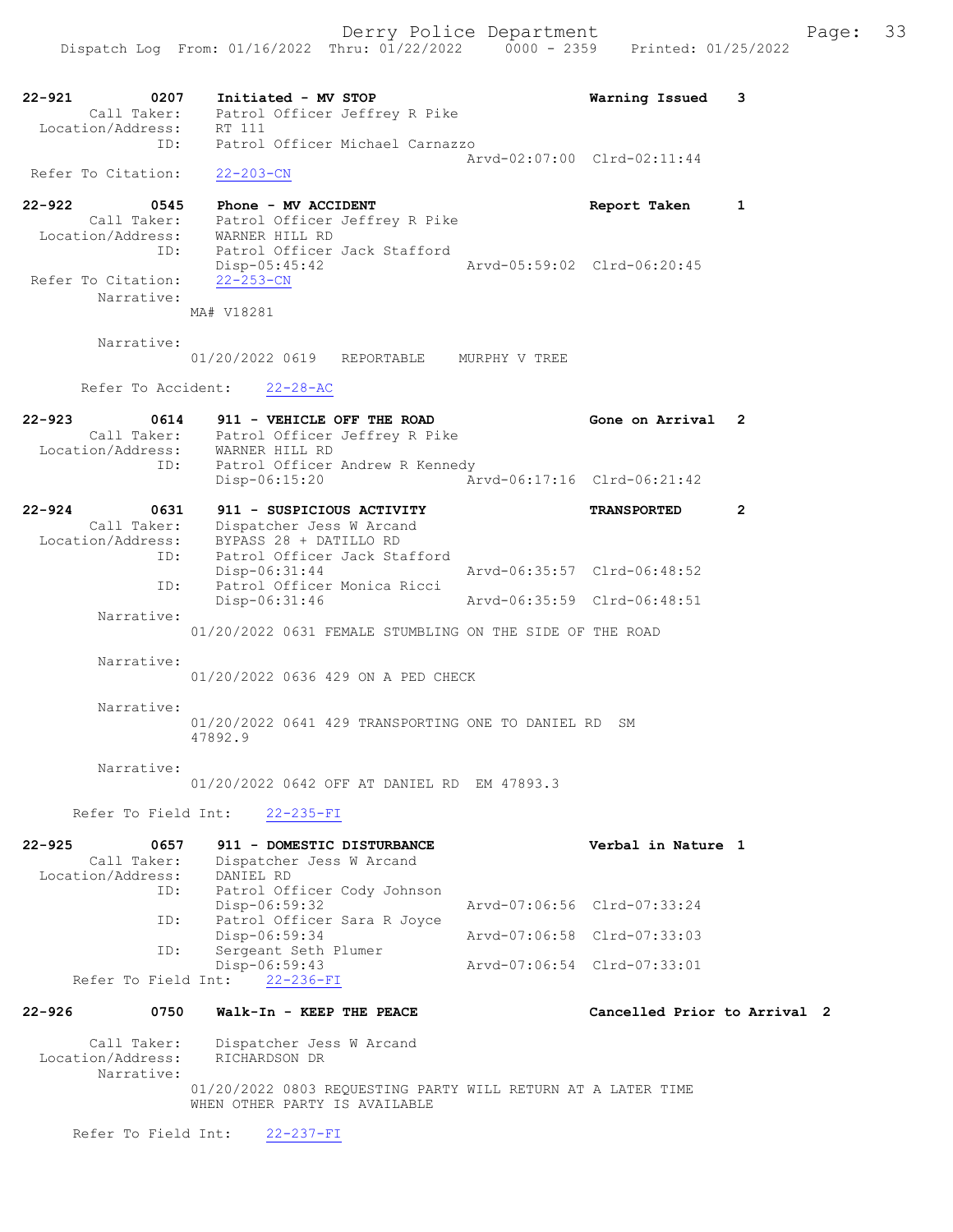22-921 0207 Initiated - MV STOP Warning Issued 3
Call Taker: Patrol Officer Jeffrey R Pike
Location/Address: RT 111
ID: Patrol Officer Michael Carnazzo
Arvd-02:07:00 Clrd-02:11:44
Refer To Citation: 22-203-CN

22-922 0545 Phone - MV ACCIDENT Report Taken 1
Call Taker: Patrol Officer Jeffrey R Pike
Location/Address: WARNER HILL RD
ID: Patrol Officer Jack Stafford
Disp-05:45:42 Arvd-05:59:02 Clrd-06:20:45
Refer To Citation: 22-253-CN
Narrative:
MA# V18281

Narrative:
01/20/2022 0619 REPORTABLE MURPHY V TREE

Refer To Accident: 22-28-AC

22-923 0614 911 - VEHICLE OFF THE ROAD Gone on Arrival 2
Call Taker: Patrol Officer Jeffrey R Pike
Location/Address: WARNER HILL RD
ID: Patrol Officer Andrew R Kennedy
Disp-06:15:20 Arvd-06:17:16 Clrd-06:21:42

22-924 0631 911 - SUSPICIOUS ACTIVITY TRANSPORTED 2
Call Taker: Dispatcher Jess W Arcand
Location/Address: BYPASS 28 + DATILLO RD
ID: Patrol Officer Jack Stafford
Disp-06:31:44 Arvd-06:35:57 Clrd-06:48:52
ID: Patrol Officer Monica Ricci
Disp-06:31:46 Arvd-06:35:59 Clrd-06:48:51
Narrative:
01/20/2022 0631 FEMALE STUMBLING ON THE SIDE OF THE ROAD

Narrative:
01/20/2022 0636 429 ON A PED CHECK

Narrative:
01/20/2022 0641 429 TRANSPORTING ONE TO DANIEL RD SM
47892.9

Narrative:
01/20/2022 0642 OFF AT DANIEL RD EM 47893.3

Refer To Field Int: 22-235-FI

22-925 0657 911 - DOMESTIC DISTURBANCE Verbal in Nature 1
Call Taker: Dispatcher Jess W Arcand
Location/Address: DANIEL RD
ID: Patrol Officer Cody Johnson
Disp-06:59:32 Arvd-07:06:56 Clrd-07:33:24
ID: Patrol Officer Sara R Joyce
Disp-06:59:34 Arvd-07:06:58 Clrd-07:33:03
ID: Sergeant Seth Plumer
Disp-06:59:43 Arvd-07:06:54 Clrd-07:33:01
Refer To Field Int: 22-236-FI

22-926 0750 Walk-In - KEEP THE PEACE Cancelled Prior to Arrival 2

Call Taker: Dispatcher Jess W Arcand
Location/Address: RICHARDSON DR
Narrative:
01/20/2022 0803 REQUESTING PARTY WILL RETURN AT A LATER TIME
WHEN OTHER PARTY IS AVAILABLE

Refer To Field Int: 22-237-FI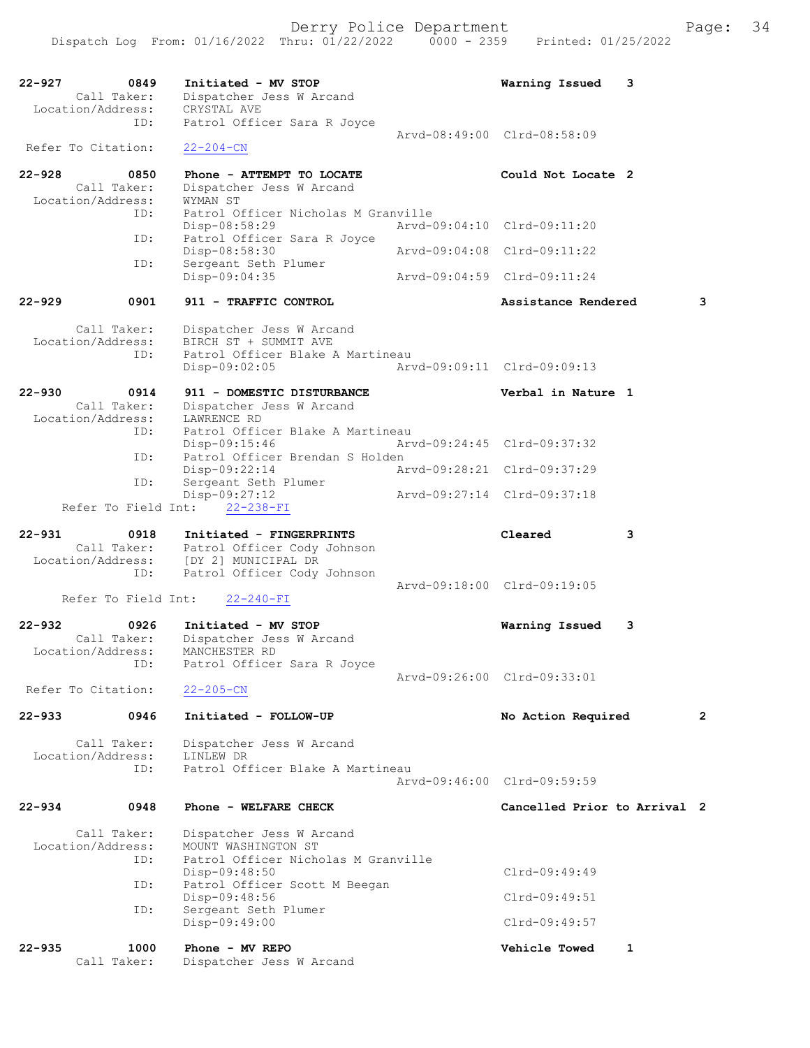22-927 0849 Initiated - MV STOP Warning Issued 3
Call Taker: Dispatcher Jess W Arcand
Location/Address: CRYSTAL AVE
ID: Patrol Officer Sara R Joyce
Arvd-08:49:00 Clrd-08:58:09
Refer To Citation: 22-204-CN

22-928 0850 Phone - ATTEMPT TO LOCATE Could Not Locate 2
Call Taker: Dispatcher Jess W Arcand
Location/Address: WYMAN ST
ID: Patrol Officer Nicholas M Granville
Disp-08:58:29 Arvd-09:04:10 Clrd-09:11:20
ID: Patrol Officer Sara R Joyce
Disp-08:58:30 Arvd-09:04:08 Clrd-09:11:22
ID: Sergeant Seth Plumer
Disp-09:04:35 Arvd-09:04:59 Clrd-09:11:24

22-929 0901 911 - TRAFFIC CONTROL Assistance Rendered 3
Call Taker: Dispatcher Jess W Arcand
Location/Address: BIRCH ST + SUMMIT AVE
ID: Patrol Officer Blake A Martineau
Disp-09:02:05 Arvd-09:09:11 Clrd-09:09:13

22-930 0914 911 - DOMESTIC DISTURBANCE Verbal in Nature 1
Call Taker: Dispatcher Jess W Arcand
Location/Address: LAWRENCE RD
ID: Patrol Officer Blake A Martineau
Disp-09:15:46 Arvd-09:24:45 Clrd-09:37:32
ID: Patrol Officer Brendan S Holden
Disp-09:22:14 Arvd-09:28:21 Clrd-09:37:29
ID: Sergeant Seth Plumer
Disp-09:27:12 Arvd-09:27:14 Clrd-09:37:18
Refer To Field Int: 22-238-FI

22-931 0918 Initiated - FINGERPRINTS Cleared 3
Call Taker: Patrol Officer Cody Johnson
Location/Address: [DY 2] MUNICIPAL DR
ID: Patrol Officer Cody Johnson
Arvd-09:18:00 Clrd-09:19:05
Refer To Field Int: 22-240-FI

22-932 0926 Initiated - MV STOP Warning Issued 3
Call Taker: Dispatcher Jess W Arcand
Location/Address: MANCHESTER RD
ID: Patrol Officer Sara R Joyce
Arvd-09:26:00 Clrd-09:33:01
Refer To Citation: 22-205-CN

22-933 0946 Initiated - FOLLOW-UP No Action Required 2
Call Taker: Dispatcher Jess W Arcand
Location/Address: LINLEW DR
ID: Patrol Officer Blake A Martineau
Arvd-09:46:00 Clrd-09:59:59

22-934 0948 Phone - WELFARE CHECK Cancelled Prior to Arrival 2
Call Taker: Dispatcher Jess W Arcand
Location/Address: MOUNT WASHINGTON ST
ID: Patrol Officer Nicholas M Granville
Disp-09:48:50 Clrd-09:49:49
ID: Patrol Officer Scott M Beegan
Disp-09:48:56 Clrd-09:49:51
ID: Sergeant Seth Plumer
Disp-09:49:00 Clrd-09:49:57

22-935 1000 Phone - MV REPO Vehicle Towed 1
Call Taker: Dispatcher Jess W Arcand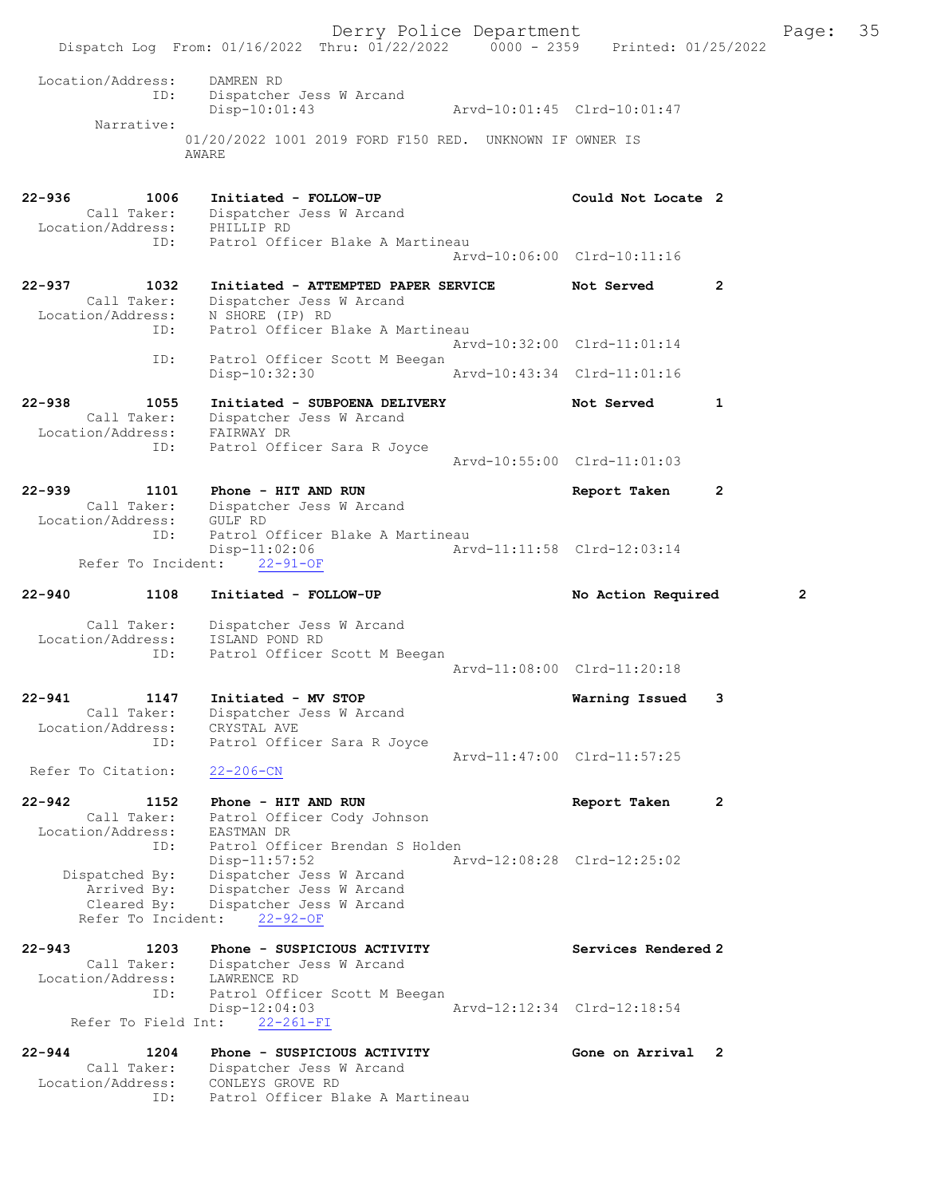Location/Address: DAMREN RD
ID: Dispatcher Jess W Arcand
Disp-10:01:43 Arvd-10:01:45 Clrd-10:01:47
Narrative:
01/20/2022 1001 2019 FORD F150 RED. UNKNOWN IF OWNER IS AWARE

**22-936 1006 Initiated - FOLLOW-UP — Could Not Locate 2**
Call Taker: Dispatcher Jess W Arcand
Location/Address: PHILLIP RD
ID: Patrol Officer Blake A Martineau
Arvd-10:06:00 Clrd-10:11:16

**22-937 1032 Initiated - ATTEMPTED PAPER SERVICE — Not Served 2**
Call Taker: Dispatcher Jess W Arcand
Location/Address: N SHORE (IP) RD
ID: Patrol Officer Blake A Martineau
Arvd-10:32:00 Clrd-11:01:14
ID: Patrol Officer Scott M Beegan
Disp-10:32:30 Arvd-10:43:34 Clrd-11:01:16

**22-938 1055 Initiated - SUBPOENA DELIVERY — Not Served 1**
Call Taker: Dispatcher Jess W Arcand
Location/Address: FAIRWAY DR
ID: Patrol Officer Sara R Joyce
Arvd-10:55:00 Clrd-11:01:03

**22-939 1101 Phone - HIT AND RUN — Report Taken 2**
Call Taker: Dispatcher Jess W Arcand
Location/Address: GULF RD
ID: Patrol Officer Blake A Martineau
Disp-11:02:06 Arvd-11:11:58 Clrd-12:03:14
Refer To Incident: 22-91-OF

**22-940 1108 Initiated - FOLLOW-UP — No Action Required 2**
Call Taker: Dispatcher Jess W Arcand
Location/Address: ISLAND POND RD
ID: Patrol Officer Scott M Beegan
Arvd-11:08:00 Clrd-11:20:18

**22-941 1147 Initiated - MV STOP — Warning Issued 3**
Call Taker: Dispatcher Jess W Arcand
Location/Address: CRYSTAL AVE
ID: Patrol Officer Sara R Joyce
Arvd-11:47:00 Clrd-11:57:25
Refer To Citation: 22-206-CN

**22-942 1152 Phone - HIT AND RUN — Report Taken 2**
Call Taker: Patrol Officer Cody Johnson
Location/Address: EASTMAN DR
ID: Patrol Officer Brendan S Holden
Disp-11:57:52 Arvd-12:08:28 Clrd-12:25:02
Dispatched By: Dispatcher Jess W Arcand
Arrived By: Dispatcher Jess W Arcand
Cleared By: Dispatcher Jess W Arcand
Refer To Incident: 22-92-OF

**22-943 1203 Phone - SUSPICIOUS ACTIVITY — Services Rendered 2**
Call Taker: Dispatcher Jess W Arcand
Location/Address: LAWRENCE RD
ID: Patrol Officer Scott M Beegan
Disp-12:04:03 Arvd-12:12:34 Clrd-12:18:54
Refer To Field Int: 22-261-FI

**22-944 1204 Phone - SUSPICIOUS ACTIVITY — Gone on Arrival 2**
Call Taker: Dispatcher Jess W Arcand
Location/Address: CONLEYS GROVE RD
ID: Patrol Officer Blake A Martineau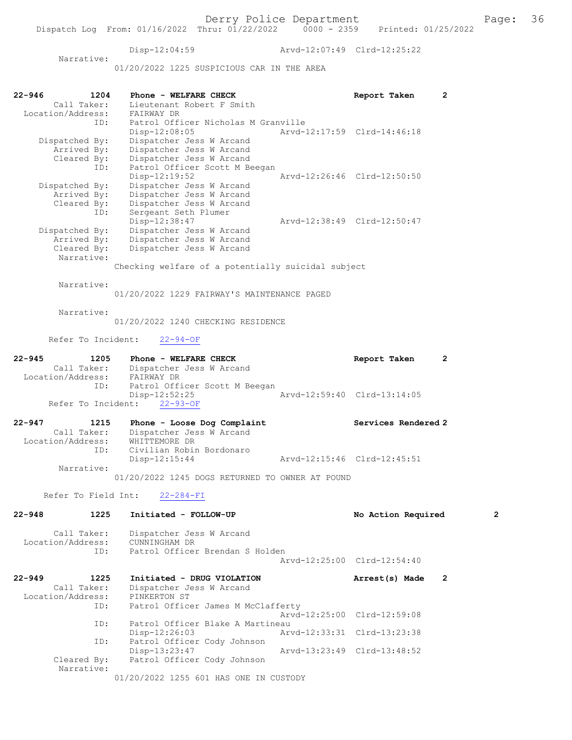Disp-12:04:59 Arvd-12:07:49 Clrd-12:25:22

Narrative:
01/20/2022 1225 SUSPICIOUS CAR IN THE AREA

22-946 1204 Phone - WELFARE CHECK Report Taken 2
Call Taker: Lieutenant Robert F Smith
Location/Address: FAIRWAY DR
ID: Patrol Officer Nicholas M Granville
Disp-12:08:05 Arvd-12:17:59 Clrd-14:46:18
Dispatched By: Dispatcher Jess W Arcand
Arrived By: Dispatcher Jess W Arcand
Cleared By: Dispatcher Jess W Arcand
ID: Patrol Officer Scott M Beegan
Disp-12:19:52 Arvd-12:26:46 Clrd-12:50:50
Dispatched By: Dispatcher Jess W Arcand
Arrived By: Dispatcher Jess W Arcand
Cleared By: Dispatcher Jess W Arcand
ID: Sergeant Seth Plumer
Disp-12:38:47 Arvd-12:38:49 Clrd-12:50:47
Dispatched By: Dispatcher Jess W Arcand
Arrived By: Dispatcher Jess W Arcand
Cleared By: Dispatcher Jess W Arcand
Narrative:
Checking welfare of a potentially suicidal subject

Narrative:
01/20/2022 1229 FAIRWAY'S MAINTENANCE PAGED

Narrative:
01/20/2022 1240 CHECKING RESIDENCE

Refer To Incident: 22-94-OF

22-945 1205 Phone - WELFARE CHECK Report Taken 2
Call Taker: Dispatcher Jess W Arcand
Location/Address: FAIRWAY DR
ID: Patrol Officer Scott M Beegan
Disp-12:52:25 Arvd-12:59:40 Clrd-13:14:05
Refer To Incident: 22-93-OF

22-947 1215 Phone - Loose Dog Complaint Services Rendered 2
Call Taker: Dispatcher Jess W Arcand
Location/Address: WHITTEMORE DR
ID: Civilian Robin Bordonaro
Disp-12:15:44 Arvd-12:15:46 Clrd-12:45:51
Narrative:
01/20/2022 1245 DOGS RETURNED TO OWNER AT POUND

Refer To Field Int: 22-284-FI

22-948 1225 Initiated - FOLLOW-UP No Action Required 2
Call Taker: Dispatcher Jess W Arcand
Location/Address: CUNNINGHAM DR
ID: Patrol Officer Brendan S Holden
Arvd-12:25:00 Clrd-12:54:40

22-949 1225 Initiated - DRUG VIOLATION Arrest(s) Made 2
Call Taker: Dispatcher Jess W Arcand
Location/Address: PINKERTON ST
ID: Patrol Officer James M McClafferty
Arvd-12:25:00 Clrd-12:59:08
ID: Patrol Officer Blake A Martineau
Disp-12:26:03 Arvd-12:33:31 Clrd-13:23:38
ID: Patrol Officer Cody Johnson
Disp-13:23:47 Arvd-13:23:49 Clrd-13:48:52
Cleared By: Patrol Officer Cody Johnson
Narrative:
01/20/2022 1255 601 HAS ONE IN CUSTODY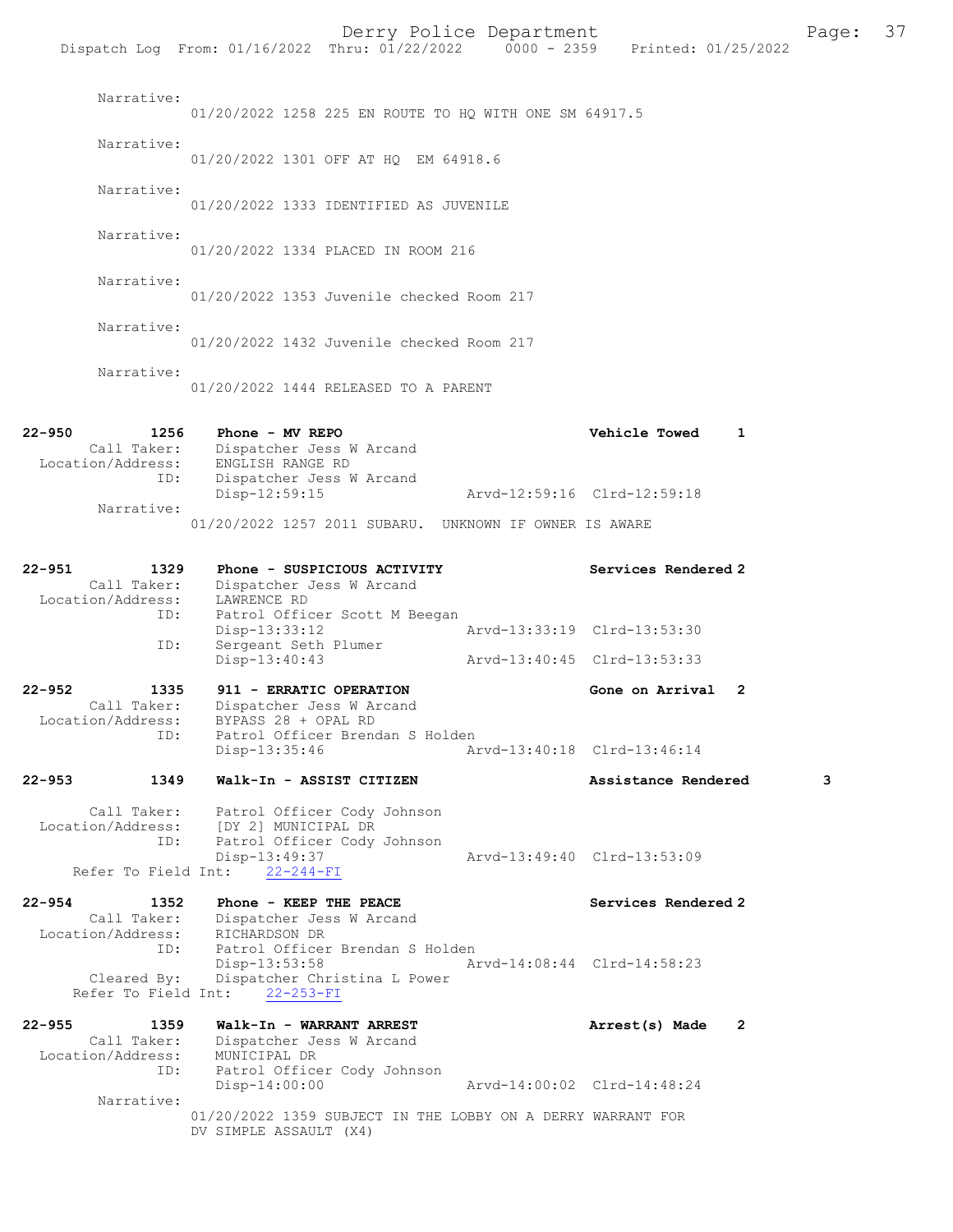Narrative:
01/20/2022 1258 225 EN ROUTE TO HQ WITH ONE SM 64917.5

Narrative:
01/20/2022 1301 OFF AT HQ EM 64918.6

Narrative:
01/20/2022 1333 IDENTIFIED AS JUVENILE

Narrative:
01/20/2022 1334 PLACED IN ROOM 216

Narrative:
01/20/2022 1353 Juvenile checked Room 217

Narrative:
01/20/2022 1432 Juvenile checked Room 217

Narrative:
01/20/2022 1444 RELEASED TO A PARENT

**22-950 1256 Phone - MV REPO — Vehicle Towed 1**
Call Taker: Dispatcher Jess W Arcand
Location/Address: ENGLISH RANGE RD
ID: Dispatcher Jess W Arcand
Disp-12:59:15 Arvd-12:59:16 Clrd-12:59:18
Narrative:
01/20/2022 1257 2011 SUBARU. UNKNOWN IF OWNER IS AWARE

**22-951 1329 Phone - SUSPICIOUS ACTIVITY — Services Rendered 2**
Call Taker: Dispatcher Jess W Arcand
Location/Address: LAWRENCE RD
ID: Patrol Officer Scott M Beegan
Disp-13:33:12 Arvd-13:33:19 Clrd-13:53:30
ID: Sergeant Seth Plumer
Disp-13:40:43 Arvd-13:40:45 Clrd-13:53:33

**22-952 1335 911 - ERRATIC OPERATION — Gone on Arrival 2**
Call Taker: Dispatcher Jess W Arcand
Location/Address: BYPASS 28 + OPAL RD
ID: Patrol Officer Brendan S Holden
Disp-13:35:46 Arvd-13:40:18 Clrd-13:46:14

**22-953 1349 Walk-In - ASSIST CITIZEN — Assistance Rendered 3**
Call Taker: Patrol Officer Cody Johnson
Location/Address: [DY 2] MUNICIPAL DR
ID: Patrol Officer Cody Johnson
Disp-13:49:37 Arvd-13:49:40 Clrd-13:53:09
Refer To Field Int: 22-244-FI

**22-954 1352 Phone - KEEP THE PEACE — Services Rendered 2**
Call Taker: Dispatcher Jess W Arcand
Location/Address: RICHARDSON DR
ID: Patrol Officer Brendan S Holden
Disp-13:53:58 Arvd-14:08:44 Clrd-14:58:23
Cleared By: Dispatcher Christina L Power
Refer To Field Int: 22-253-FI

**22-955 1359 Walk-In - WARRANT ARREST — Arrest(s) Made 2**
Call Taker: Dispatcher Jess W Arcand
Location/Address: MUNICIPAL DR
ID: Patrol Officer Cody Johnson
Disp-14:00:00 Arvd-14:00:02 Clrd-14:48:24
Narrative:
01/20/2022 1359 SUBJECT IN THE LOBBY ON A DERRY WARRANT FOR DV SIMPLE ASSAULT (X4)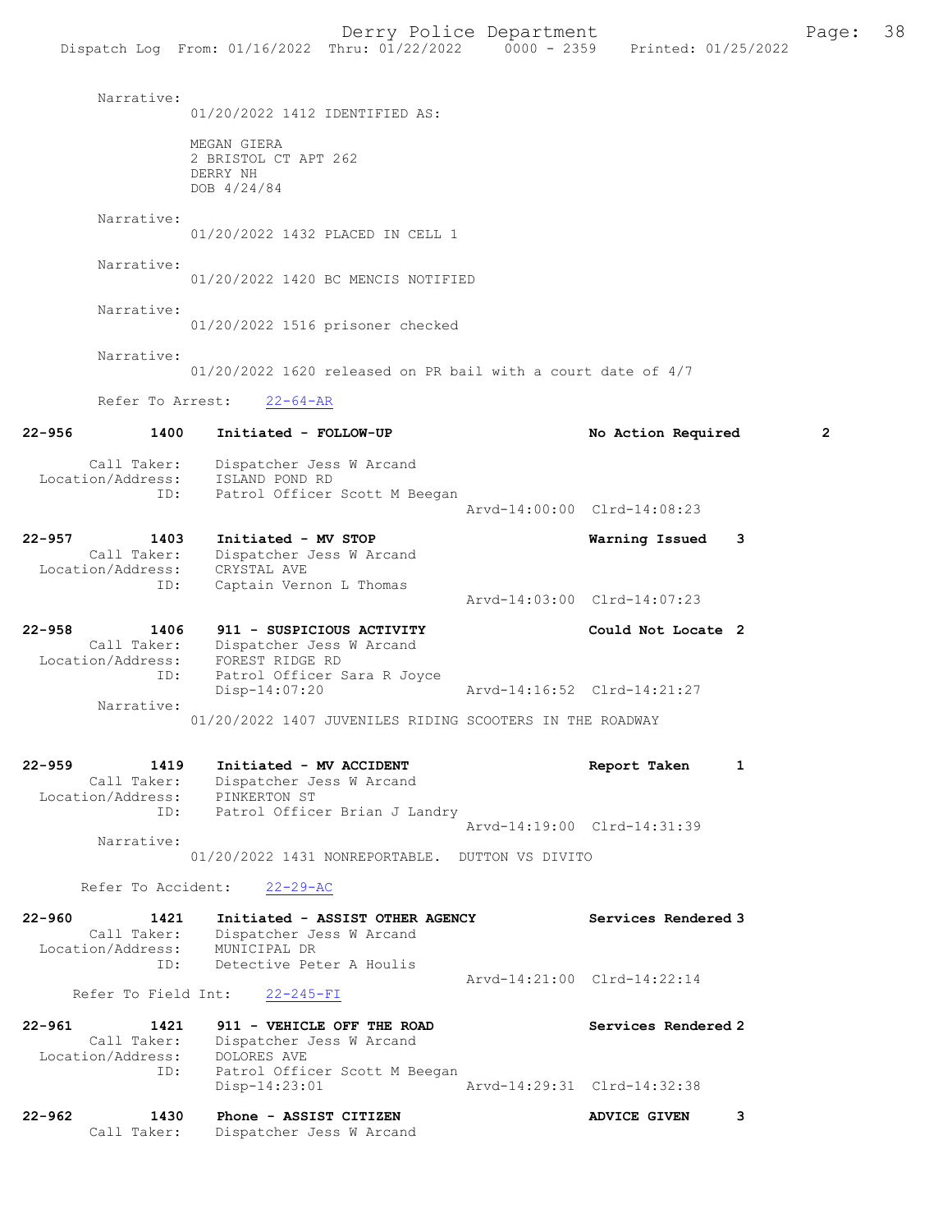Narrative:
01/20/2022 1412 IDENTIFIED AS:

MEGAN GIERA
2 BRISTOL CT APT 262
DERRY NH
DOB 4/24/84

Narrative:
01/20/2022 1432 PLACED IN CELL 1

Narrative:
01/20/2022 1420 BC MENCIS NOTIFIED

Narrative:
01/20/2022 1516 prisoner checked

Narrative:
01/20/2022 1620 released on PR bail with a court date of 4/7

Refer To Arrest: 22-64-AR

**22-956 1400 Initiated - FOLLOW-UP** — No Action Required 2

Call Taker: Dispatcher Jess W Arcand
Location/Address: ISLAND POND RD
ID: Patrol Officer Scott M Beegan
Arvd-14:00:00 Clrd-14:08:23

**22-957 1403 Initiated - MV STOP** — Warning Issued 3

Call Taker: Dispatcher Jess W Arcand
Location/Address: CRYSTAL AVE
ID: Captain Vernon L Thomas
Arvd-14:03:00 Clrd-14:07:23

**22-958 1406 911 - SUSPICIOUS ACTIVITY** — Could Not Locate 2

Call Taker: Dispatcher Jess W Arcand
Location/Address: FOREST RIDGE RD
ID: Patrol Officer Sara R Joyce
Disp-14:07:20 Arvd-14:16:52 Clrd-14:21:27

Narrative:
01/20/2022 1407 JUVENILES RIDING SCOOTERS IN THE ROADWAY

**22-959 1419 Initiated - MV ACCIDENT** — Report Taken 1

Call Taker: Dispatcher Jess W Arcand
Location/Address: PINKERTON ST
ID: Patrol Officer Brian J Landry
Arvd-14:19:00 Clrd-14:31:39

Narrative:
01/20/2022 1431 NONREPORTABLE. DUTTON VS DIVITO

Refer To Accident: 22-29-AC

**22-960 1421 Initiated - ASSIST OTHER AGENCY** — Services Rendered 3

Call Taker: Dispatcher Jess W Arcand
Location/Address: MUNICIPAL DR
ID: Detective Peter A Houlis
Arvd-14:21:00 Clrd-14:22:14

Refer To Field Int: 22-245-FI

**22-961 1421 911 - VEHICLE OFF THE ROAD** — Services Rendered 2

Call Taker: Dispatcher Jess W Arcand
Location/Address: DOLORES AVE
ID: Patrol Officer Scott M Beegan
Disp-14:23:01 Arvd-14:29:31 Clrd-14:32:38

**22-962 1430 Phone - ASSIST CITIZEN** — ADVICE GIVEN 3

Call Taker: Dispatcher Jess W Arcand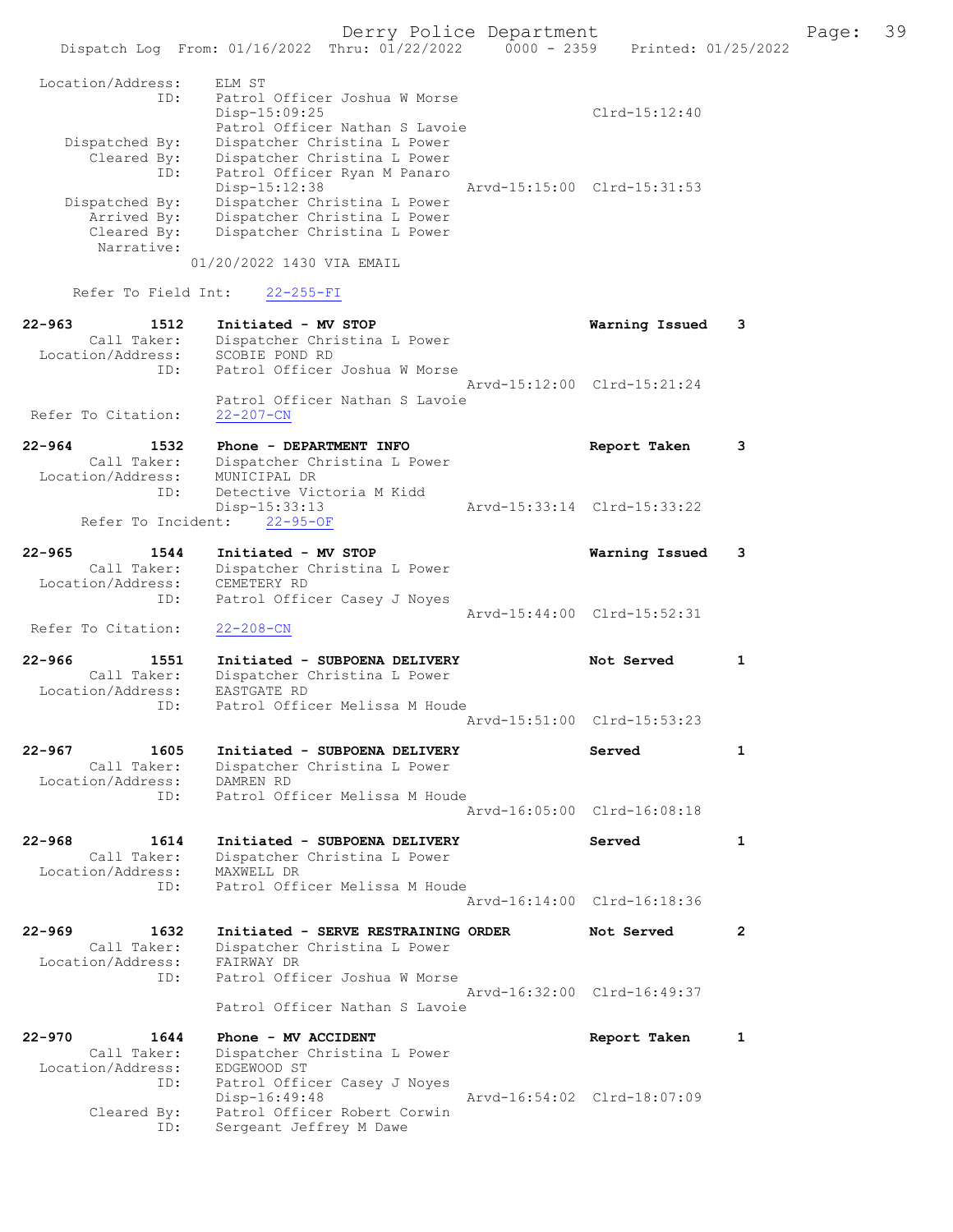```
 Location/Address:    ELM ST
               ID:    Patrol Officer Joshua W Morse
                      Disp-15:09:25                              Clrd-15:12:40
                      Patrol Officer Nathan S Lavoie
    Dispatched By:    Dispatcher Christina L Power
       Cleared By:    Dispatcher Christina L Power
               ID:    Patrol Officer Ryan M Panaro
                      Disp-15:12:38               Arvd-15:15:00  Clrd-15:31:53
    Dispatched By:    Dispatcher Christina L Power
       Arrived By:    Dispatcher Christina L Power
       Cleared By:    Dispatcher Christina L Power
        Narrative:
                 01/20/2022 1430 VIA EMAIL

      Refer To Field Int:    22-255-FI

22-963          1512    Initiated - MV STOP                          Warning Issued    3
        Call Taker:    Dispatcher Christina L Power
  Location/Address:    SCOBIE POND RD
               ID:    Patrol Officer Joshua W Morse
                                                  Arvd-15:12:00  Clrd-15:21:24
                      Patrol Officer Nathan S Lavoie
 Refer To Citation:    22-207-CN

22-964          1532    Phone - DEPARTMENT INFO                      Report Taken      3
        Call Taker:    Dispatcher Christina L Power
  Location/Address:    MUNICIPAL DR
               ID:    Detective Victoria M Kidd
                      Disp-15:33:13               Arvd-15:33:14  Clrd-15:33:22
      Refer To Incident:    22-95-OF

22-965          1544    Initiated - MV STOP                          Warning Issued    3
        Call Taker:    Dispatcher Christina L Power
  Location/Address:    CEMETERY RD
               ID:    Patrol Officer Casey J Noyes
                                                  Arvd-15:44:00  Clrd-15:52:31
 Refer To Citation:    22-208-CN

22-966          1551    Initiated - SUBPOENA DELIVERY                Not Served        1
        Call Taker:    Dispatcher Christina L Power
  Location/Address:    EASTGATE RD
               ID:    Patrol Officer Melissa M Houde
                                                  Arvd-15:51:00  Clrd-15:53:23

22-967          1605    Initiated - SUBPOENA DELIVERY                Served            1
        Call Taker:    Dispatcher Christina L Power
  Location/Address:    DAMREN RD
               ID:    Patrol Officer Melissa M Houde
                                                  Arvd-16:05:00  Clrd-16:08:18

22-968          1614    Initiated - SUBPOENA DELIVERY                Served            1
        Call Taker:    Dispatcher Christina L Power
  Location/Address:    MAXWELL DR
               ID:    Patrol Officer Melissa M Houde
                                                  Arvd-16:14:00  Clrd-16:18:36

22-969          1632    Initiated - SERVE RESTRAINING ORDER          Not Served        2
        Call Taker:    Dispatcher Christina L Power
  Location/Address:    FAIRWAY DR
               ID:    Patrol Officer Joshua W Morse
                                                  Arvd-16:32:00  Clrd-16:49:37
                      Patrol Officer Nathan S Lavoie

22-970          1644    Phone - MV ACCIDENT                          Report Taken      1
        Call Taker:    Dispatcher Christina L Power
  Location/Address:    EDGEWOOD ST
               ID:    Patrol Officer Casey J Noyes
                      Disp-16:49:48               Arvd-16:54:02  Clrd-18:07:09
       Cleared By:    Patrol Officer Robert Corwin
               ID:    Sergeant Jeffrey M Dawe
```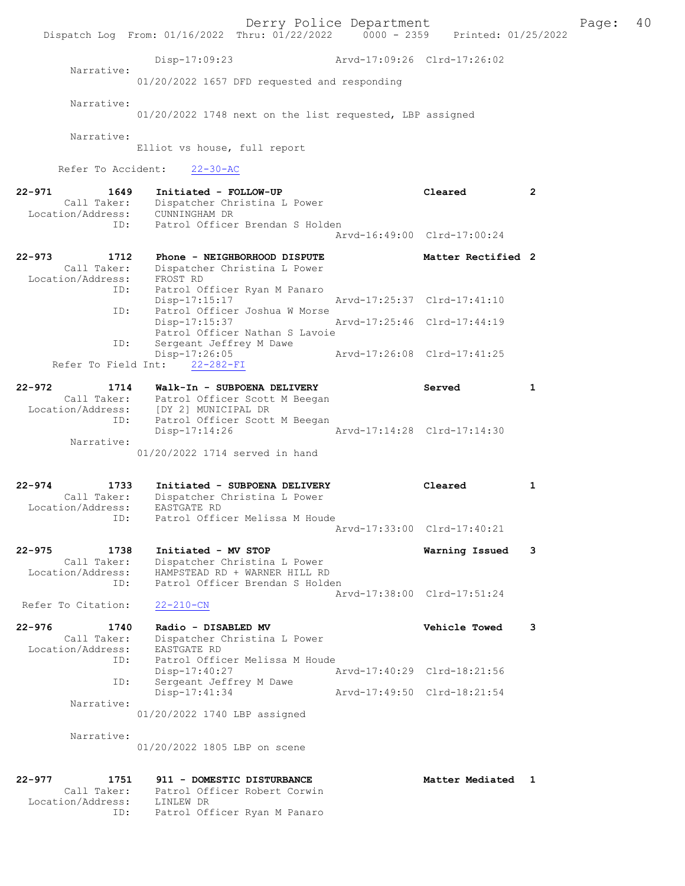```
            Disp-17:09:23                 Arvd-17:09:26  Clrd-17:26:02
        Narrative: 
            01/20/2022 1657 DFD requested and responding

        Narrative: 
            01/20/2022 1748 next on the list requested, LBP assigned

        Narrative: 
            Elliot vs house, full report

      Refer To Accident:    22-30-AC

22-971        1649    Initiated - FOLLOW-UP                          Cleared          2
        Call Taker:   Dispatcher Christina L Power
  Location/Address:   CUNNINGHAM DR
               ID:    Patrol Officer Brendan S Holden
                                                  Arvd-16:49:00  Clrd-17:00:24

22-973        1712    Phone - NEIGHBORHOOD DISPUTE                   Matter Rectified 2
        Call Taker:   Dispatcher Christina L Power
  Location/Address:   FROST RD
               ID:    Patrol Officer Ryan M Panaro
                      Disp-17:15:17               Arvd-17:25:37  Clrd-17:41:10
               ID:    Patrol Officer Joshua W Morse
                      Disp-17:15:37               Arvd-17:25:46  Clrd-17:44:19
                      Patrol Officer Nathan S Lavoie
               ID:    Sergeant Jeffrey M Dawe
                      Disp-17:26:05               Arvd-17:26:08  Clrd-17:41:25
     Refer To Field Int:    22-282-FI

22-972        1714    Walk-In - SUBPOENA DELIVERY                    Served           1
        Call Taker:   Patrol Officer Scott M Beegan
  Location/Address:   [DY 2] MUNICIPAL DR
               ID:    Patrol Officer Scott M Beegan
                      Disp-17:14:26               Arvd-17:14:28  Clrd-17:14:30
        Narrative: 
            01/20/2022 1714 served in hand

22-974        1733    Initiated - SUBPOENA DELIVERY                  Cleared          1
        Call Taker:   Dispatcher Christina L Power
  Location/Address:   EASTGATE RD
               ID:    Patrol Officer Melissa M Houde
                                                  Arvd-17:33:00  Clrd-17:40:21

22-975        1738    Initiated - MV STOP                            Warning Issued   3
        Call Taker:   Dispatcher Christina L Power
  Location/Address:   HAMPSTEAD RD + WARNER HILL RD
               ID:    Patrol Officer Brendan S Holden
                                                  Arvd-17:38:00  Clrd-17:51:24
  Refer To Citation:    22-210-CN

22-976        1740    Radio - DISABLED MV                            Vehicle Towed    3
        Call Taker:   Dispatcher Christina L Power
  Location/Address:   EASTGATE RD
               ID:    Patrol Officer Melissa M Houde
                      Disp-17:40:27               Arvd-17:40:29  Clrd-18:21:56
               ID:    Sergeant Jeffrey M Dawe
                      Disp-17:41:34               Arvd-17:49:50  Clrd-18:21:54
        Narrative: 
            01/20/2022 1740 LBP assigned

        Narrative: 
            01/20/2022 1805 LBP on scene

22-977        1751    911 - DOMESTIC DISTURBANCE                     Matter Mediated  1
        Call Taker:   Patrol Officer Robert Corwin
  Location/Address:   LINLEW DR
               ID:    Patrol Officer Ryan M Panaro
```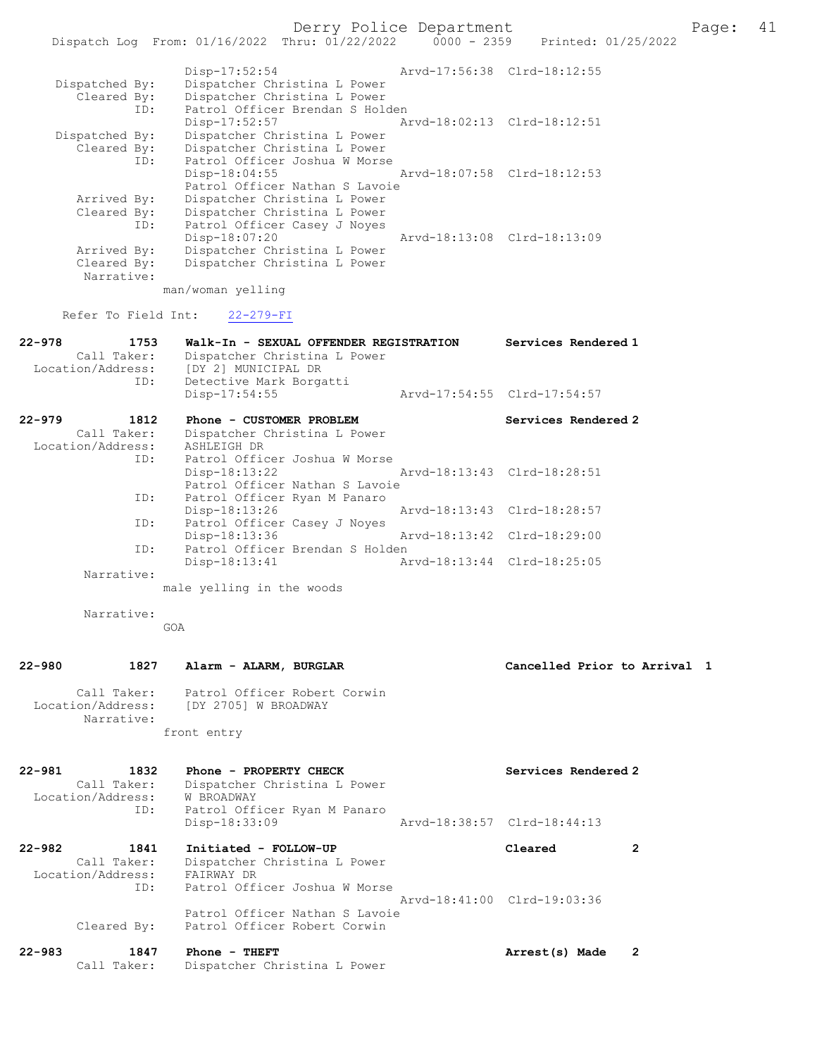```
                Disp-17:52:54                 Arvd-17:56:38  Clrd-18:12:55
  Dispatched By:    Dispatcher Christina L Power
     Cleared By:    Dispatcher Christina L Power
            ID:     Patrol Officer Brendan S Holden
                    Disp-17:52:57             Arvd-18:02:13  Clrd-18:12:51
  Dispatched By:    Dispatcher Christina L Power
     Cleared By:    Dispatcher Christina L Power
            ID:     Patrol Officer Joshua W Morse
                    Disp-18:04:55             Arvd-18:07:58  Clrd-18:12:53
                    Patrol Officer Nathan S Lavoie
     Arrived By:    Dispatcher Christina L Power
     Cleared By:    Dispatcher Christina L Power
            ID:     Patrol Officer Casey J Noyes
                    Disp-18:07:20             Arvd-18:13:08  Clrd-18:13:09
     Arrived By:    Dispatcher Christina L Power
     Cleared By:    Dispatcher Christina L Power
      Narrative:
                man/woman yelling

    Refer To Field Int:    22-279-FI

22-978        1753    Walk-In - SEXUAL OFFENDER REGISTRATION      Services Rendered 1
       Call Taker:    Dispatcher Christina L Power
 Location/Address:    [DY 2] MUNICIPAL DR
              ID:     Detective Mark Borgatti
                      Disp-17:54:55             Arvd-17:54:55  Clrd-17:54:57

22-979        1812    Phone - CUSTOMER PROBLEM                    Services Rendered 2
       Call Taker:    Dispatcher Christina L Power
 Location/Address:    ASHLEIGH DR
              ID:     Patrol Officer Joshua W Morse
                      Disp-18:13:22             Arvd-18:13:43  Clrd-18:28:51
                      Patrol Officer Nathan S Lavoie
              ID:     Patrol Officer Ryan M Panaro
                      Disp-18:13:26             Arvd-18:13:43  Clrd-18:28:57
              ID:     Patrol Officer Casey J Noyes
                      Disp-18:13:36             Arvd-18:13:42  Clrd-18:29:00
              ID:     Patrol Officer Brendan S Holden
                      Disp-18:13:41             Arvd-18:13:44  Clrd-18:25:05
        Narrative:
                  male yelling in the woods

        Narrative:
                  GOA

22-980        1827    Alarm - ALARM, BURGLAR                      Cancelled Prior to Arrival 1

       Call Taker:    Patrol Officer Robert Corwin
 Location/Address:    [DY 2705] W BROADWAY
        Narrative:
                  front entry

22-981        1832    Phone - PROPERTY CHECK                      Services Rendered 2
       Call Taker:    Dispatcher Christina L Power
 Location/Address:    W BROADWAY
              ID:     Patrol Officer Ryan M Panaro
                      Disp-18:33:09             Arvd-18:38:57  Clrd-18:44:13

22-982        1841    Initiated - FOLLOW-UP                       Cleared          2
       Call Taker:    Dispatcher Christina L Power
 Location/Address:    FAIRWAY DR
              ID:     Patrol Officer Joshua W Morse
                                                Arvd-18:41:00  Clrd-19:03:36
                      Patrol Officer Nathan S Lavoie
       Cleared By:    Patrol Officer Robert Corwin

22-983        1847    Phone - THEFT                               Arrest(s) Made   2
       Call Taker:    Dispatcher Christina L Power
```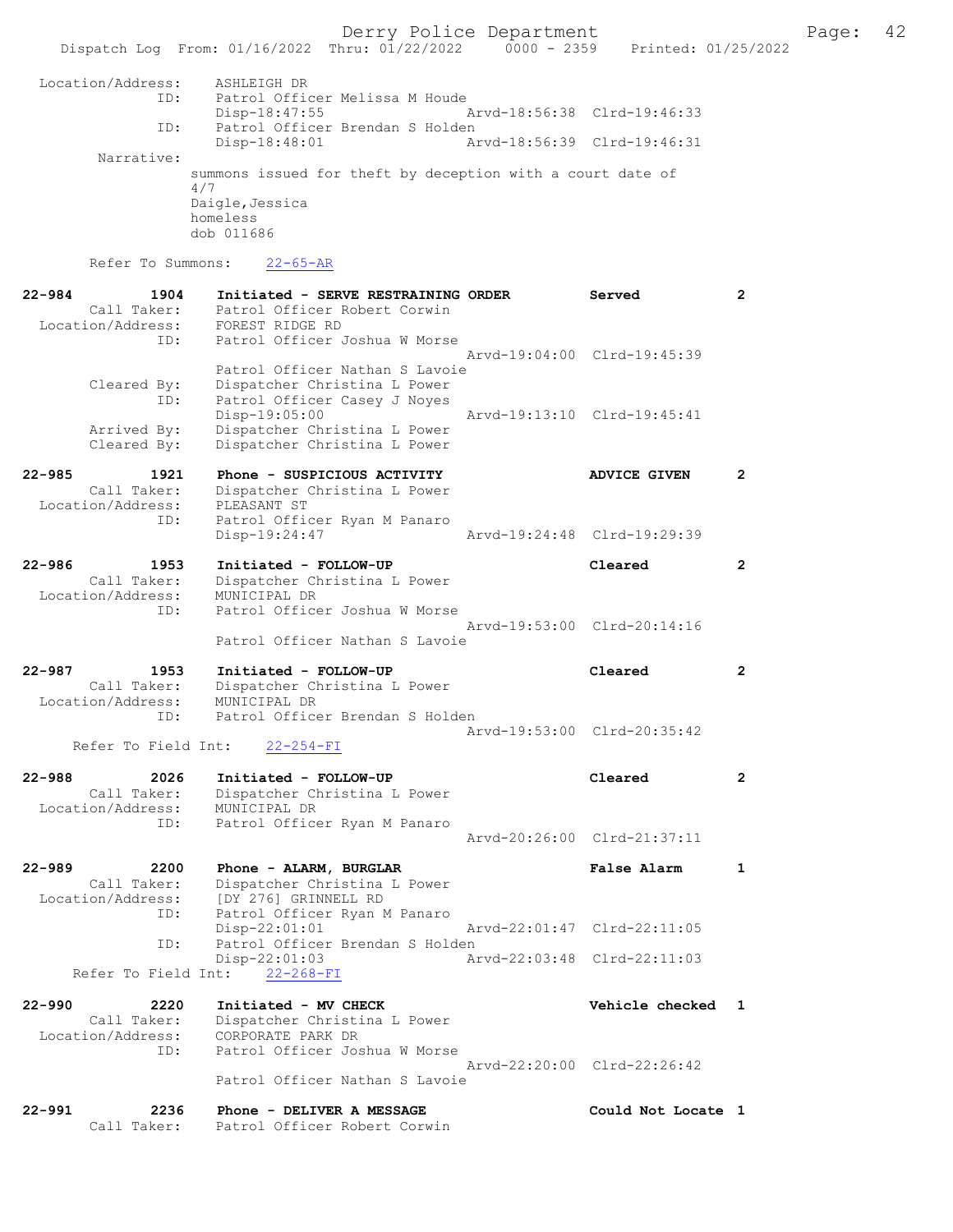```
 Location/Address:     ASHLEIGH DR
              ID:      Patrol Officer Melissa M Houde
                       Disp-18:47:55              Arvd-18:56:38  Clrd-19:46:33
              ID:      Patrol Officer Brendan S Holden
                       Disp-18:48:01              Arvd-18:56:39  Clrd-19:46:31
        Narrative:
                     summons issued for theft by deception with a court date of
                     4/7
                     Daigle,Jessica
                     homeless
                     dob 011686

       Refer To Summons:     22-65-AR

22-984         1904     Initiated - SERVE RESTRAINING ORDER         Served          2
        Call Taker:     Patrol Officer Robert Corwin
  Location/Address:     FOREST RIDGE RD
               ID:      Patrol Officer Joshua W Morse
                                                   Arvd-19:04:00  Clrd-19:45:39
                        Patrol Officer Nathan S Lavoie
        Cleared By:     Dispatcher Christina L Power
               ID:      Patrol Officer Casey J Noyes
                        Disp-19:05:00              Arvd-19:13:10  Clrd-19:45:41
        Arrived By:     Dispatcher Christina L Power
        Cleared By:     Dispatcher Christina L Power

22-985         1921     Phone - SUSPICIOUS ACTIVITY                 ADVICE GIVEN    2
        Call Taker:     Dispatcher Christina L Power
  Location/Address:     PLEASANT ST
               ID:      Patrol Officer Ryan M Panaro
                        Disp-19:24:47              Arvd-19:24:48  Clrd-19:29:39

22-986         1953     Initiated - FOLLOW-UP                       Cleared         2
        Call Taker:     Dispatcher Christina L Power
  Location/Address:     MUNICIPAL DR
               ID:      Patrol Officer Joshua W Morse
                                                   Arvd-19:53:00  Clrd-20:14:16
                        Patrol Officer Nathan S Lavoie

22-987         1953     Initiated - FOLLOW-UP                       Cleared         2
        Call Taker:     Dispatcher Christina L Power
  Location/Address:     MUNICIPAL DR
               ID:      Patrol Officer Brendan S Holden
                                                   Arvd-19:53:00  Clrd-20:35:42
     Refer To Field Int:     22-254-FI

22-988         2026     Initiated - FOLLOW-UP                       Cleared         2
        Call Taker:     Dispatcher Christina L Power
  Location/Address:     MUNICIPAL DR
               ID:      Patrol Officer Ryan M Panaro
                                                   Arvd-20:26:00  Clrd-21:37:11

22-989         2200     Phone - ALARM, BURGLAR                      False Alarm     1
        Call Taker:     Dispatcher Christina L Power
  Location/Address:     [DY 276] GRINNELL RD
               ID:      Patrol Officer Ryan M Panaro
                        Disp-22:01:01              Arvd-22:01:47  Clrd-22:11:05
               ID:      Patrol Officer Brendan S Holden
                        Disp-22:01:03              Arvd-22:03:48  Clrd-22:11:03
     Refer To Field Int:     22-268-FI

22-990         2220     Initiated - MV CHECK                        Vehicle checked  1
        Call Taker:     Dispatcher Christina L Power
  Location/Address:     CORPORATE PARK DR
               ID:      Patrol Officer Joshua W Morse
                                                   Arvd-22:20:00  Clrd-22:26:42
                        Patrol Officer Nathan S Lavoie

22-991         2236     Phone - DELIVER A MESSAGE                   Could Not Locate 1
        Call Taker:     Patrol Officer Robert Corwin
```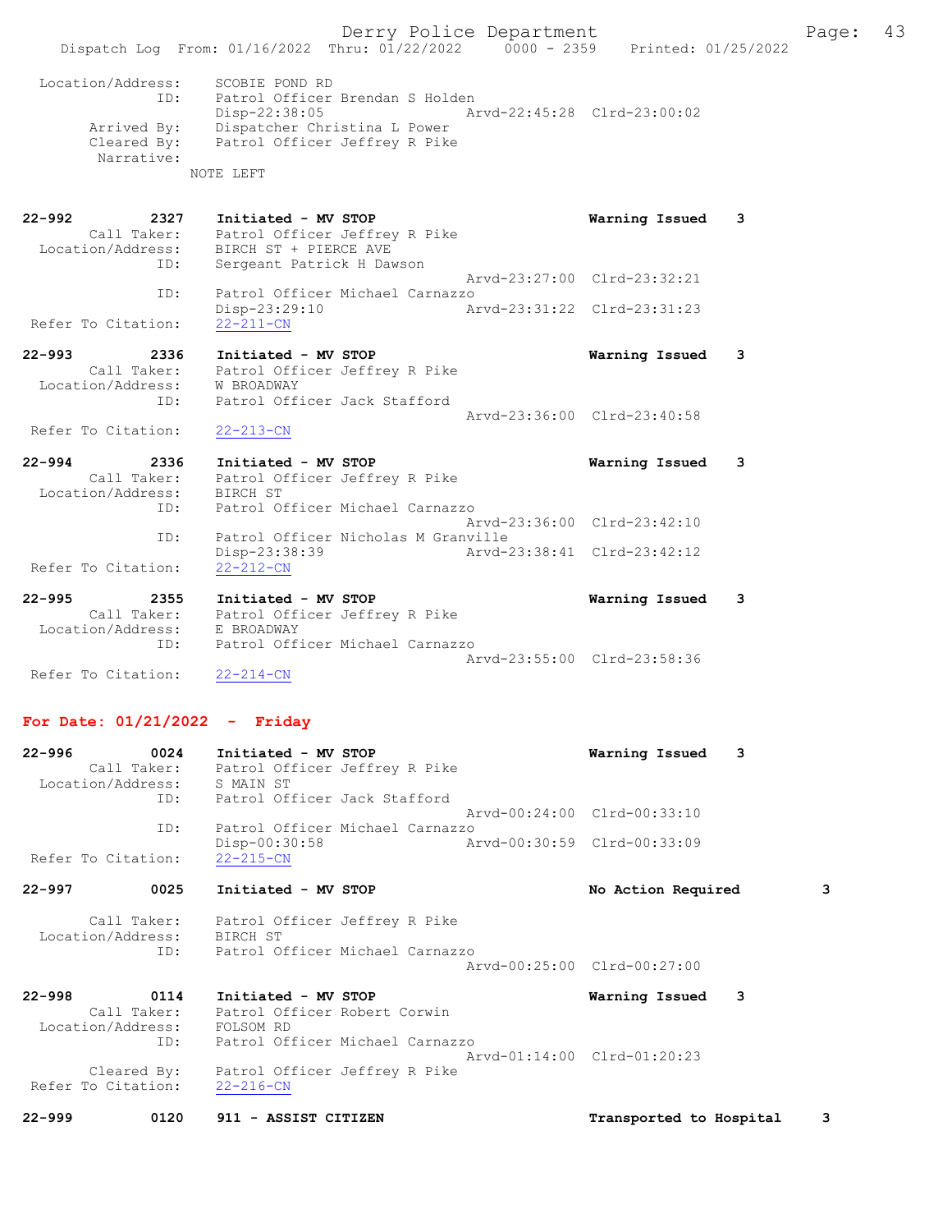```
 Location/Address:    SCOBIE POND RD
              ID:    Patrol Officer Brendan S Holden
                     Disp-22:38:05                Arvd-22:45:28  Clrd-23:00:02
       Arrived By:   Dispatcher Christina L Power
       Cleared By:   Patrol Officer Jeffrey R Pike
        Narrative:
                   NOTE LEFT

22-992        2327   Initiated - MV STOP                         Warning Issued    3
       Call Taker:   Patrol Officer Jeffrey R Pike
 Location/Address:   BIRCH ST + PIERCE AVE
              ID:    Sergeant Patrick H Dawson
                                                  Arvd-23:27:00  Clrd-23:32:21
              ID:    Patrol Officer Michael Carnazzo
                     Disp-23:29:10                Arvd-23:31:22  Clrd-23:31:23
 Refer To Citation:  22-211-CN

22-993        2336   Initiated - MV STOP                         Warning Issued    3
       Call Taker:   Patrol Officer Jeffrey R Pike
 Location/Address:   W BROADWAY
              ID:    Patrol Officer Jack Stafford
                                                  Arvd-23:36:00  Clrd-23:40:58
 Refer To Citation:  22-213-CN

22-994        2336   Initiated - MV STOP                         Warning Issued    3
       Call Taker:   Patrol Officer Jeffrey R Pike
 Location/Address:   BIRCH ST
              ID:    Patrol Officer Michael Carnazzo
                                                  Arvd-23:36:00  Clrd-23:42:10
              ID:    Patrol Officer Nicholas M Granville
                     Disp-23:38:39                Arvd-23:38:41  Clrd-23:42:12
 Refer To Citation:  22-212-CN

22-995        2355   Initiated - MV STOP                         Warning Issued    3
       Call Taker:   Patrol Officer Jeffrey R Pike
 Location/Address:   E BROADWAY
              ID:    Patrol Officer Michael Carnazzo
                                                  Arvd-23:55:00  Clrd-23:58:36
 Refer To Citation:  22-214-CN
```

**For Date: 01/21/2022 - Friday**

```
22-996        0024   Initiated - MV STOP                         Warning Issued    3
       Call Taker:   Patrol Officer Jeffrey R Pike
 Location/Address:   S MAIN ST
              ID:    Patrol Officer Jack Stafford
                                                  Arvd-00:24:00  Clrd-00:33:10
              ID:    Patrol Officer Michael Carnazzo
                     Disp-00:30:58                Arvd-00:30:59  Clrd-00:33:09
 Refer To Citation:  22-215-CN

22-997        0025   Initiated - MV STOP                         No Action Required        3

       Call Taker:   Patrol Officer Jeffrey R Pike
 Location/Address:   BIRCH ST
              ID:    Patrol Officer Michael Carnazzo
                                                  Arvd-00:25:00  Clrd-00:27:00

22-998        0114   Initiated - MV STOP                         Warning Issued    3
       Call Taker:   Patrol Officer Robert Corwin
 Location/Address:   FOLSOM RD
              ID:    Patrol Officer Michael Carnazzo
                                                  Arvd-01:14:00  Clrd-01:20:23
       Cleared By:   Patrol Officer Jeffrey R Pike
 Refer To Citation:  22-216-CN

22-999        0120   911 - ASSIST CITIZEN                        Transported to Hospital   3
```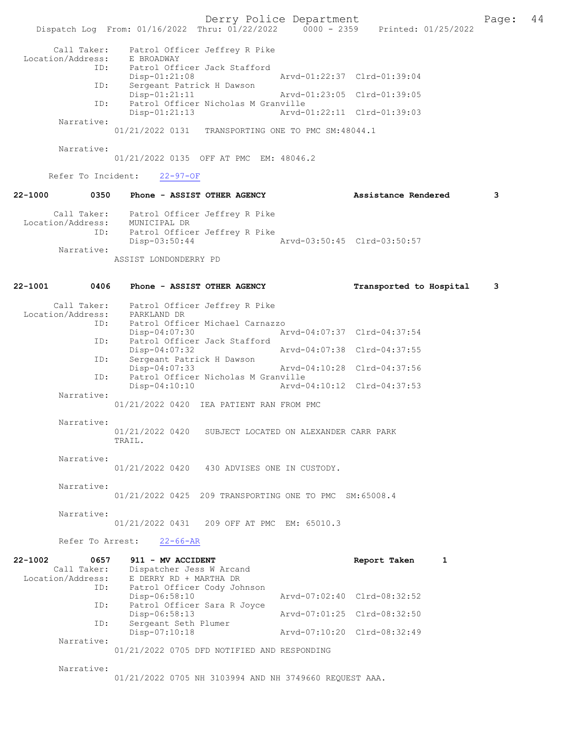Call Taker: Patrol Officer Jeffrey R Pike
Location/Address: E BROADWAY
ID: Patrol Officer Jack Stafford
Disp-01:21:08 Arvd-01:22:37 Clrd-01:39:04
ID: Sergeant Patrick H Dawson
Disp-01:21:11 Arvd-01:23:05 Clrd-01:39:05
ID: Patrol Officer Nicholas M Granville
Disp-01:21:13 Arvd-01:22:11 Clrd-01:39:03
Narrative:
01/21/2022 0131 TRANSPORTING ONE TO PMC SM:48044.1

Narrative:
01/21/2022 0135 OFF AT PMC EM: 48046.2

Refer To Incident: 22-97-OF

**22-1000 0350 Phone - ASSIST OTHER AGENCY Assistance Rendered 3**

Call Taker: Patrol Officer Jeffrey R Pike
Location/Address: MUNICIPAL DR
ID: Patrol Officer Jeffrey R Pike
Disp-03:50:44 Arvd-03:50:45 Clrd-03:50:57
Narrative:
ASSIST LONDONDERRY PD

**22-1001 0406 Phone - ASSIST OTHER AGENCY Transported to Hospital 3**

Call Taker: Patrol Officer Jeffrey R Pike
Location/Address: PARKLAND DR
ID: Patrol Officer Michael Carnazzo
Disp-04:07:30 Arvd-04:07:37 Clrd-04:37:54
ID: Patrol Officer Jack Stafford
Disp-04:07:32 Arvd-04:07:38 Clrd-04:37:55
ID: Sergeant Patrick H Dawson
Disp-04:07:33 Arvd-04:10:28 Clrd-04:37:56
ID: Patrol Officer Nicholas M Granville
Disp-04:10:10 Arvd-04:10:12 Clrd-04:37:53
Narrative:
01/21/2022 0420 IEA PATIENT RAN FROM PMC

Narrative:
01/21/2022 0420 SUBJECT LOCATED ON ALEXANDER CARR PARK TRAIL.

Narrative:
01/21/2022 0420 430 ADVISES ONE IN CUSTODY.

Narrative:
01/21/2022 0425 209 TRANSPORTING ONE TO PMC SM:65008.4

Narrative:
01/21/2022 0431 209 OFF AT PMC EM: 65010.3

Refer To Arrest: 22-66-AR

**22-1002 0657 911 - MV ACCIDENT Report Taken 1**

Call Taker: Dispatcher Jess W Arcand
Location/Address: E DERRY RD + MARTHA DR
ID: Patrol Officer Cody Johnson
Disp-06:58:10 Arvd-07:02:40 Clrd-08:32:52
ID: Patrol Officer Sara R Joyce
Disp-06:58:13 Arvd-07:01:25 Clrd-08:32:50
ID: Sergeant Seth Plumer
Disp-07:10:18 Arvd-07:10:20 Clrd-08:32:49
Narrative:
01/21/2022 0705 DFD NOTIFIED AND RESPONDING

Narrative:
01/21/2022 0705 NH 3103994 AND NH 3749660 REQUEST AAA.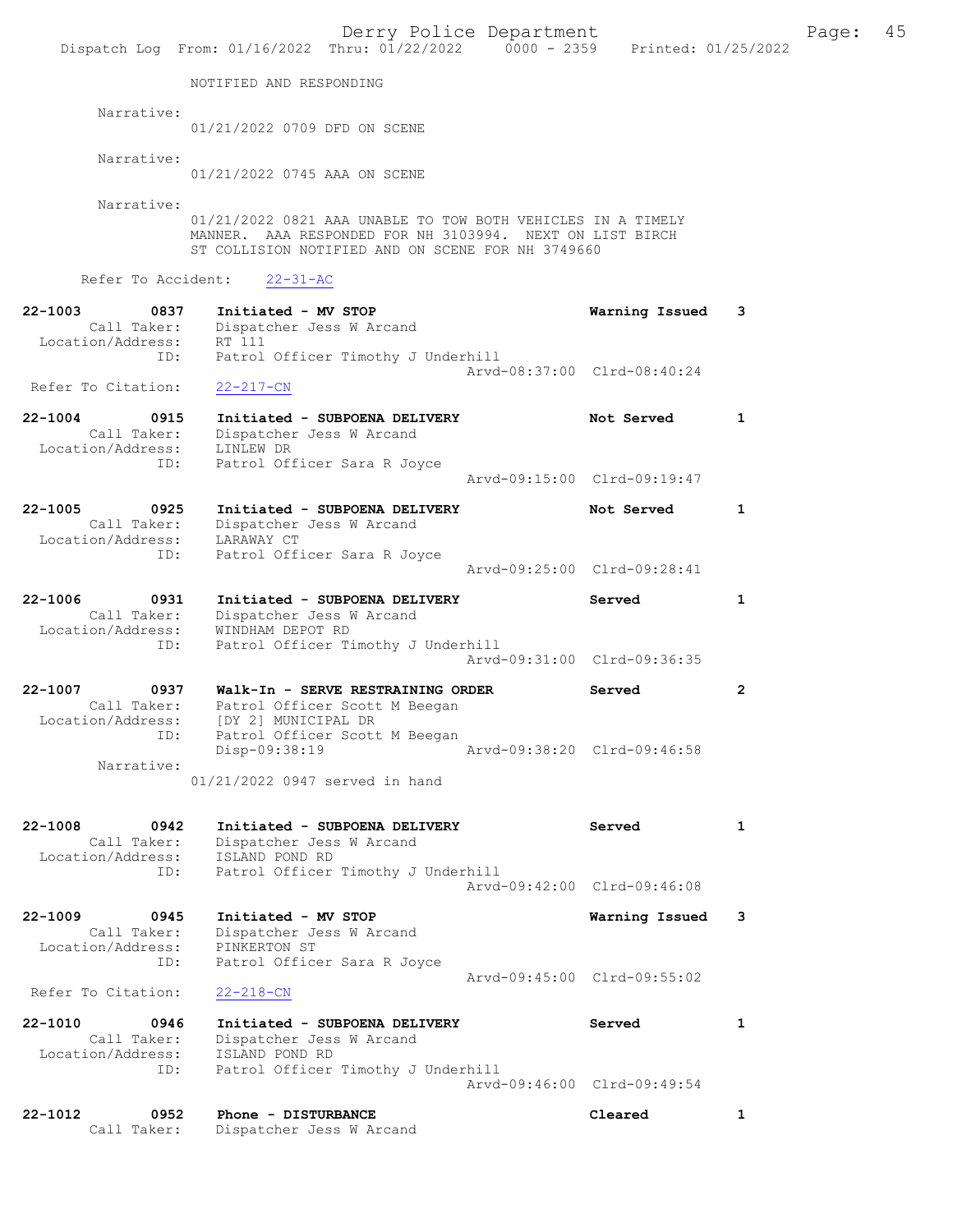NOTIFIED AND RESPONDING

Narrative:
01/21/2022 0709 DFD ON SCENE

Narrative:
01/21/2022 0745 AAA ON SCENE

Narrative:
01/21/2022 0821 AAA UNABLE TO TOW BOTH VEHICLES IN A TIMELY MANNER. AAA RESPONDED FOR NH 3103994. NEXT ON LIST BIRCH ST COLLISION NOTIFIED AND ON SCENE FOR NH 3749660

Refer To Accident: 22-31-AC

**22-1003 0837 Initiated - MV STOP** — Warning Issued — 3
Call Taker: Dispatcher Jess W Arcand
Location/Address: RT 111
ID: Patrol Officer Timothy J Underhill
Arvd-08:37:00 Clrd-08:40:24
Refer To Citation: 22-217-CN

**22-1004 0915 Initiated - SUBPOENA DELIVERY** — Not Served — 1
Call Taker: Dispatcher Jess W Arcand
Location/Address: LINLEW DR
ID: Patrol Officer Sara R Joyce
Arvd-09:15:00 Clrd-09:19:47

**22-1005 0925 Initiated - SUBPOENA DELIVERY** — Not Served — 1
Call Taker: Dispatcher Jess W Arcand
Location/Address: LARAWAY CT
ID: Patrol Officer Sara R Joyce
Arvd-09:25:00 Clrd-09:28:41

**22-1006 0931 Initiated - SUBPOENA DELIVERY** — Served — 1
Call Taker: Dispatcher Jess W Arcand
Location/Address: WINDHAM DEPOT RD
ID: Patrol Officer Timothy J Underhill
Arvd-09:31:00 Clrd-09:36:35

**22-1007 0937 Walk-In - SERVE RESTRAINING ORDER** — Served — 2
Call Taker: Patrol Officer Scott M Beegan
Location/Address: [DY 2] MUNICIPAL DR
ID: Patrol Officer Scott M Beegan
Disp-09:38:19 Arvd-09:38:20 Clrd-09:46:58
Narrative:
01/21/2022 0947 served in hand

**22-1008 0942 Initiated - SUBPOENA DELIVERY** — Served — 1
Call Taker: Dispatcher Jess W Arcand
Location/Address: ISLAND POND RD
ID: Patrol Officer Timothy J Underhill
Arvd-09:42:00 Clrd-09:46:08

**22-1009 0945 Initiated - MV STOP** — Warning Issued — 3
Call Taker: Dispatcher Jess W Arcand
Location/Address: PINKERTON ST
ID: Patrol Officer Sara R Joyce
Arvd-09:45:00 Clrd-09:55:02
Refer To Citation: 22-218-CN

**22-1010 0946 Initiated - SUBPOENA DELIVERY** — Served — 1
Call Taker: Dispatcher Jess W Arcand
Location/Address: ISLAND POND RD
ID: Patrol Officer Timothy J Underhill
Arvd-09:46:00 Clrd-09:49:54

**22-1012 0952 Phone - DISTURBANCE** — Cleared — 1
Call Taker: Dispatcher Jess W Arcand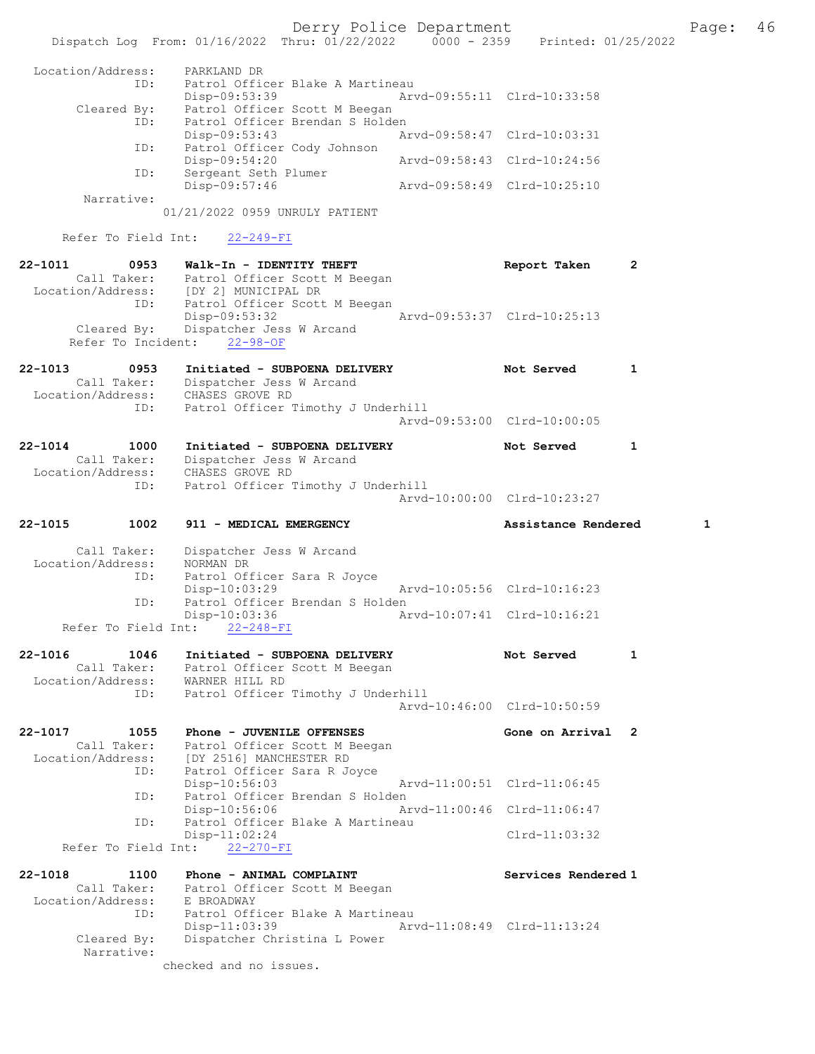```
 Location/Address:     PARKLAND DR
              ID:      Patrol Officer Blake A Martineau
                       Disp-09:53:39              Arvd-09:55:11  Clrd-10:33:58
       Cleared By:     Patrol Officer Scott M Beegan
              ID:      Patrol Officer Brendan S Holden
                       Disp-09:53:43              Arvd-09:58:47  Clrd-10:03:31
              ID:      Patrol Officer Cody Johnson
                       Disp-09:54:20              Arvd-09:58:43  Clrd-10:24:56
              ID:      Sergeant Seth Plumer
                       Disp-09:57:46              Arvd-09:58:49  Clrd-10:25:10
        Narrative:
                    01/21/2022 0959 UNRULY PATIENT

     Refer To Field Int:    22-249-FI

22-1011       0953    Walk-In - IDENTITY THEFT                    Report Taken      2
        Call Taker:    Patrol Officer Scott M Beegan
 Location/Address:     [DY 2] MUNICIPAL DR
              ID:      Patrol Officer Scott M Beegan
                       Disp-09:53:32              Arvd-09:53:37  Clrd-10:25:13
       Cleared By:     Dispatcher Jess W Arcand
      Refer To Incident:    22-98-OF

22-1013       0953    Initiated - SUBPOENA DELIVERY               Not Served        1
        Call Taker:    Dispatcher Jess W Arcand
 Location/Address:     CHASES GROVE RD
              ID:      Patrol Officer Timothy J Underhill
                                                  Arvd-09:53:00  Clrd-10:00:05

22-1014       1000    Initiated - SUBPOENA DELIVERY               Not Served        1
        Call Taker:    Dispatcher Jess W Arcand
 Location/Address:     CHASES GROVE RD
              ID:      Patrol Officer Timothy J Underhill
                                                  Arvd-10:00:00  Clrd-10:23:27

22-1015       1002    911 - MEDICAL EMERGENCY                     Assistance Rendered        1

        Call Taker:    Dispatcher Jess W Arcand
 Location/Address:     NORMAN DR
              ID:      Patrol Officer Sara R Joyce
                       Disp-10:03:29              Arvd-10:05:56  Clrd-10:16:23
              ID:      Patrol Officer Brendan S Holden
                       Disp-10:03:36              Arvd-10:07:41  Clrd-10:16:21
     Refer To Field Int:    22-248-FI

22-1016       1046    Initiated - SUBPOENA DELIVERY               Not Served        1
        Call Taker:    Patrol Officer Scott M Beegan
 Location/Address:     WARNER HILL RD
              ID:      Patrol Officer Timothy J Underhill
                                                  Arvd-10:46:00  Clrd-10:50:59

22-1017       1055    Phone - JUVENILE OFFENSES                   Gone on Arrival   2
        Call Taker:    Patrol Officer Scott M Beegan
 Location/Address:     [DY 2516] MANCHESTER RD
              ID:      Patrol Officer Sara R Joyce
                       Disp-10:56:03              Arvd-11:00:51  Clrd-11:06:45
              ID:      Patrol Officer Brendan S Holden
                       Disp-10:56:06              Arvd-11:00:46  Clrd-11:06:47
              ID:      Patrol Officer Blake A Martineau
                       Disp-11:02:24                             Clrd-11:03:32
     Refer To Field Int:    22-270-FI

22-1018       1100    Phone - ANIMAL COMPLAINT                    Services Rendered 1
        Call Taker:    Patrol Officer Scott M Beegan
 Location/Address:     E BROADWAY
              ID:      Patrol Officer Blake A Martineau
                       Disp-11:03:39              Arvd-11:08:49  Clrd-11:13:24
       Cleared By:     Dispatcher Christina L Power
        Narrative:
                    checked and no issues.
```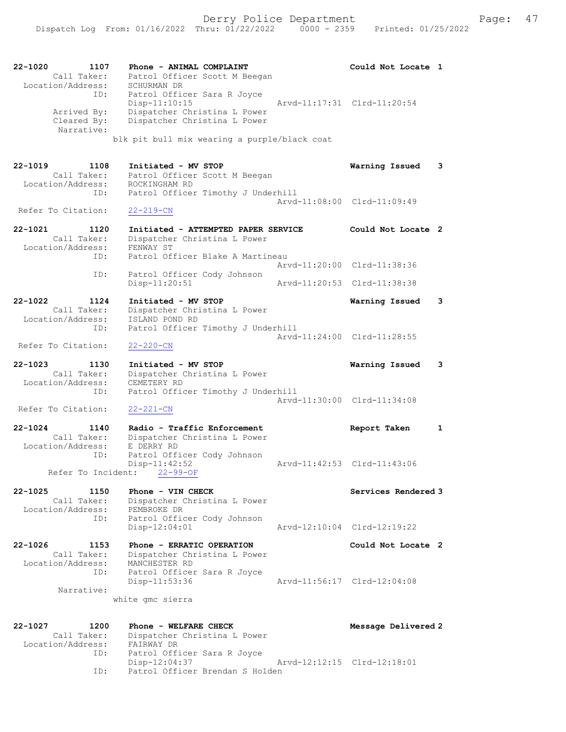```
22-1020        1107    Phone - ANIMAL COMPLAINT                    Could Not Locate 1
        Call Taker:    Patrol Officer Scott M Beegan
  Location/Address:    SCHURMAN DR
                ID:    Patrol Officer Sara R Joyce
                       Disp-11:10:15                Arvd-11:17:31  Clrd-11:20:54
        Arrived By:    Dispatcher Christina L Power
        Cleared By:    Dispatcher Christina L Power
         Narrative:
                     blk pit bull mix wearing a purple/black coat

22-1019        1108    Initiated - MV STOP                         Warning Issued    3
        Call Taker:    Patrol Officer Scott M Beegan
  Location/Address:    ROCKINGHAM RD
                ID:    Patrol Officer Timothy J Underhill
                                                    Arvd-11:08:00  Clrd-11:09:49
 Refer To Citation:    22-219-CN

22-1021        1120    Initiated - ATTEMPTED PAPER SERVICE         Could Not Locate 2
        Call Taker:    Dispatcher Christina L Power
  Location/Address:    FENWAY ST
                ID:    Patrol Officer Blake A Martineau
                                                    Arvd-11:20:00  Clrd-11:38:36
                ID:    Patrol Officer Cody Johnson
                       Disp-11:20:51                Arvd-11:20:53  Clrd-11:38:38

22-1022        1124    Initiated - MV STOP                         Warning Issued    3
        Call Taker:    Dispatcher Christina L Power
  Location/Address:    ISLAND POND RD
                ID:    Patrol Officer Timothy J Underhill
                                                    Arvd-11:24:00  Clrd-11:28:55
 Refer To Citation:    22-220-CN

22-1023        1130    Initiated - MV STOP                         Warning Issued    3
        Call Taker:    Dispatcher Christina L Power
  Location/Address:    CEMETERY RD
                ID:    Patrol Officer Timothy J Underhill
                                                    Arvd-11:30:00  Clrd-11:34:08
 Refer To Citation:    22-221-CN

22-1024        1140    Radio - Traffic Enforcement                 Report Taken      1
        Call Taker:    Dispatcher Christina L Power
  Location/Address:    E DERRY RD
                ID:    Patrol Officer Cody Johnson
                       Disp-11:42:52                Arvd-11:42:53  Clrd-11:43:06
      Refer To Incident:    22-99-OF

22-1025        1150    Phone - VIN CHECK                           Services Rendered 3
        Call Taker:    Dispatcher Christina L Power
  Location/Address:    PEMBROKE DR
                ID:    Patrol Officer Cody Johnson
                       Disp-12:04:01                Arvd-12:10:04  Clrd-12:19:22

22-1026        1153    Phone - ERRATIC OPERATION                   Could Not Locate 2
        Call Taker:    Dispatcher Christina L Power
  Location/Address:    MANCHESTER RD
                ID:    Patrol Officer Sara R Joyce
                       Disp-11:53:36                Arvd-11:56:17  Clrd-12:04:08
         Narrative:
                     white gmc sierra

22-1027        1200    Phone - WELFARE CHECK                       Message Delivered 2
        Call Taker:    Dispatcher Christina L Power
  Location/Address:    FAIRWAY DR
                ID:    Patrol Officer Sara R Joyce
                       Disp-12:04:37                Arvd-12:12:15  Clrd-12:18:01
                ID:    Patrol Officer Brendan S Holden
```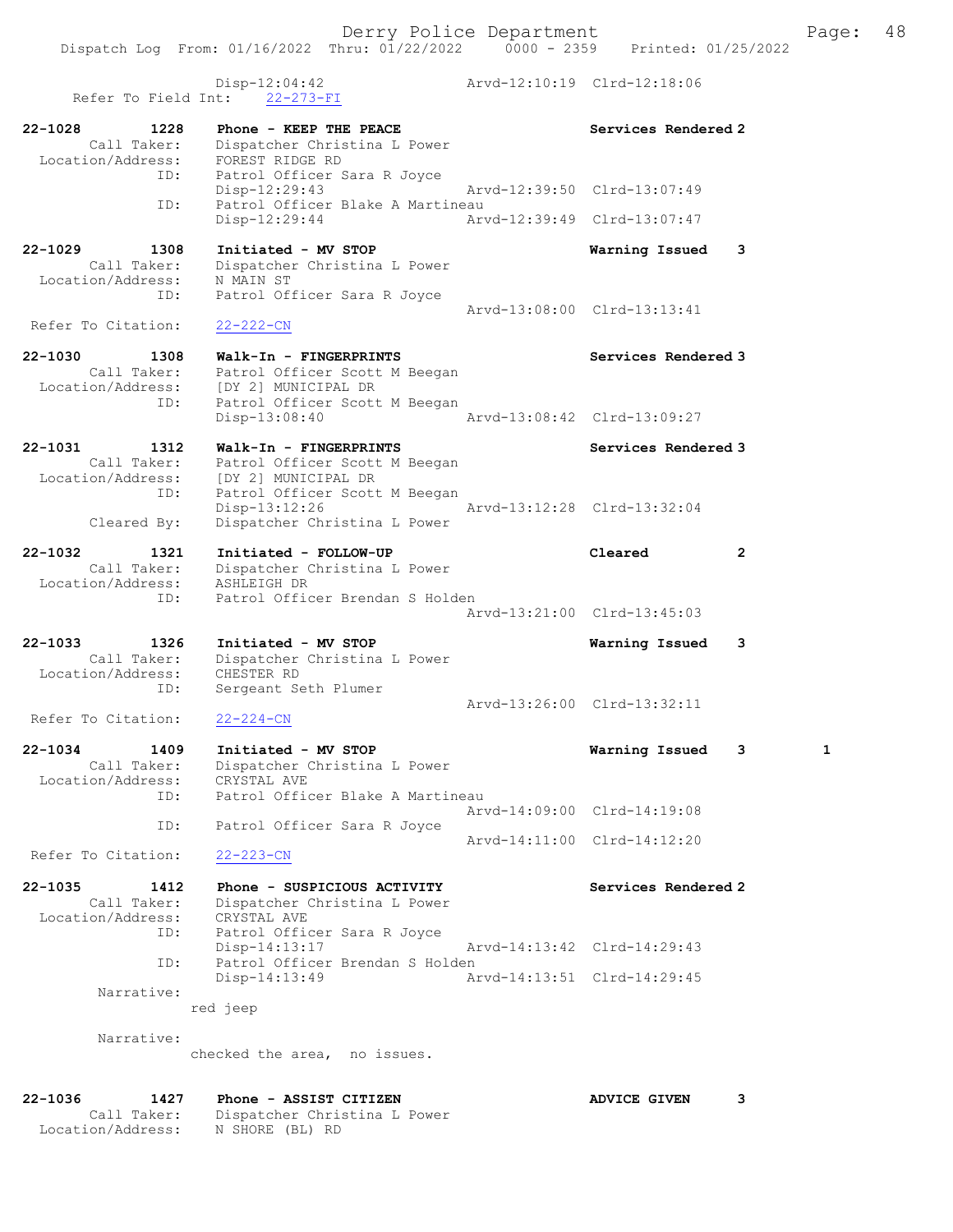```
                Disp-12:04:42              Arvd-12:10:19  Clrd-12:18:06
   Refer To Field Int:    22-273-FI

22-1028        1228    Phone - KEEP THE PEACE                 Services Rendered 2
       Call Taker:     Dispatcher Christina L Power
  Location/Address:    FOREST RIDGE RD
               ID:     Patrol Officer Sara R Joyce
                       Disp-12:29:43              Arvd-12:39:50  Clrd-13:07:49
               ID:     Patrol Officer Blake A Martineau
                       Disp-12:29:44              Arvd-12:39:49  Clrd-13:07:47

22-1029        1308    Initiated - MV STOP                    Warning Issued    3
       Call Taker:     Dispatcher Christina L Power
  Location/Address:    N MAIN ST
               ID:     Patrol Officer Sara R Joyce
                                                  Arvd-13:08:00  Clrd-13:13:41
 Refer To Citation:    22-222-CN

22-1030        1308    Walk-In - FINGERPRINTS                 Services Rendered 3
       Call Taker:     Patrol Officer Scott M Beegan
  Location/Address:    [DY 2] MUNICIPAL DR
               ID:     Patrol Officer Scott M Beegan
                       Disp-13:08:40              Arvd-13:08:42  Clrd-13:09:27

22-1031        1312    Walk-In - FINGERPRINTS                 Services Rendered 3
       Call Taker:     Patrol Officer Scott M Beegan
  Location/Address:    [DY 2] MUNICIPAL DR
               ID:     Patrol Officer Scott M Beegan
                       Disp-13:12:26              Arvd-13:12:28  Clrd-13:32:04
       Cleared By:     Dispatcher Christina L Power

22-1032        1321    Initiated - FOLLOW-UP                  Cleared           2
       Call Taker:     Dispatcher Christina L Power
  Location/Address:    ASHLEIGH DR
               ID:     Patrol Officer Brendan S Holden
                                                  Arvd-13:21:00  Clrd-13:45:03

22-1033        1326    Initiated - MV STOP                    Warning Issued    3
       Call Taker:     Dispatcher Christina L Power
  Location/Address:    CHESTER RD
               ID:     Sergeant Seth Plumer
                                                  Arvd-13:26:00  Clrd-13:32:11
 Refer To Citation:    22-224-CN

22-1034        1409    Initiated - MV STOP                    Warning Issued    3        1
       Call Taker:     Dispatcher Christina L Power
  Location/Address:    CRYSTAL AVE
               ID:     Patrol Officer Blake A Martineau
                                                  Arvd-14:09:00  Clrd-14:19:08
               ID:     Patrol Officer Sara R Joyce
                                                  Arvd-14:11:00  Clrd-14:12:20
 Refer To Citation:    22-223-CN

22-1035        1412    Phone - SUSPICIOUS ACTIVITY            Services Rendered 2
       Call Taker:     Dispatcher Christina L Power
  Location/Address:    CRYSTAL AVE
               ID:     Patrol Officer Sara R Joyce
                       Disp-14:13:17              Arvd-14:13:42  Clrd-14:29:43
               ID:     Patrol Officer Brendan S Holden
                       Disp-14:13:49              Arvd-14:13:51  Clrd-14:29:45
        Narrative:
                     red jeep

        Narrative:
                     checked the area,  no issues.


22-1036        1427    Phone - ASSIST CITIZEN                 ADVICE GIVEN      3
       Call Taker:     Dispatcher Christina L Power
  Location/Address:    N SHORE (BL) RD
```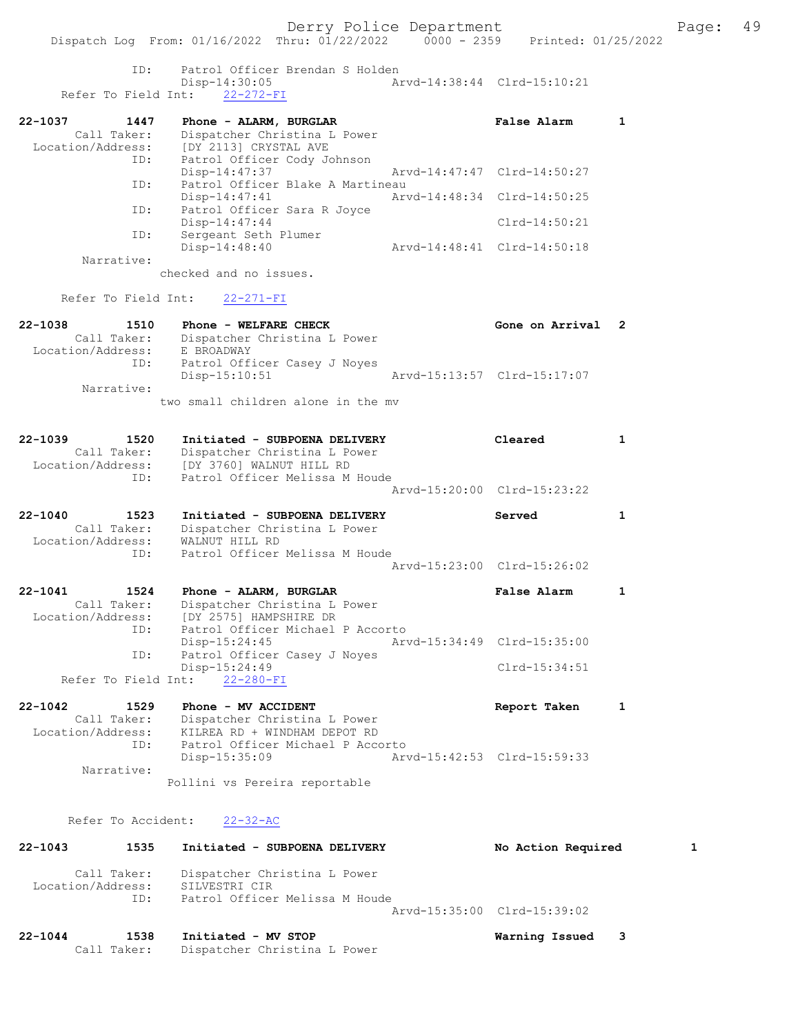ID: Patrol Officer Brendan S Holden
Disp-14:30:05 Arvd-14:38:44 Clrd-15:10:21
Refer To Field Int: 22-272-FI

22-1037 1447 Phone - ALARM, BURGLAR False Alarm 1
Call Taker: Dispatcher Christina L Power
Location/Address: [DY 2113] CRYSTAL AVE
ID: Patrol Officer Cody Johnson
Disp-14:47:37 Arvd-14:47:47 Clrd-14:50:27
ID: Patrol Officer Blake A Martineau
Disp-14:47:41 Arvd-14:48:34 Clrd-14:50:25
ID: Patrol Officer Sara R Joyce
Disp-14:47:44 Clrd-14:50:21
ID: Sergeant Seth Plumer
Disp-14:48:40 Arvd-14:48:41 Clrd-14:50:18
Narrative:
checked and no issues.

Refer To Field Int: 22-271-FI

22-1038 1510 Phone - WELFARE CHECK Gone on Arrival 2
Call Taker: Dispatcher Christina L Power
Location/Address: E BROADWAY
ID: Patrol Officer Casey J Noyes
Disp-15:10:51 Arvd-15:13:57 Clrd-15:17:07
Narrative:
two small children alone in the mv

22-1039 1520 Initiated - SUBPOENA DELIVERY Cleared 1
Call Taker: Dispatcher Christina L Power
Location/Address: [DY 3760] WALNUT HILL RD
ID: Patrol Officer Melissa M Houde
Arvd-15:20:00 Clrd-15:23:22

22-1040 1523 Initiated - SUBPOENA DELIVERY Served 1
Call Taker: Dispatcher Christina L Power
Location/Address: WALNUT HILL RD
ID: Patrol Officer Melissa M Houde
Arvd-15:23:00 Clrd-15:26:02

22-1041 1524 Phone - ALARM, BURGLAR False Alarm 1
Call Taker: Dispatcher Christina L Power
Location/Address: [DY 2575] HAMPSHIRE DR
ID: Patrol Officer Michael P Accorto
Disp-15:24:45 Arvd-15:34:49 Clrd-15:35:00
ID: Patrol Officer Casey J Noyes
Disp-15:24:49 Clrd-15:34:51
Refer To Field Int: 22-280-FI

22-1042 1529 Phone - MV ACCIDENT Report Taken 1
Call Taker: Dispatcher Christina L Power
Location/Address: KILREA RD + WINDHAM DEPOT RD
ID: Patrol Officer Michael P Accorto
Disp-15:35:09 Arvd-15:42:53 Clrd-15:59:33
Narrative:
Pollini vs Pereira reportable

Refer To Accident: 22-32-AC

22-1043 1535 Initiated - SUBPOENA DELIVERY No Action Required 1
Call Taker: Dispatcher Christina L Power
Location/Address: SILVESTRI CIR
ID: Patrol Officer Melissa M Houde
Arvd-15:35:00 Clrd-15:39:02

22-1044 1538 Initiated - MV STOP Warning Issued 3
Call Taker: Dispatcher Christina L Power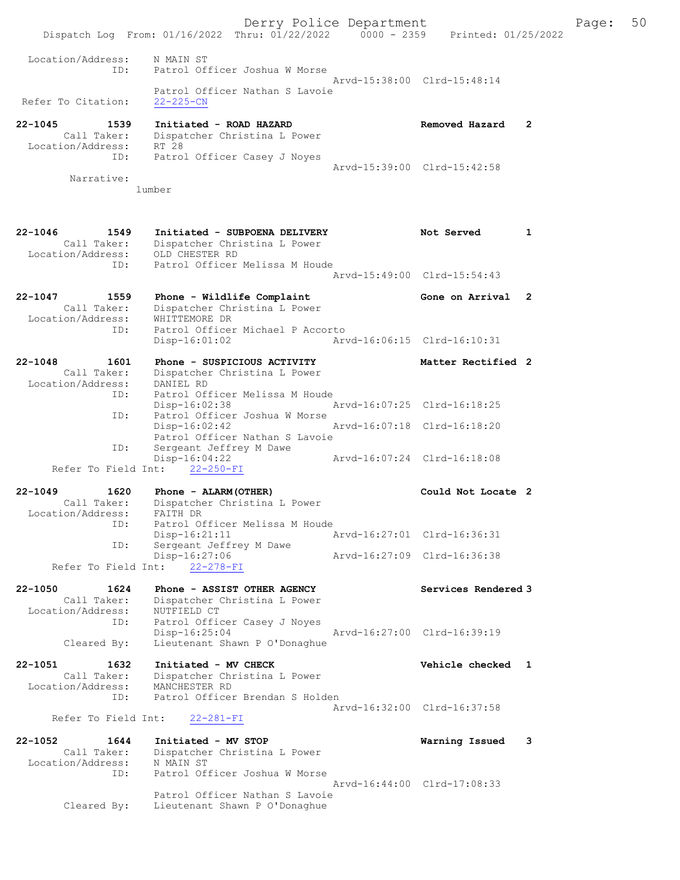```
Location/Address:    N MAIN ST
              ID:    Patrol Officer Joshua W Morse
                                                Arvd-15:38:00  Clrd-15:48:14
                     Patrol Officer Nathan S Lavoie
 Refer To Citation:  22-225-CN

22-1045        1539  Initiated - ROAD HAZARD                    Removed Hazard    2
        Call Taker:  Dispatcher Christina L Power
  Location/Address:  RT 28
                ID:  Patrol Officer Casey J Noyes
                                                Arvd-15:39:00  Clrd-15:42:58
         Narrative:
                   lumber

22-1046        1549  Initiated - SUBPOENA DELIVERY              Not Served        1
        Call Taker:  Dispatcher Christina L Power
  Location/Address:  OLD CHESTER RD
                ID:  Patrol Officer Melissa M Houde
                                                Arvd-15:49:00  Clrd-15:54:43

22-1047        1559  Phone - Wildlife Complaint                 Gone on Arrival   2
        Call Taker:  Dispatcher Christina L Power
  Location/Address:  WHITTEMORE DR
                ID:  Patrol Officer Michael P Accorto
                     Disp-16:01:02              Arvd-16:06:15  Clrd-16:10:31

22-1048        1601  Phone - SUSPICIOUS ACTIVITY                Matter Rectified  2
        Call Taker:  Dispatcher Christina L Power
  Location/Address:  DANIEL RD
                ID:  Patrol Officer Melissa M Houde
                     Disp-16:02:38              Arvd-16:07:25  Clrd-16:18:25
                ID:  Patrol Officer Joshua W Morse
                     Disp-16:02:42              Arvd-16:07:18  Clrd-16:18:20
                     Patrol Officer Nathan S Lavoie
                ID:  Sergeant Jeffrey M Dawe
                     Disp-16:04:22              Arvd-16:07:24  Clrd-16:18:08
     Refer To Field Int:    22-250-FI

22-1049        1620  Phone - ALARM(OTHER)                       Could Not Locate  2
        Call Taker:  Dispatcher Christina L Power
  Location/Address:  FAITH DR
                ID:  Patrol Officer Melissa M Houde
                     Disp-16:21:11              Arvd-16:27:01  Clrd-16:36:31
                ID:  Sergeant Jeffrey M Dawe
                     Disp-16:27:06              Arvd-16:27:09  Clrd-16:36:38
     Refer To Field Int:    22-278-FI

22-1050        1624  Phone - ASSIST OTHER AGENCY                Services Rendered 3
        Call Taker:  Dispatcher Christina L Power
  Location/Address:  NUTFIELD CT
                ID:  Patrol Officer Casey J Noyes
                     Disp-16:25:04              Arvd-16:27:00  Clrd-16:39:19
        Cleared By:  Lieutenant Shawn P O'Donaghue

22-1051        1632  Initiated - MV CHECK                       Vehicle checked   1
        Call Taker:  Dispatcher Christina L Power
  Location/Address:  MANCHESTER RD
                ID:  Patrol Officer Brendan S Holden
                                                Arvd-16:32:00  Clrd-16:37:58
     Refer To Field Int:    22-281-FI

22-1052        1644  Initiated - MV STOP                        Warning Issued    3
        Call Taker:  Dispatcher Christina L Power
  Location/Address:  N MAIN ST
                ID:  Patrol Officer Joshua W Morse
                                                Arvd-16:44:00  Clrd-17:08:33
                     Patrol Officer Nathan S Lavoie
        Cleared By:  Lieutenant Shawn P O'Donaghue
```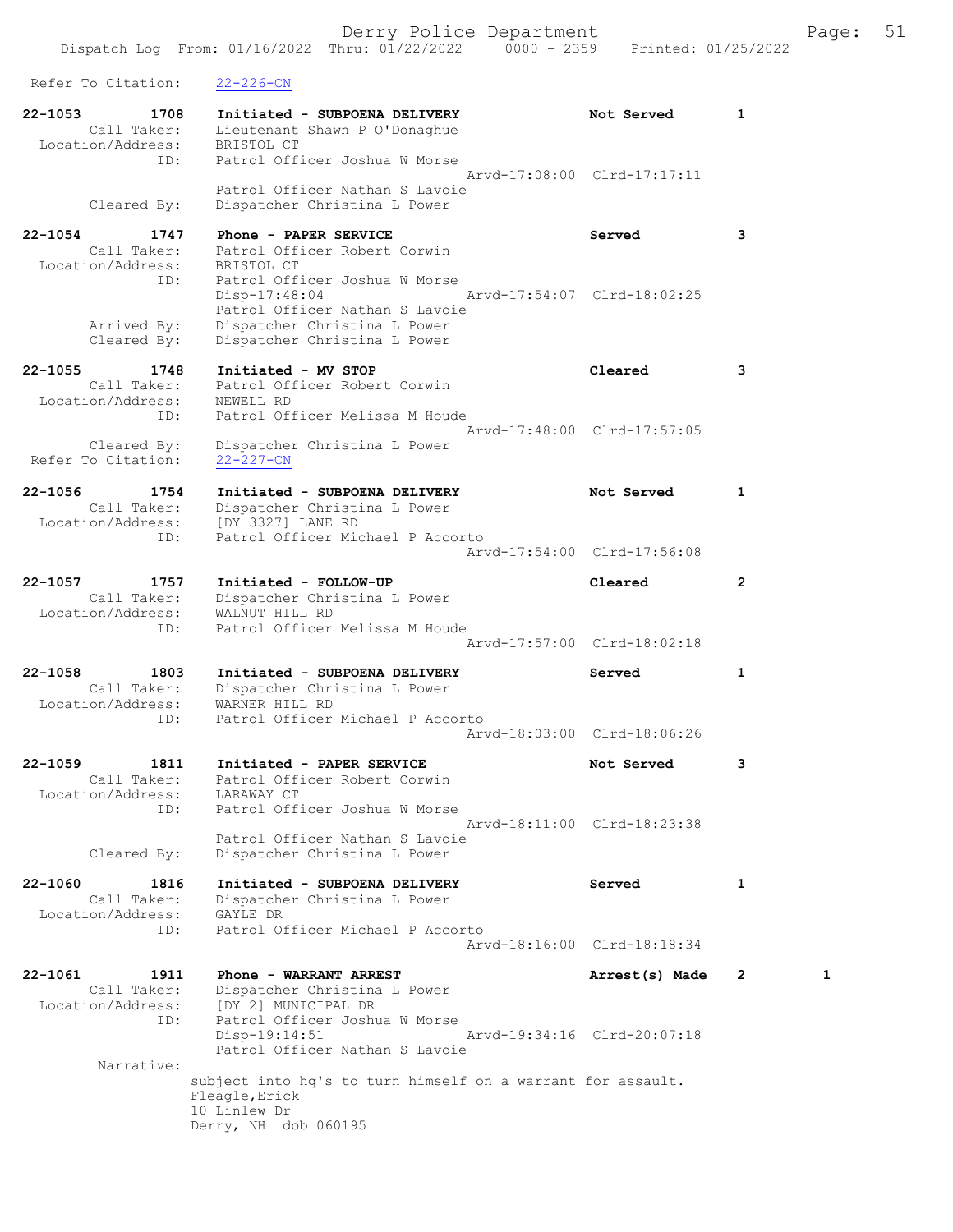Refer To Citation: 22-226-CN

```
22-1053        1708    Initiated - SUBPOENA DELIVERY              Not Served       1
        Call Taker:    Lieutenant Shawn P O'Donaghue
  Location/Address:    BRISTOL CT
               ID:     Patrol Officer Joshua W Morse
                                              Arvd-17:08:00  Clrd-17:17:11
                       Patrol Officer Nathan S Lavoie
       Cleared By:     Dispatcher Christina L Power

22-1054        1747    Phone - PAPER SERVICE                      Served           3
        Call Taker:    Patrol Officer Robert Corwin
  Location/Address:    BRISTOL CT
               ID:     Patrol Officer Joshua W Morse
                       Disp-17:48:04          Arvd-17:54:07  Clrd-18:02:25
                       Patrol Officer Nathan S Lavoie
       Arrived By:     Dispatcher Christina L Power
       Cleared By:     Dispatcher Christina L Power

22-1055        1748    Initiated - MV STOP                        Cleared          3
        Call Taker:    Patrol Officer Robert Corwin
  Location/Address:    NEWELL RD
               ID:     Patrol Officer Melissa M Houde
                                              Arvd-17:48:00  Clrd-17:57:05
       Cleared By:     Dispatcher Christina L Power
 Refer To Citation:    22-227-CN

22-1056        1754    Initiated - SUBPOENA DELIVERY              Not Served       1
        Call Taker:    Dispatcher Christina L Power
  Location/Address:    [DY 3327] LANE RD
               ID:     Patrol Officer Michael P Accorto
                                              Arvd-17:54:00  Clrd-17:56:08

22-1057        1757    Initiated - FOLLOW-UP                      Cleared          2
        Call Taker:    Dispatcher Christina L Power
  Location/Address:    WALNUT HILL RD
               ID:     Patrol Officer Melissa M Houde
                                              Arvd-17:57:00  Clrd-18:02:18

22-1058        1803    Initiated - SUBPOENA DELIVERY              Served           1
        Call Taker:    Dispatcher Christina L Power
  Location/Address:    WARNER HILL RD
               ID:     Patrol Officer Michael P Accorto
                                              Arvd-18:03:00  Clrd-18:06:26

22-1059        1811    Initiated - PAPER SERVICE                  Not Served       3
        Call Taker:    Patrol Officer Robert Corwin
  Location/Address:    LARAWAY CT
               ID:     Patrol Officer Joshua W Morse
                                              Arvd-18:11:00  Clrd-18:23:38
                       Patrol Officer Nathan S Lavoie
       Cleared By:     Dispatcher Christina L Power

22-1060        1816    Initiated - SUBPOENA DELIVERY              Served           1
        Call Taker:    Dispatcher Christina L Power
  Location/Address:    GAYLE DR
               ID:     Patrol Officer Michael P Accorto
                                              Arvd-18:16:00  Clrd-18:18:34

22-1061        1911    Phone - WARRANT ARREST                     Arrest(s) Made   2        1
        Call Taker:    Dispatcher Christina L Power
  Location/Address:    [DY 2] MUNICIPAL DR
               ID:     Patrol Officer Joshua W Morse
                       Disp-19:14:51          Arvd-19:34:16  Clrd-20:07:18
                       Patrol Officer Nathan S Lavoie
        Narrative:
                    subject into hq's to turn himself on a warrant for assault.
                    Fleagle,Erick
                    10 Linlew Dr
                    Derry, NH  dob 060195
```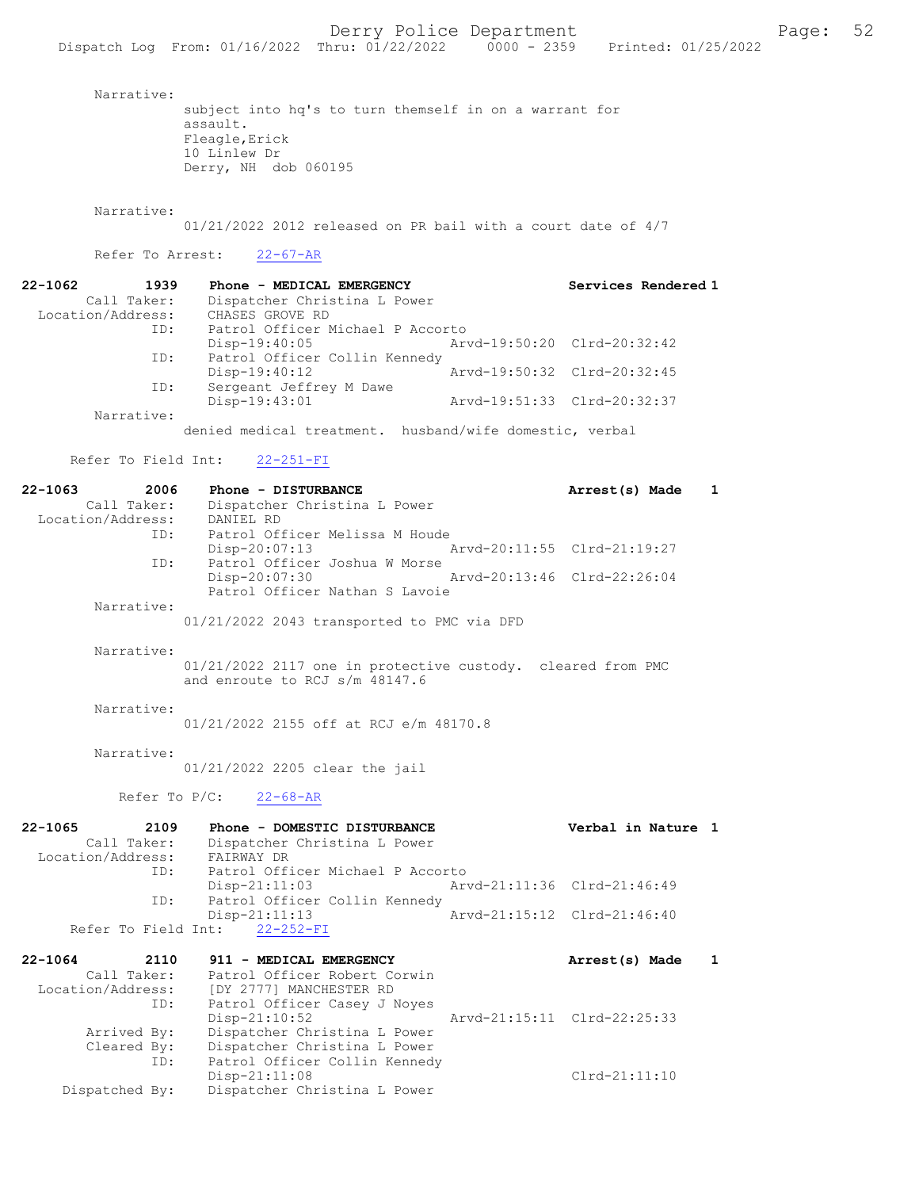Narrative:
subject into hq's to turn themself in on a warrant for assault.
Fleagle,Erick
10 Linlew Dr
Derry, NH dob 060195

Narrative:
01/21/2022 2012 released on PR bail with a court date of 4/7

Refer To Arrest: 22-67-AR

**22-1062 1939 Phone - MEDICAL EMERGENCY** — **Services Rendered 1**

Call Taker: Dispatcher Christina L Power
Location/Address: CHASES GROVE RD
ID: Patrol Officer Michael P Accorto
Disp-19:40:05 Arvd-19:50:20 Clrd-20:32:42
ID: Patrol Officer Collin Kennedy
Disp-19:40:12 Arvd-19:50:32 Clrd-20:32:45
ID: Sergeant Jeffrey M Dawe
Disp-19:43:01 Arvd-19:51:33 Clrd-20:32:37
Narrative:
denied medical treatment. husband/wife domestic, verbal

Refer To Field Int: 22-251-FI

**22-1063 2006 Phone - DISTURBANCE** — **Arrest(s) Made 1**

Call Taker: Dispatcher Christina L Power
Location/Address: DANIEL RD
ID: Patrol Officer Melissa M Houde
Disp-20:07:13 Arvd-20:11:55 Clrd-21:19:27
ID: Patrol Officer Joshua W Morse
Disp-20:07:30 Arvd-20:13:46 Clrd-22:26:04
Patrol Officer Nathan S Lavoie
Narrative:
01/21/2022 2043 transported to PMC via DFD

Narrative:
01/21/2022 2117 one in protective custody. cleared from PMC and enroute to RCJ s/m 48147.6

Narrative:
01/21/2022 2155 off at RCJ e/m 48170.8

Narrative:
01/21/2022 2205 clear the jail

Refer To P/C: 22-68-AR

**22-1065 2109 Phone - DOMESTIC DISTURBANCE** — **Verbal in Nature 1**

Call Taker: Dispatcher Christina L Power
Location/Address: FAIRWAY DR
ID: Patrol Officer Michael P Accorto
Disp-21:11:03 Arvd-21:11:36 Clrd-21:46:49
ID: Patrol Officer Collin Kennedy
Disp-21:11:13 Arvd-21:15:12 Clrd-21:46:40
Refer To Field Int: 22-252-FI

**22-1064 2110 911 - MEDICAL EMERGENCY** — **Arrest(s) Made 1**

Call Taker: Patrol Officer Robert Corwin
Location/Address: [DY 2777] MANCHESTER RD
ID: Patrol Officer Casey J Noyes
Disp-21:10:52 Arvd-21:15:11 Clrd-22:25:33
Arrived By: Dispatcher Christina L Power
Cleared By: Dispatcher Christina L Power
ID: Patrol Officer Collin Kennedy
Disp-21:11:08 Clrd-21:11:10
Dispatched By: Dispatcher Christina L Power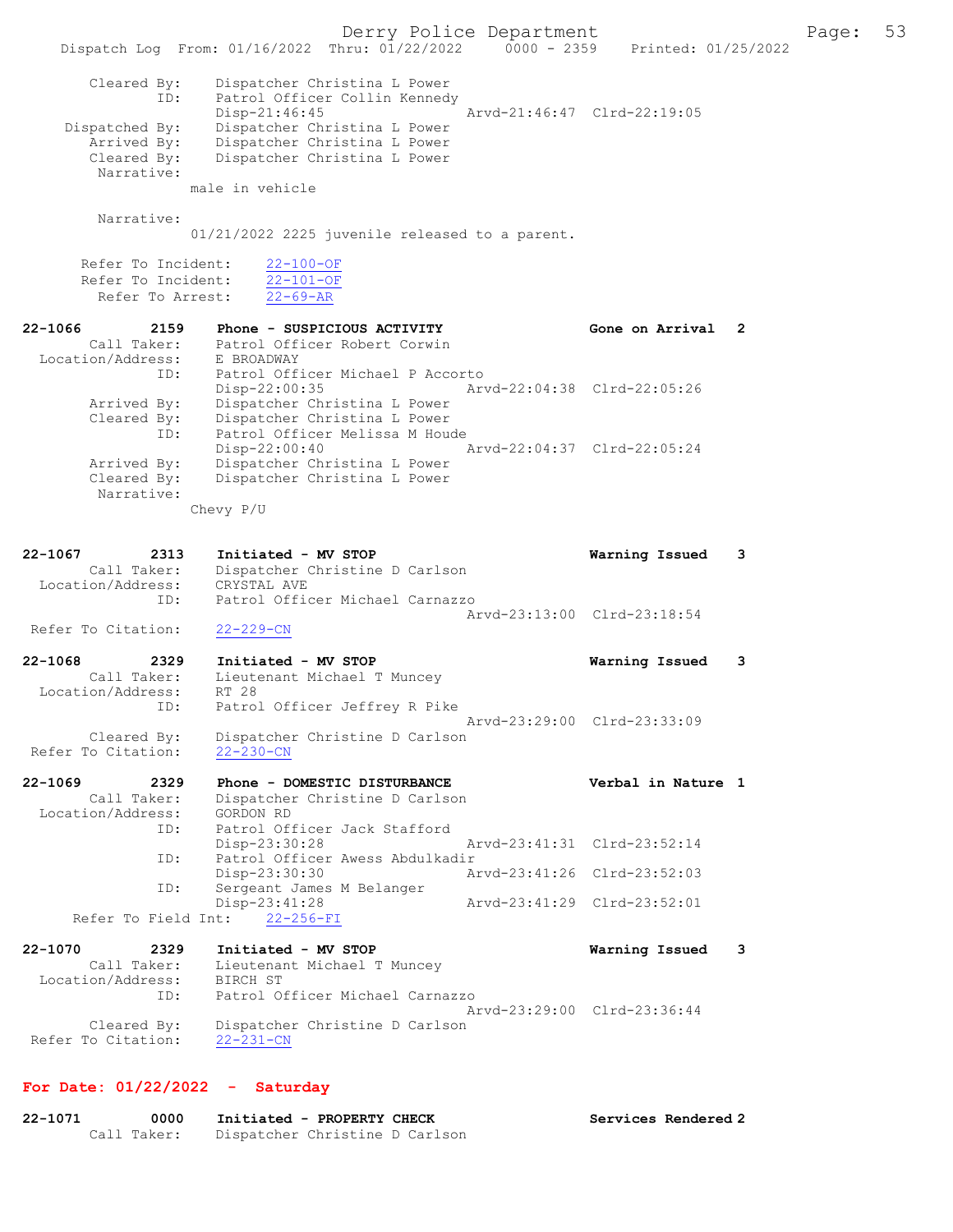```
        Cleared By:    Dispatcher Christina L Power
               ID:     Patrol Officer Collin Kennedy
                       Disp-21:46:45              Arvd-21:46:47  Clrd-22:19:05
     Dispatched By:    Dispatcher Christina L Power
        Arrived By:    Dispatcher Christina L Power
        Cleared By:    Dispatcher Christina L Power
         Narrative:
                   male in vehicle

         Narrative:
                   01/21/2022 2225 juvenile released to a parent.

       Refer To Incident:    22-100-OF
       Refer To Incident:    22-101-OF
         Refer To Arrest:    22-69-AR

22-1066        2159    Phone - SUSPICIOUS ACTIVITY              Gone on Arrival   2
        Call Taker:    Patrol Officer Robert Corwin
  Location/Address:    E BROADWAY
               ID:     Patrol Officer Michael P Accorto
                       Disp-22:00:35              Arvd-22:04:38  Clrd-22:05:26
        Arrived By:    Dispatcher Christina L Power
        Cleared By:    Dispatcher Christina L Power
               ID:     Patrol Officer Melissa M Houde
                       Disp-22:00:40              Arvd-22:04:37  Clrd-22:05:24
        Arrived By:    Dispatcher Christina L Power
        Cleared By:    Dispatcher Christina L Power
         Narrative:
                   Chevy P/U

22-1067        2313    Initiated - MV STOP                      Warning Issued    3
        Call Taker:    Dispatcher Christine D Carlson
  Location/Address:    CRYSTAL AVE
               ID:     Patrol Officer Michael Carnazzo
                                                  Arvd-23:13:00  Clrd-23:18:54
 Refer To Citation:    22-229-CN

22-1068        2329    Initiated - MV STOP                      Warning Issued    3
        Call Taker:    Lieutenant Michael T Muncey
  Location/Address:    RT 28
               ID:     Patrol Officer Jeffrey R Pike
                                                  Arvd-23:29:00  Clrd-23:33:09
        Cleared By:    Dispatcher Christine D Carlson
 Refer To Citation:    22-230-CN

22-1069        2329    Phone - DOMESTIC DISTURBANCE             Verbal in Nature  1
        Call Taker:    Dispatcher Christine D Carlson
  Location/Address:    GORDON RD
               ID:     Patrol Officer Jack Stafford
                       Disp-23:30:28              Arvd-23:41:31  Clrd-23:52:14
               ID:     Patrol Officer Awess Abdulkadir
                       Disp-23:30:30              Arvd-23:41:26  Clrd-23:52:03
               ID:     Sergeant James M Belanger
                       Disp-23:41:28              Arvd-23:41:29  Clrd-23:52:01
     Refer To Field Int:    22-256-FI

22-1070        2329    Initiated - MV STOP                      Warning Issued    3
        Call Taker:    Lieutenant Michael T Muncey
  Location/Address:    BIRCH ST
               ID:     Patrol Officer Michael Carnazzo
                                                  Arvd-23:29:00  Clrd-23:36:44
        Cleared By:    Dispatcher Christine D Carlson
 Refer To Citation:    22-231-CN
```

**For Date: 01/22/2022 - Saturday**

```
22-1071        0000    Initiated - PROPERTY CHECK               Services Rendered 2
        Call Taker:    Dispatcher Christine D Carlson
```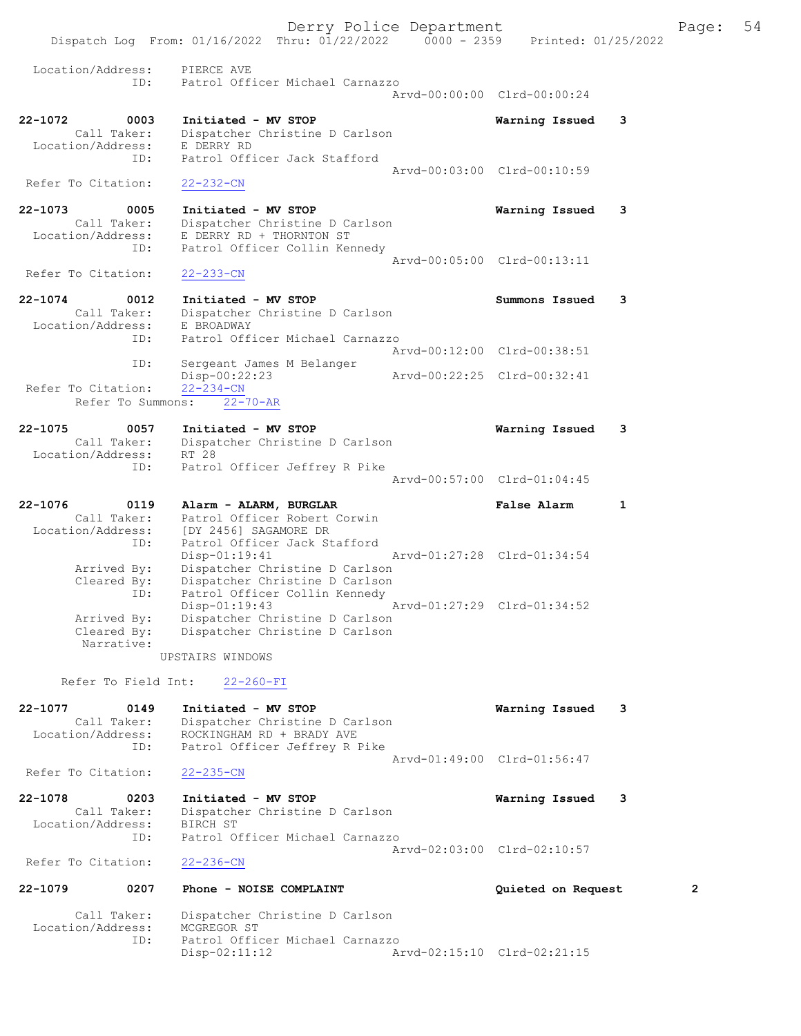Location/Address: PIERCE AVE
ID: Patrol Officer Michael Carnazzo
Arvd-00:00:00 Clrd-00:00:24

**22-1072 0003 Initiated - MV STOP — Warning Issued 3**
Call Taker: Dispatcher Christine D Carlson
Location/Address: E DERRY RD
ID: Patrol Officer Jack Stafford
Arvd-00:03:00 Clrd-00:10:59
Refer To Citation: 22-232-CN

**22-1073 0005 Initiated - MV STOP — Warning Issued 3**
Call Taker: Dispatcher Christine D Carlson
Location/Address: E DERRY RD + THORNTON ST
ID: Patrol Officer Collin Kennedy
Arvd-00:05:00 Clrd-00:13:11
Refer To Citation: 22-233-CN

**22-1074 0012 Initiated - MV STOP — Summons Issued 3**
Call Taker: Dispatcher Christine D Carlson
Location/Address: E BROADWAY
ID: Patrol Officer Michael Carnazzo
Arvd-00:12:00 Clrd-00:38:51
ID: Sergeant James M Belanger
Disp-00:22:23 Arvd-00:22:25 Clrd-00:32:41
Refer To Citation: 22-234-CN
Refer To Summons: 22-70-AR

**22-1075 0057 Initiated - MV STOP — Warning Issued 3**
Call Taker: Dispatcher Christine D Carlson
Location/Address: RT 28
ID: Patrol Officer Jeffrey R Pike
Arvd-00:57:00 Clrd-01:04:45

**22-1076 0119 Alarm - ALARM, BURGLAR — False Alarm 1**
Call Taker: Patrol Officer Robert Corwin
Location/Address: [DY 2456] SAGAMORE DR
ID: Patrol Officer Jack Stafford
Disp-01:19:41 Arvd-01:27:28 Clrd-01:34:54
Arrived By: Dispatcher Christine D Carlson
Cleared By: Dispatcher Christine D Carlson
ID: Patrol Officer Collin Kennedy
Disp-01:19:43 Arvd-01:27:29 Clrd-01:34:52
Arrived By: Dispatcher Christine D Carlson
Cleared By: Dispatcher Christine D Carlson
Narrative:
UPSTAIRS WINDOWS

Refer To Field Int: 22-260-FI

**22-1077 0149 Initiated - MV STOP — Warning Issued 3**
Call Taker: Dispatcher Christine D Carlson
Location/Address: ROCKINGHAM RD + BRADY AVE
ID: Patrol Officer Jeffrey R Pike
Arvd-01:49:00 Clrd-01:56:47
Refer To Citation: 22-235-CN

**22-1078 0203 Initiated - MV STOP — Warning Issued 3**
Call Taker: Dispatcher Christine D Carlson
Location/Address: BIRCH ST
ID: Patrol Officer Michael Carnazzo
Arvd-02:03:00 Clrd-02:10:57
Refer To Citation: 22-236-CN

**22-1079 0207 Phone - NOISE COMPLAINT — Quieted on Request 2**
Call Taker: Dispatcher Christine D Carlson
Location/Address: MCGREGOR ST
ID: Patrol Officer Michael Carnazzo
Disp-02:11:12 Arvd-02:15:10 Clrd-02:21:15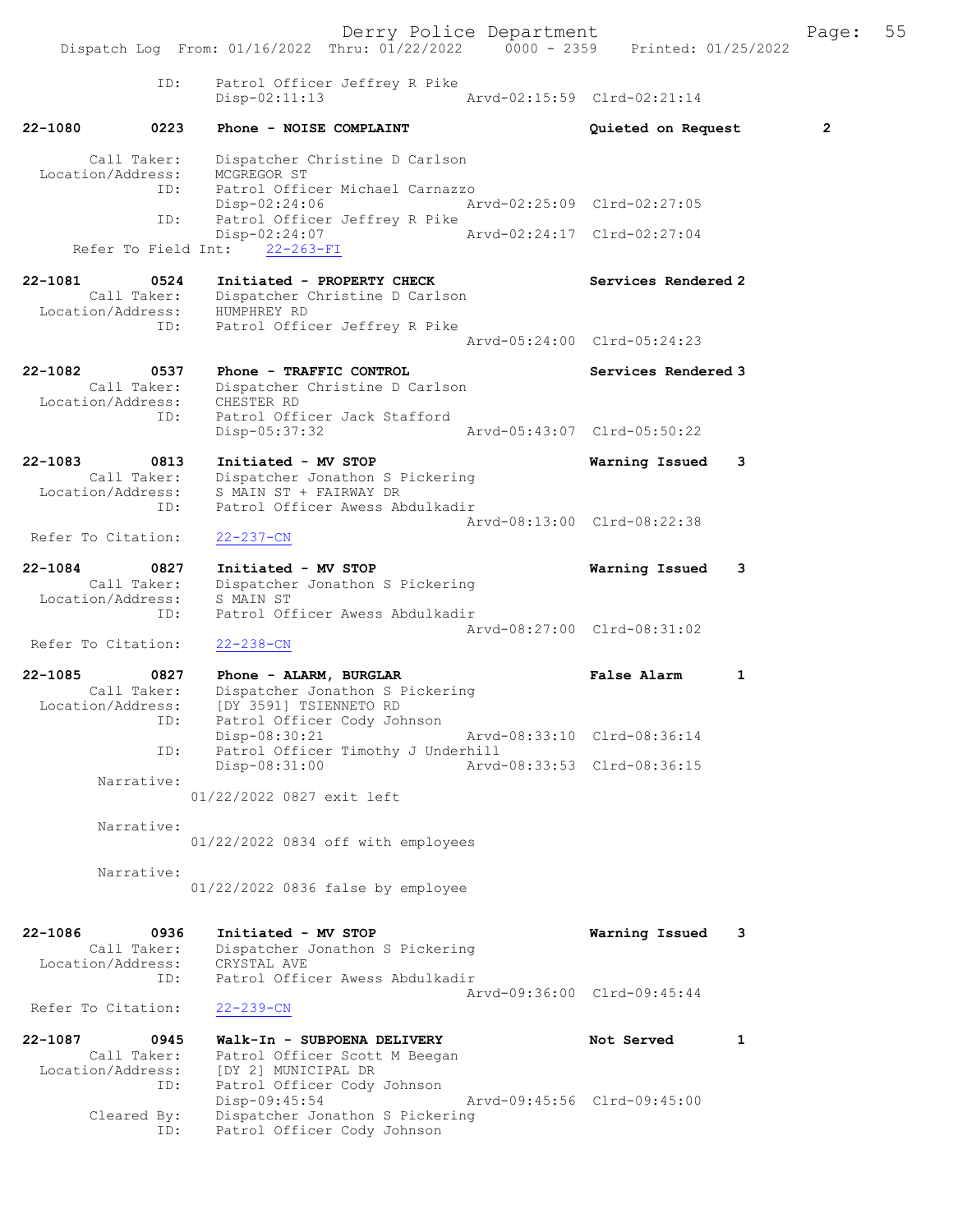```
            ID:     Patrol Officer Jeffrey R Pike
                    Disp-02:11:13              Arvd-02:15:59  Clrd-02:21:14

22-1080        0223    Phone - NOISE COMPLAINT                 Quieted on Request      2

       Call Taker:     Dispatcher Christine D Carlson
  Location/Address:    MCGREGOR ST
               ID:     Patrol Officer Michael Carnazzo
                       Disp-02:24:06              Arvd-02:25:09  Clrd-02:27:05
               ID:     Patrol Officer Jeffrey R Pike
                       Disp-02:24:07              Arvd-02:24:17  Clrd-02:27:04
     Refer To Field Int:    22-263-FI

22-1081        0524    Initiated - PROPERTY CHECK              Services Rendered 2
       Call Taker:     Dispatcher Christine D Carlson
  Location/Address:    HUMPHREY RD
               ID:     Patrol Officer Jeffrey R Pike
                                                  Arvd-05:24:00  Clrd-05:24:23

22-1082        0537    Phone - TRAFFIC CONTROL                 Services Rendered 3
       Call Taker:     Dispatcher Christine D Carlson
  Location/Address:    CHESTER RD
               ID:     Patrol Officer Jack Stafford
                       Disp-05:37:32              Arvd-05:43:07  Clrd-05:50:22

22-1083        0813    Initiated - MV STOP                     Warning Issued    3
       Call Taker:     Dispatcher Jonathon S Pickering
  Location/Address:    S MAIN ST + FAIRWAY DR
               ID:     Patrol Officer Awess Abdulkadir
                                                  Arvd-08:13:00  Clrd-08:22:38
  Refer To Citation:   22-237-CN

22-1084        0827    Initiated - MV STOP                     Warning Issued    3
       Call Taker:     Dispatcher Jonathon S Pickering
  Location/Address:    S MAIN ST
               ID:     Patrol Officer Awess Abdulkadir
                                                  Arvd-08:27:00  Clrd-08:31:02
  Refer To Citation:   22-238-CN

22-1085        0827    Phone - ALARM, BURGLAR                  False Alarm       1
       Call Taker:     Dispatcher Jonathon S Pickering
  Location/Address:    [DY 3591] TSIENNETO RD
               ID:     Patrol Officer Cody Johnson
                       Disp-08:30:21              Arvd-08:33:10  Clrd-08:36:14
               ID:     Patrol Officer Timothy J Underhill
                       Disp-08:31:00              Arvd-08:33:53  Clrd-08:36:15
        Narrative:
                    01/22/2022 0827 exit left

        Narrative:
                    01/22/2022 0834 off with employees

        Narrative:
                    01/22/2022 0836 false by employee


22-1086        0936    Initiated - MV STOP                     Warning Issued    3
       Call Taker:     Dispatcher Jonathon S Pickering
  Location/Address:    CRYSTAL AVE
               ID:     Patrol Officer Awess Abdulkadir
                                                  Arvd-09:36:00  Clrd-09:45:44
  Refer To Citation:   22-239-CN

22-1087        0945    Walk-In - SUBPOENA DELIVERY             Not Served        1
       Call Taker:     Patrol Officer Scott M Beegan
  Location/Address:    [DY 2] MUNICIPAL DR
               ID:     Patrol Officer Cody Johnson
                       Disp-09:45:54              Arvd-09:45:56  Clrd-09:45:00
       Cleared By:     Dispatcher Jonathon S Pickering
               ID:     Patrol Officer Cody Johnson
```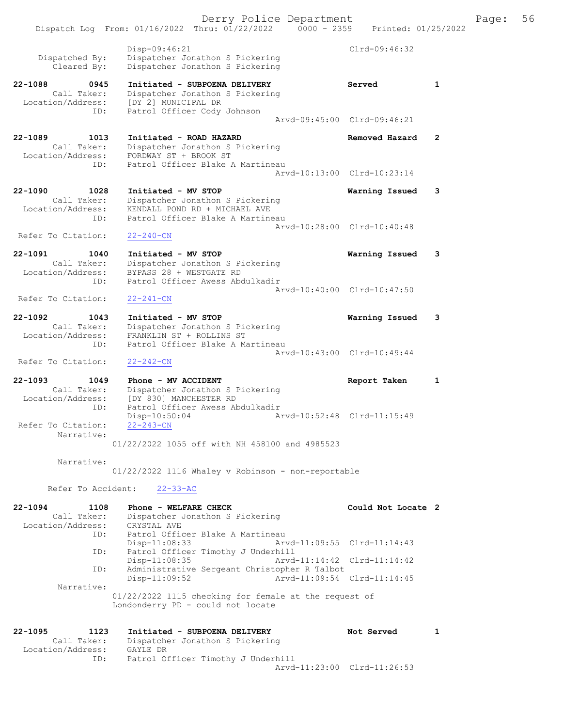Disp-09:46:21 Clrd-09:46:32
Dispatched By: Dispatcher Jonathon S Pickering
Cleared By: Dispatcher Jonathon S Pickering

22-1088 0945 Initiated - SUBPOENA DELIVERY Served 1
Call Taker: Dispatcher Jonathon S Pickering
Location/Address: [DY 2] MUNICIPAL DR
ID: Patrol Officer Cody Johnson
Arvd-09:45:00 Clrd-09:46:21

22-1089 1013 Initiated - ROAD HAZARD Removed Hazard 2
Call Taker: Dispatcher Jonathon S Pickering
Location/Address: FORDWAY ST + BROOK ST
ID: Patrol Officer Blake A Martineau
Arvd-10:13:00 Clrd-10:23:14

22-1090 1028 Initiated - MV STOP Warning Issued 3
Call Taker: Dispatcher Jonathon S Pickering
Location/Address: KENDALL POND RD + MICHAEL AVE
ID: Patrol Officer Blake A Martineau
Arvd-10:28:00 Clrd-10:40:48
Refer To Citation: 22-240-CN

22-1091 1040 Initiated - MV STOP Warning Issued 3
Call Taker: Dispatcher Jonathon S Pickering
Location/Address: BYPASS 28 + WESTGATE RD
ID: Patrol Officer Awess Abdulkadir
Arvd-10:40:00 Clrd-10:47:50
Refer To Citation: 22-241-CN

22-1092 1043 Initiated - MV STOP Warning Issued 3
Call Taker: Dispatcher Jonathon S Pickering
Location/Address: FRANKLIN ST + ROLLINS ST
ID: Patrol Officer Blake A Martineau
Arvd-10:43:00 Clrd-10:49:44
Refer To Citation: 22-242-CN

22-1093 1049 Phone - MV ACCIDENT Report Taken 1
Call Taker: Dispatcher Jonathon S Pickering
Location/Address: [DY 830] MANCHESTER RD
ID: Patrol Officer Awess Abdulkadir
Disp-10:50:04 Arvd-10:52:48 Clrd-11:15:49
Refer To Citation: 22-243-CN
Narrative:
01/22/2022 1055 off with NH 458100 and 4985523

Narrative:
01/22/2022 1116 Whaley v Robinson - non-reportable

Refer To Accident: 22-33-AC

22-1094 1108 Phone - WELFARE CHECK Could Not Locate 2
Call Taker: Dispatcher Jonathon S Pickering
Location/Address: CRYSTAL AVE
ID: Patrol Officer Blake A Martineau
Disp-11:08:33 Arvd-11:09:55 Clrd-11:14:43
ID: Patrol Officer Timothy J Underhill
Disp-11:08:35 Arvd-11:14:42 Clrd-11:14:42
ID: Administrative Sergeant Christopher R Talbot
Disp-11:09:52 Arvd-11:09:54 Clrd-11:14:45
Narrative:
01/22/2022 1115 checking for female at the request of Londonderry PD - could not locate

22-1095 1123 Initiated - SUBPOENA DELIVERY Not Served 1
Call Taker: Dispatcher Jonathon S Pickering
Location/Address: GAYLE DR
ID: Patrol Officer Timothy J Underhill
Arvd-11:23:00 Clrd-11:26:53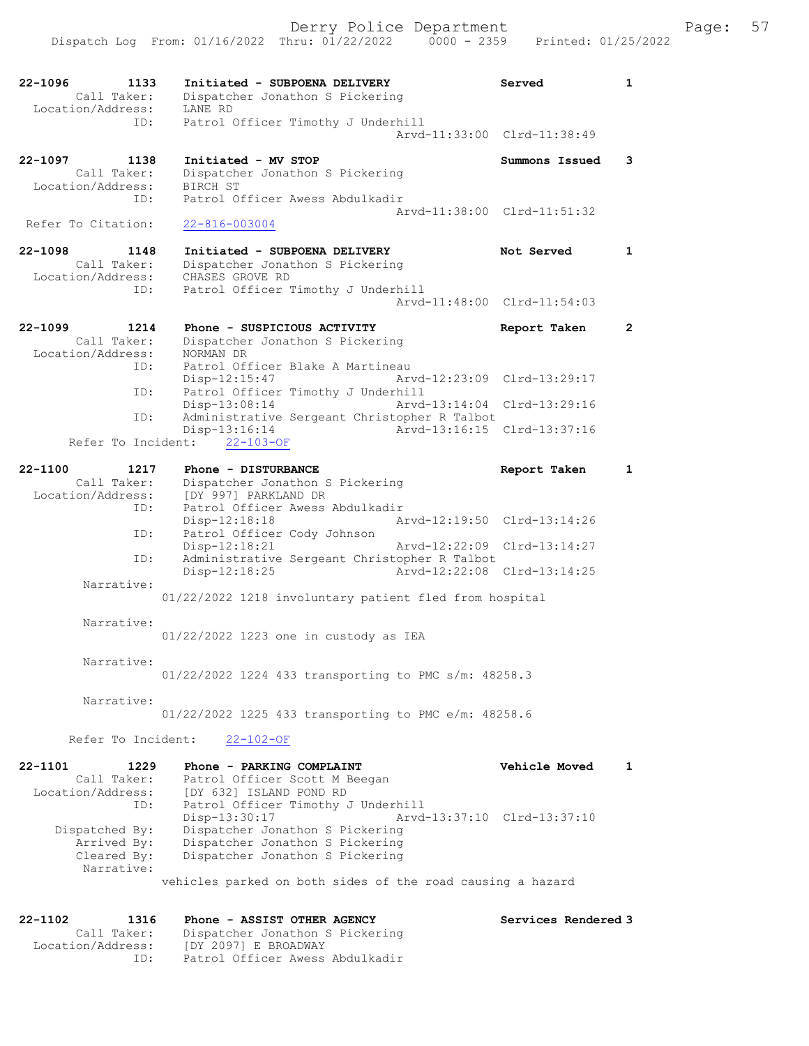22-1096 1133 Initiated - SUBPOENA DELIVERY Served 1
Call Taker: Dispatcher Jonathon S Pickering
Location/Address: LANE RD
ID: Patrol Officer Timothy J Underhill
Arvd-11:33:00 Clrd-11:38:49

22-1097 1138 Initiated - MV STOP Summons Issued 3
Call Taker: Dispatcher Jonathon S Pickering
Location/Address: BIRCH ST
ID: Patrol Officer Awess Abdulkadir
Arvd-11:38:00 Clrd-11:51:32
Refer To Citation: 22-816-003004

22-1098 1148 Initiated - SUBPOENA DELIVERY Not Served 1
Call Taker: Dispatcher Jonathon S Pickering
Location/Address: CHASES GROVE RD
ID: Patrol Officer Timothy J Underhill
Arvd-11:48:00 Clrd-11:54:03

22-1099 1214 Phone - SUSPICIOUS ACTIVITY Report Taken 2
Call Taker: Dispatcher Jonathon S Pickering
Location/Address: NORMAN DR
ID: Patrol Officer Blake A Martineau
Disp-12:15:47 Arvd-12:23:09 Clrd-13:29:17
ID: Patrol Officer Timothy J Underhill
Disp-13:08:14 Arvd-13:14:04 Clrd-13:29:16
ID: Administrative Sergeant Christopher R Talbot
Disp-13:16:14 Arvd-13:16:15 Clrd-13:37:16
Refer To Incident: 22-103-OF

22-1100 1217 Phone - DISTURBANCE Report Taken 1
Call Taker: Dispatcher Jonathon S Pickering
Location/Address: [DY 997] PARKLAND DR
ID: Patrol Officer Awess Abdulkadir
Disp-12:18:18 Arvd-12:19:50 Clrd-13:14:26
ID: Patrol Officer Cody Johnson
Disp-12:18:21 Arvd-12:22:09 Clrd-13:14:27
ID: Administrative Sergeant Christopher R Talbot
Disp-12:18:25 Arvd-12:22:08 Clrd-13:14:25
Narrative:
01/22/2022 1218 involuntary patient fled from hospital

Narrative:
01/22/2022 1223 one in custody as IEA

Narrative:
01/22/2022 1224 433 transporting to PMC s/m: 48258.3

Narrative:
01/22/2022 1225 433 transporting to PMC e/m: 48258.6

Refer To Incident: 22-102-OF

22-1101 1229 Phone - PARKING COMPLAINT Vehicle Moved 1
Call Taker: Patrol Officer Scott M Beegan
Location/Address: [DY 632] ISLAND POND RD
ID: Patrol Officer Timothy J Underhill
Disp-13:30:17 Arvd-13:37:10 Clrd-13:37:10
Dispatched By: Dispatcher Jonathon S Pickering
Arrived By: Dispatcher Jonathon S Pickering
Cleared By: Dispatcher Jonathon S Pickering
Narrative:
vehicles parked on both sides of the road causing a hazard

22-1102 1316 Phone - ASSIST OTHER AGENCY Services Rendered 3
Call Taker: Dispatcher Jonathon S Pickering
Location/Address: [DY 2097] E BROADWAY
ID: Patrol Officer Awess Abdulkadir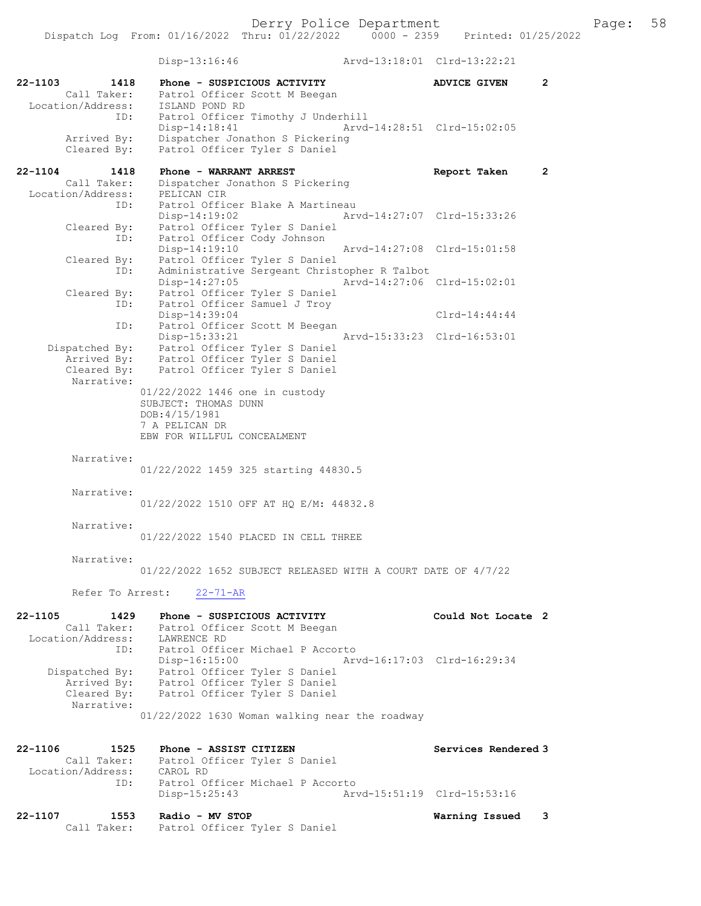Disp-13:16:46 Arvd-13:18:01 Clrd-13:22:21

```
22-1103        1418    Phone - SUSPICIOUS ACTIVITY                 ADVICE GIVEN      2
        Call Taker:    Patrol Officer Scott M Beegan
  Location/Address:    ISLAND POND RD
                ID:    Patrol Officer Timothy J Underhill
                       Disp-14:18:41              Arvd-14:28:51  Clrd-15:02:05
       Arrived By:     Dispatcher Jonathon S Pickering
       Cleared By:     Patrol Officer Tyler S Daniel

22-1104        1418    Phone - WARRANT ARREST                      Report Taken      2
        Call Taker:    Dispatcher Jonathon S Pickering
  Location/Address:    PELICAN CIR
                ID:    Patrol Officer Blake A Martineau
                       Disp-14:19:02              Arvd-14:27:07  Clrd-15:33:26
       Cleared By:     Patrol Officer Tyler S Daniel
                ID:    Patrol Officer Cody Johnson
                       Disp-14:19:10              Arvd-14:27:08  Clrd-15:01:58
       Cleared By:     Patrol Officer Tyler S Daniel
                ID:    Administrative Sergeant Christopher R Talbot
                       Disp-14:27:05              Arvd-14:27:06  Clrd-15:02:01
       Cleared By:     Patrol Officer Tyler S Daniel
                ID:    Patrol Officer Samuel J Troy
                       Disp-14:39:04                             Clrd-14:44:44
                ID:    Patrol Officer Scott M Beegan
                       Disp-15:33:21              Arvd-15:33:23  Clrd-16:53:01
    Dispatched By:     Patrol Officer Tyler S Daniel
       Arrived By:     Patrol Officer Tyler S Daniel
       Cleared By:     Patrol Officer Tyler S Daniel
        Narrative:
                    01/22/2022 1446 one in custody
                    SUBJECT: THOMAS DUNN
                    DOB:4/15/1981
                    7 A PELICAN DR
                    EBW FOR WILLFUL CONCEALMENT

        Narrative:
                    01/22/2022 1459 325 starting 44830.5

        Narrative:
                    01/22/2022 1510 OFF AT HQ E/M: 44832.8

        Narrative:
                    01/22/2022 1540 PLACED IN CELL THREE

        Narrative:
                    01/22/2022 1652 SUBJECT RELEASED WITH A COURT DATE OF 4/7/22

        Refer To Arrest:    22-71-AR

22-1105        1429    Phone - SUSPICIOUS ACTIVITY                 Could Not Locate 2
        Call Taker:    Patrol Officer Scott M Beegan
  Location/Address:    LAWRENCE RD
                ID:    Patrol Officer Michael P Accorto
                       Disp-16:15:00              Arvd-16:17:03  Clrd-16:29:34
    Dispatched By:     Patrol Officer Tyler S Daniel
       Arrived By:     Patrol Officer Tyler S Daniel
       Cleared By:     Patrol Officer Tyler S Daniel
        Narrative:
                    01/22/2022 1630 Woman walking near the roadway

22-1106        1525    Phone - ASSIST CITIZEN                      Services Rendered 3
        Call Taker:    Patrol Officer Tyler S Daniel
  Location/Address:    CAROL RD
                ID:    Patrol Officer Michael P Accorto
                       Disp-15:25:43              Arvd-15:51:19  Clrd-15:53:16

22-1107        1553    Radio - MV STOP                             Warning Issued    3
        Call Taker:    Patrol Officer Tyler S Daniel
```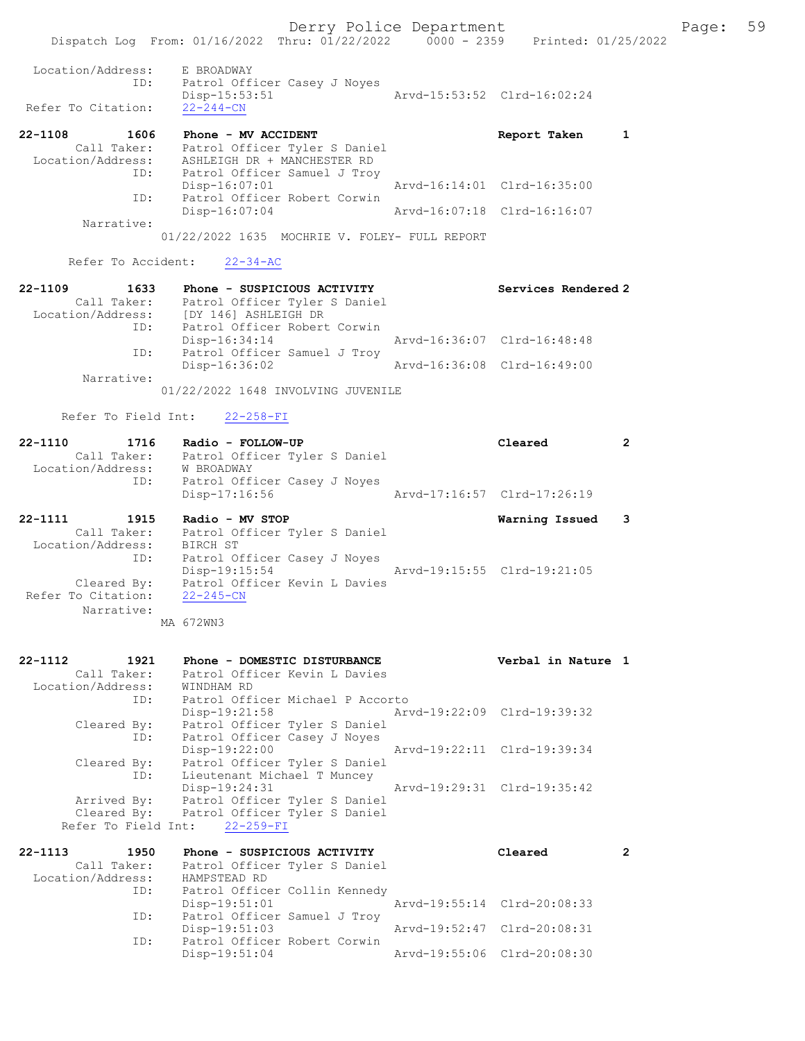```
 Location/Address:    E BROADWAY
              ID:     Patrol Officer Casey J Noyes
                      Disp-15:53:51                  Arvd-15:53:52  Clrd-16:02:24
 Refer To Citation:   22-244-CN

22-1108        1606   Phone - MV ACCIDENT                          Report Taken     1
       Call Taker:    Patrol Officer Tyler S Daniel
 Location/Address:    ASHLEIGH DR + MANCHESTER RD
              ID:     Patrol Officer Samuel J Troy
                      Disp-16:07:01                  Arvd-16:14:01  Clrd-16:35:00
              ID:     Patrol Officer Robert Corwin
                      Disp-16:07:04                  Arvd-16:07:18  Clrd-16:16:07
        Narrative:
                    01/22/2022 1635  MOCHRIE V. FOLEY- FULL REPORT

      Refer To Accident:    22-34-AC

22-1109        1633   Phone - SUSPICIOUS ACTIVITY                  Services Rendered 2
       Call Taker:    Patrol Officer Tyler S Daniel
 Location/Address:    [DY 146] ASHLEIGH DR
              ID:     Patrol Officer Robert Corwin
                      Disp-16:34:14                  Arvd-16:36:07  Clrd-16:48:48
              ID:     Patrol Officer Samuel J Troy
                      Disp-16:36:02                  Arvd-16:36:08  Clrd-16:49:00
        Narrative:
                    01/22/2022 1648 INVOLVING JUVENILE

     Refer To Field Int:    22-258-FI

22-1110        1716   Radio - FOLLOW-UP                            Cleared          2
       Call Taker:    Patrol Officer Tyler S Daniel
 Location/Address:    W BROADWAY
              ID:     Patrol Officer Casey J Noyes
                      Disp-17:16:56                  Arvd-17:16:57  Clrd-17:26:19

22-1111        1915   Radio - MV STOP                              Warning Issued   3
       Call Taker:    Patrol Officer Tyler S Daniel
 Location/Address:    BIRCH ST
              ID:     Patrol Officer Casey J Noyes
                      Disp-19:15:54                  Arvd-19:15:55  Clrd-19:21:05
       Cleared By:    Patrol Officer Kevin L Davies
 Refer To Citation:   22-245-CN
        Narrative:
                    MA 672WN3

22-1112        1921   Phone - DOMESTIC DISTURBANCE                 Verbal in Nature 1
       Call Taker:    Patrol Officer Kevin L Davies
 Location/Address:    WINDHAM RD
              ID:     Patrol Officer Michael P Accorto
                      Disp-19:21:58                  Arvd-19:22:09  Clrd-19:39:32
       Cleared By:    Patrol Officer Tyler S Daniel
              ID:     Patrol Officer Casey J Noyes
                      Disp-19:22:00                  Arvd-19:22:11  Clrd-19:39:34
       Cleared By:    Patrol Officer Tyler S Daniel
              ID:     Lieutenant Michael T Muncey
                      Disp-19:24:31                  Arvd-19:29:31  Clrd-19:35:42
       Arrived By:    Patrol Officer Tyler S Daniel
       Cleared By:    Patrol Officer Tyler S Daniel
     Refer To Field Int:    22-259-FI

22-1113        1950   Phone - SUSPICIOUS ACTIVITY                  Cleared          2
       Call Taker:    Patrol Officer Tyler S Daniel
 Location/Address:    HAMPSTEAD RD
              ID:     Patrol Officer Collin Kennedy
                      Disp-19:51:01                  Arvd-19:55:14  Clrd-20:08:33
              ID:     Patrol Officer Samuel J Troy
                      Disp-19:51:03                  Arvd-19:52:47  Clrd-20:08:31
              ID:     Patrol Officer Robert Corwin
                      Disp-19:51:04                  Arvd-19:55:06  Clrd-20:08:30
```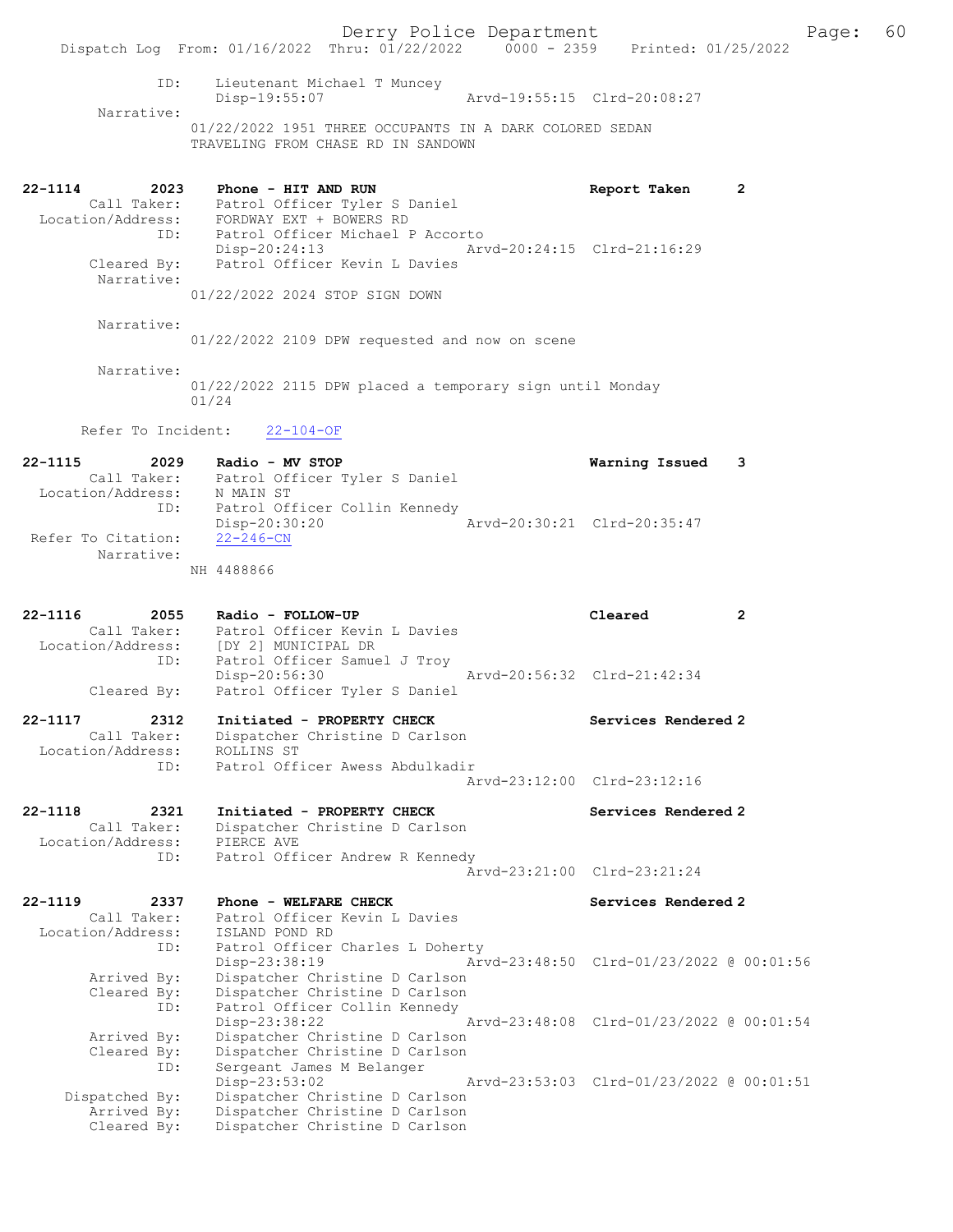```
            ID:     Lieutenant Michael T Muncey
                    Disp-19:55:07                 Arvd-19:55:15  Clrd-20:08:27
      Narrative:
                  01/22/2022 1951 THREE OCCUPANTS IN A DARK COLORED SEDAN
                  TRAVELING FROM CHASE RD IN SANDOWN


22-1114         2023    Phone - HIT AND RUN                          Report Taken      2
       Call Taker:      Patrol Officer Tyler S Daniel
  Location/Address:     FORDWAY EXT + BOWERS RD
               ID:      Patrol Officer Michael P Accorto
                        Disp-20:24:13                 Arvd-20:24:15  Clrd-21:16:29
       Cleared By:      Patrol Officer Kevin L Davies
        Narrative:
                  01/22/2022 2024 STOP SIGN DOWN

        Narrative:
                  01/22/2022 2109 DPW requested and now on scene

        Narrative:
                  01/22/2022 2115 DPW placed a temporary sign until Monday
                  01/24

      Refer To Incident:    22-104-OF

22-1115         2029    Radio - MV STOP                              Warning Issued    3
       Call Taker:      Patrol Officer Tyler S Daniel
  Location/Address:     N MAIN ST
               ID:      Patrol Officer Collin Kennedy
                        Disp-20:30:20                 Arvd-20:30:21  Clrd-20:35:47
 Refer To Citation:     22-246-CN
        Narrative:
                  NH 4488866


22-1116         2055    Radio - FOLLOW-UP                            Cleared           2
       Call Taker:      Patrol Officer Kevin L Davies
  Location/Address:     [DY 2] MUNICIPAL DR
               ID:      Patrol Officer Samuel J Troy
                        Disp-20:56:30                 Arvd-20:56:32  Clrd-21:42:34
       Cleared By:      Patrol Officer Tyler S Daniel

22-1117         2312    Initiated - PROPERTY CHECK                   Services Rendered 2
       Call Taker:      Dispatcher Christine D Carlson
  Location/Address:     ROLLINS ST
               ID:      Patrol Officer Awess Abdulkadir
                                                      Arvd-23:12:00  Clrd-23:12:16

22-1118         2321    Initiated - PROPERTY CHECK                   Services Rendered 2
       Call Taker:      Dispatcher Christine D Carlson
  Location/Address:     PIERCE AVE
               ID:      Patrol Officer Andrew R Kennedy
                                                      Arvd-23:21:00  Clrd-23:21:24

22-1119         2337    Phone - WELFARE CHECK                        Services Rendered 2
       Call Taker:      Patrol Officer Kevin L Davies
  Location/Address:     ISLAND POND RD
               ID:      Patrol Officer Charles L Doherty
                        Disp-23:38:19                 Arvd-23:48:50  Clrd-01/23/2022 @ 00:01:56
       Arrived By:      Dispatcher Christine D Carlson
       Cleared By:      Dispatcher Christine D Carlson
               ID:      Patrol Officer Collin Kennedy
                        Disp-23:38:22                 Arvd-23:48:08  Clrd-01/23/2022 @ 00:01:54
       Arrived By:      Dispatcher Christine D Carlson
       Cleared By:      Dispatcher Christine D Carlson
               ID:      Sergeant James M Belanger
                        Disp-23:53:02                 Arvd-23:53:03  Clrd-01/23/2022 @ 00:01:51
    Dispatched By:      Dispatcher Christine D Carlson
       Arrived By:      Dispatcher Christine D Carlson
       Cleared By:      Dispatcher Christine D Carlson
```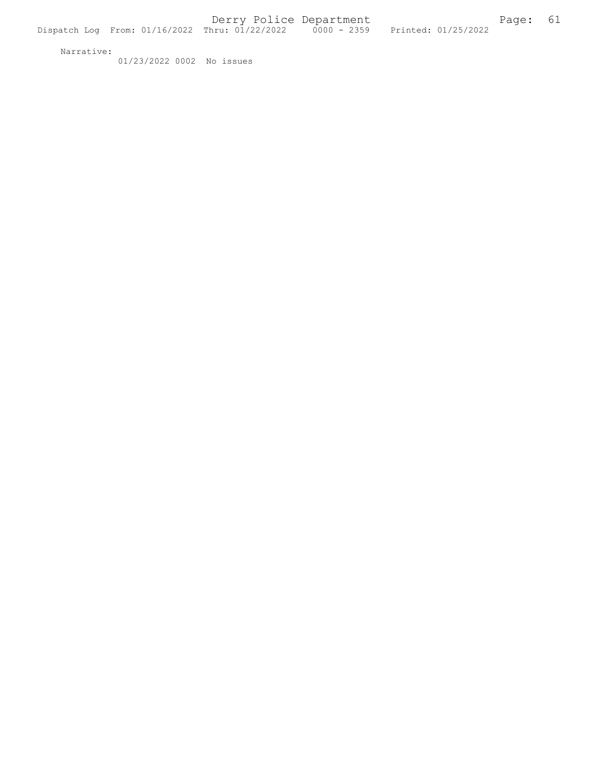Narrative:

01/23/2022 0002 No issues